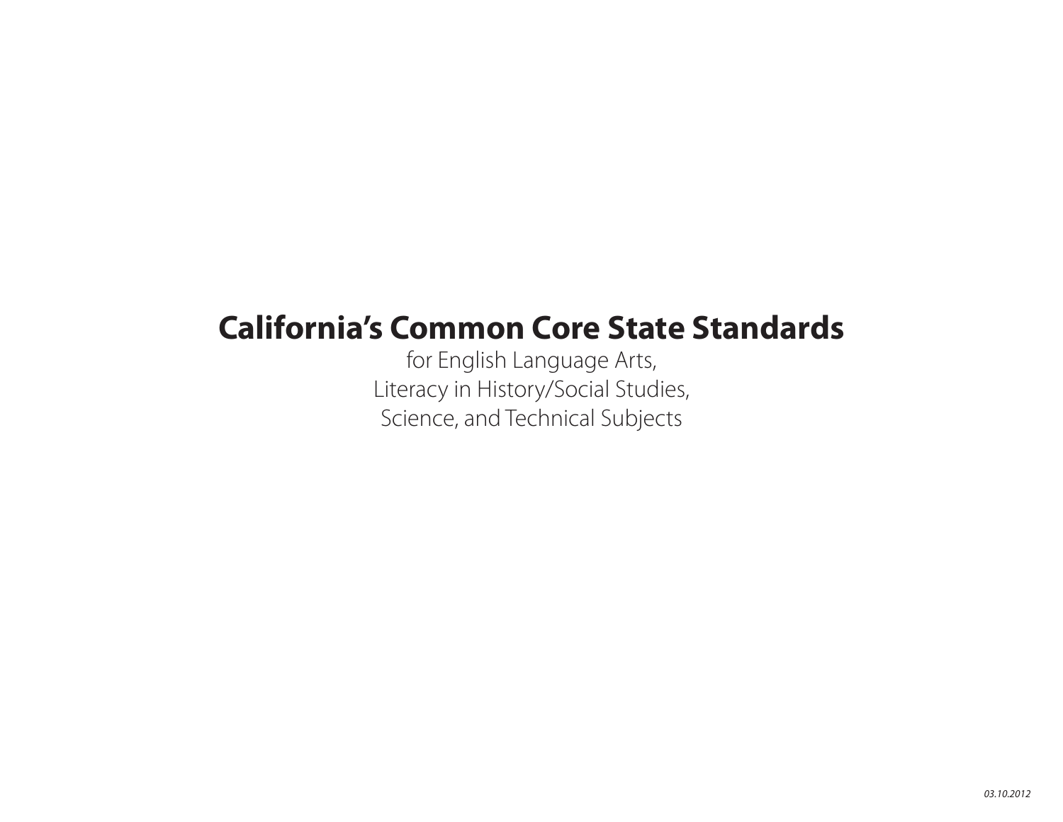# California's Common Core State Standards

for English Language Arts,
Literacy in History/Social Studies,
Science, and Technical Subjects

*03.10.2012*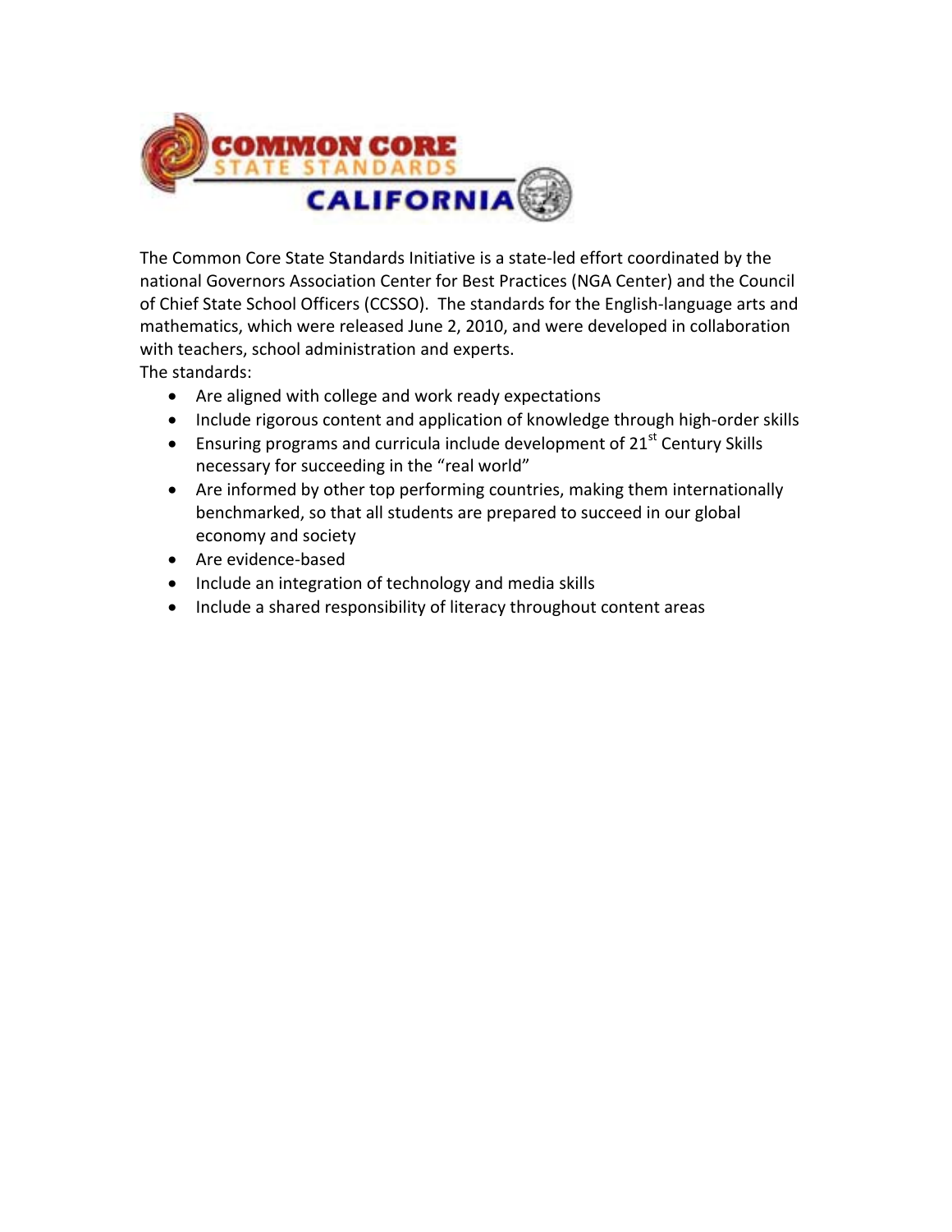The Common Core State Standards Initiative is a state-led effort coordinated by the national Governors Association Center for Best Practices (NGA Center) and the Council of Chief State School Officers (CCSSO). The standards for the English-language arts and mathematics, which were released June 2, 2010, and were developed in collaboration with teachers, school administration and experts.

The standards:

- Are aligned with college and work ready expectations
- Include rigorous content and application of knowledge through high-order skills
- Ensuring programs and curricula include development of 21st Century Skills necessary for succeeding in the "real world"
- Are informed by other top performing countries, making them internationally benchmarked, so that all students are prepared to succeed in our global economy and society
- Are evidence-based
- Include an integration of technology and media skills
- Include a shared responsibility of literacy throughout content areas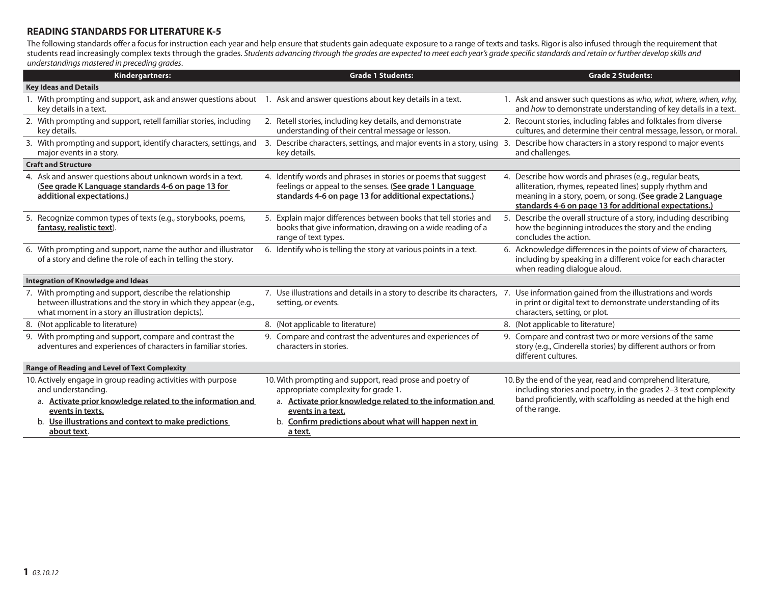## READING STANDARDS FOR LITERATURE K-5

The following standards offer a focus for instruction each year and help ensure that students gain adequate exposure to a range of texts and tasks. Rigor is also infused through the requirement that students read increasingly complex texts through the grades. *Students advancing through the grades are expected to meet each year's grade specific standards and retain or further develop skills and understandings mastered in preceding grades*.

| Kindergartners: | Grade 1 Students: | Grade 2 Students: |
|---|---|---|
| **Key Ideas and Details** | | |
| 1. With prompting and support, ask and answer questions about key details in a text. | 1. Ask and answer questions about key details in a text. | 1. Ask and answer such questions as *who, what, where, when, why,* and *how* to demonstrate understanding of key details in a text. |
| 2. With prompting and support, retell familiar stories, including key details. | 2. Retell stories, including key details, and demonstrate understanding of their central message or lesson. | 2. Recount stories, including fables and folktales from diverse cultures, and determine their central message, lesson, or moral. |
| 3. With prompting and support, identify characters, settings, and major events in a story. | 3. Describe characters, settings, and major events in a story, using key details. | 3. Describe how characters in a story respond to major events and challenges. |
| **Craft and Structure** | | |
| 4. Ask and answer questions about unknown words in a text. (**See grade K Language standards 4-6 on page 13 for additional expectations.)** | 4. Identify words and phrases in stories or poems that suggest feelings or appeal to the senses. (**See grade 1 Language standards 4-6 on page 13 for additional expectations.)** | 4. Describe how words and phrases (e.g., regular beats, alliteration, rhymes, repeated lines) supply rhythm and meaning in a story, poem, or song. (**See grade 2 Language standards 4-6 on page 13 for additional expectations.)** |
| 5. Recognize common types of texts (e.g., storybooks, poems, **fantasy, realistic text**). | 5. Explain major differences between books that tell stories and books that give information, drawing on a wide reading of a range of text types. | 5. Describe the overall structure of a story, including describing how the beginning introduces the story and the ending concludes the action. |
| 6. With prompting and support, name the author and illustrator of a story and define the role of each in telling the story. | 6. Identify who is telling the story at various points in a text. | 6. Acknowledge differences in the points of view of characters, including by speaking in a different voice for each character when reading dialogue aloud. |
| **Integration of Knowledge and Ideas** | | |
| 7. With prompting and support, describe the relationship between illustrations and the story in which they appear (e.g., what moment in a story an illustration depicts). | 7. Use illustrations and details in a story to describe its characters, setting, or events. | 7. Use information gained from the illustrations and words in print or digital text to demonstrate understanding of its characters, setting, or plot. |
| 8. (Not applicable to literature) | 8. (Not applicable to literature) | 8. (Not applicable to literature) |
| 9. With prompting and support, compare and contrast the adventures and experiences of characters in familiar stories. | 9. Compare and contrast the adventures and experiences of characters in stories. | 9. Compare and contrast two or more versions of the same story (e.g., Cinderella stories) by different authors or from different cultures. |
| **Range of Reading and Level of Text Complexity** | | |
| 10. Actively engage in group reading activities with purpose and understanding.<br>a. **Activate prior knowledge related to the information and events in texts.**<br>b. **Use illustrations and context to make predictions about text**. | 10. With prompting and support, read prose and poetry of appropriate complexity for grade 1.<br>a. **Activate prior knowledge related to the information and events in a text.**<br>b. **Confirm predictions about what will happen next in a text.** | 10. By the end of the year, read and comprehend literature, including stories and poetry, in the grades 2–3 text complexity band proficiently, with scaffolding as needed at the high end of the range. |

03.10.12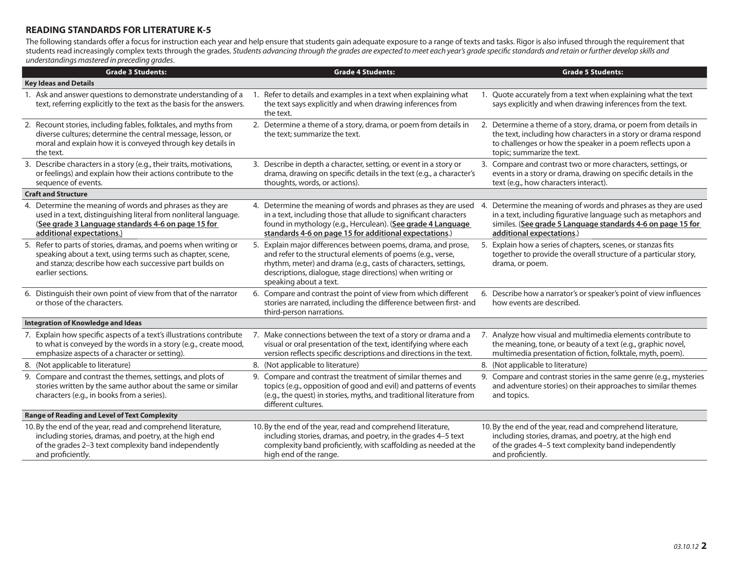## READING STANDARDS FOR LITERATURE K-5

The following standards offer a focus for instruction each year and help ensure that students gain adequate exposure to a range of texts and tasks. Rigor is also infused through the requirement that students read increasingly complex texts through the grades. *Students advancing through the grades are expected to meet each year's grade specific standards and retain or further develop skills and understandings mastered in preceding grades*.

| Grade 3 Students: | Grade 4 Students: | Grade 5 Students: |
|---|---|---|
| **Key Ideas and Details** | | |
| 1. Ask and answer questions to demonstrate understanding of a text, referring explicitly to the text as the basis for the answers. | 1. Refer to details and examples in a text when explaining what the text says explicitly and when drawing inferences from the text. | 1. Quote accurately from a text when explaining what the text says explicitly and when drawing inferences from the text. |
| 2. Recount stories, including fables, folktales, and myths from diverse cultures; determine the central message, lesson, or moral and explain how it is conveyed through key details in the text. | 2. Determine a theme of a story, drama, or poem from details in the text; summarize the text. | 2. Determine a theme of a story, drama, or poem from details in the text, including how characters in a story or drama respond to challenges or how the speaker in a poem reflects upon a topic; summarize the text. |
| 3. Describe characters in a story (e.g., their traits, motivations, or feelings) and explain how their actions contribute to the sequence of events. | 3. Describe in depth a character, setting, or event in a story or drama, drawing on specific details in the text (e.g., a character's thoughts, words, or actions). | 3. Compare and contrast two or more characters, settings, or events in a story or drama, drawing on specific details in the text (e.g., how characters interact). |
| **Craft and Structure** | | |
| 4. Determine the meaning of words and phrases as they are used in a text, distinguishing literal from nonliteral language. (**See grade 3 Language standards 4-6 on page 15 for additional expectations**.) | 4. Determine the meaning of words and phrases as they are used in a text, including those that allude to significant characters found in mythology (e.g., Herculean). (**See grade 4 Language standards 4-6 on page 15 for additional expectations**.) | 4. Determine the meaning of words and phrases as they are used in a text, including figurative language such as metaphors and similes. (**See grade 5 Language standards 4-6 on page 15 for additional expectations**.) |
| 5. Refer to parts of stories, dramas, and poems when writing or speaking about a text, using terms such as chapter, scene, and stanza; describe how each successive part builds on earlier sections. | 5. Explain major differences between poems, drama, and prose, and refer to the structural elements of poems (e.g., verse, rhythm, meter) and drama (e.g., casts of characters, settings, descriptions, dialogue, stage directions) when writing or speaking about a text. | 5. Explain how a series of chapters, scenes, or stanzas fits together to provide the overall structure of a particular story, drama, or poem. |
| 6. Distinguish their own point of view from that of the narrator or those of the characters. | 6. Compare and contrast the point of view from which different stories are narrated, including the difference between first- and third-person narrations. | 6. Describe how a narrator's or speaker's point of view influences how events are described. |
| **Integration of Knowledge and Ideas** | | |
| 7. Explain how specific aspects of a text's illustrations contribute to what is conveyed by the words in a story (e.g., create mood, emphasize aspects of a character or setting). | 7. Make connections between the text of a story or drama and a visual or oral presentation of the text, identifying where each version reflects specific descriptions and directions in the text. | 7. Analyze how visual and multimedia elements contribute to the meaning, tone, or beauty of a text (e.g., graphic novel, multimedia presentation of fiction, folktale, myth, poem). |
| 8. (Not applicable to literature) | 8. (Not applicable to literature) | 8. (Not applicable to literature) |
| 9. Compare and contrast the themes, settings, and plots of stories written by the same author about the same or similar characters (e.g., in books from a series). | 9. Compare and contrast the treatment of similar themes and topics (e.g., opposition of good and evil) and patterns of events (e.g., the quest) in stories, myths, and traditional literature from different cultures. | 9. Compare and contrast stories in the same genre (e.g., mysteries and adventure stories) on their approaches to similar themes and topics. |
| **Range of Reading and Level of Text Complexity** | | |
| 10. By the end of the year, read and comprehend literature, including stories, dramas, and poetry, at the high end of the grades 2–3 text complexity band independently and proficiently. | 10. By the end of the year, read and comprehend literature, including stories, dramas, and poetry, in the grades 4–5 text complexity band proficiently, with scaffolding as needed at the high end of the range. | 10. By the end of the year, read and comprehend literature, including stories, dramas, and poetry, at the high end of the grades 4–5 text complexity band independently and proficiently. |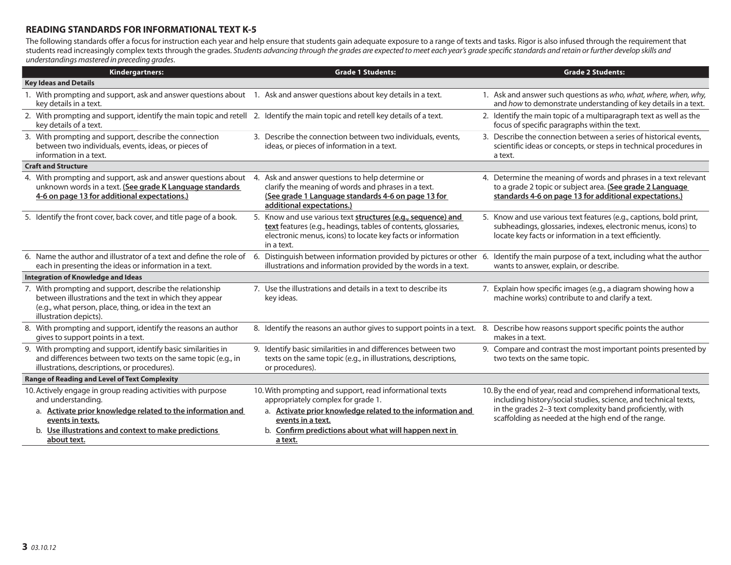## READING STANDARDS FOR INFORMATIONAL TEXT K-5

The following standards offer a focus for instruction each year and help ensure that students gain adequate exposure to a range of texts and tasks. Rigor is also infused through the requirement that students read increasingly complex texts through the grades. *Students advancing through the grades are expected to meet each year's grade specific standards and retain or further develop skills and understandings mastered in preceding grades*.

| Kindergartners: | Grade 1 Students: | Grade 2 Students: |
|---|---|---|
| **Key Ideas and Details** | | |
| 1. With prompting and support, ask and answer questions about key details in a text. | 1. Ask and answer questions about key details in a text. | 1. Ask and answer such questions as *who, what, where, when, why,* and *how* to demonstrate understanding of key details in a text. |
| 2. With prompting and support, identify the main topic and retell key details of a text. | 2. Identify the main topic and retell key details of a text. | 2. Identify the main topic of a multiparagraph text as well as the focus of specific paragraphs within the text. |
| 3. With prompting and support, describe the connection between two individuals, events, ideas, or pieces of information in a text. | 3. Describe the connection between two individuals, events, ideas, or pieces of information in a text. | 3. Describe the connection between a series of historical events, scientific ideas or concepts, or steps in technical procedures in a text. |
| **Craft and Structure** | | |
| 4. With prompting and support, ask and answer questions about unknown words in a text. <u>**(See grade K Language standards 4-6 on page 13 for additional expectations.)**</u> | 4. Ask and answer questions to help determine or clarify the meaning of words and phrases in a text. <u>**(See grade 1 Language standards 4-6 on page 13 for additional expectations.)**</u> | 4. Determine the meaning of words and phrases in a text relevant to a grade 2 topic or subject area. <u>**(See grade 2 Language standards 4-6 on page 13 for additional expectations.)**</u> |
| 5. Identify the front cover, back cover, and title page of a book. | 5. Know and use various text <u>**structures (e.g., sequence) and text**</u> features (e.g., headings, tables of contents, glossaries, electronic menus, icons) to locate key facts or information in a text. | 5. Know and use various text features (e.g., captions, bold print, subheadings, glossaries, indexes, electronic menus, icons) to locate key facts or information in a text efficiently. |
| 6. Name the author and illustrator of a text and define the role of each in presenting the ideas or information in a text. | 6. Distinguish between information provided by pictures or other illustrations and information provided by the words in a text. | 6. Identify the main purpose of a text, including what the author wants to answer, explain, or describe. |
| **Integration of Knowledge and Ideas** | | |
| 7. With prompting and support, describe the relationship between illustrations and the text in which they appear (e.g., what person, place, thing, or idea in the text an illustration depicts). | 7. Use the illustrations and details in a text to describe its key ideas. | 7. Explain how specific images (e.g., a diagram showing how a machine works) contribute to and clarify a text. |
| 8. With prompting and support, identify the reasons an author gives to support points in a text. | 8. Identify the reasons an author gives to support points in a text. | 8. Describe how reasons support specific points the author makes in a text. |
| 9. With prompting and support, identify basic similarities in and differences between two texts on the same topic (e.g., in illustrations, descriptions, or procedures). | 9. Identify basic similarities in and differences between two texts on the same topic (e.g., in illustrations, descriptions, or procedures). | 9. Compare and contrast the most important points presented by two texts on the same topic. |
| **Range of Reading and Level of Text Complexity** | | |
| 10. Actively engage in group reading activities with purpose and understanding.<br>a. <u>**Activate prior knowledge related to the information and events in texts.**</u><br>b. <u>**Use illustrations and context to make predictions about text.**</u> | 10. With prompting and support, read informational texts appropriately complex for grade 1.<br>a. <u>**Activate prior knowledge related to the information and events in a text.**</u><br>b. <u>**Confirm predictions about what will happen next in a text.**</u> | 10. By the end of year, read and comprehend informational texts, including history/social studies, science, and technical texts, in the grades 2–3 text complexity band proficiently, with scaffolding as needed at the high end of the range. |

*03.10.12*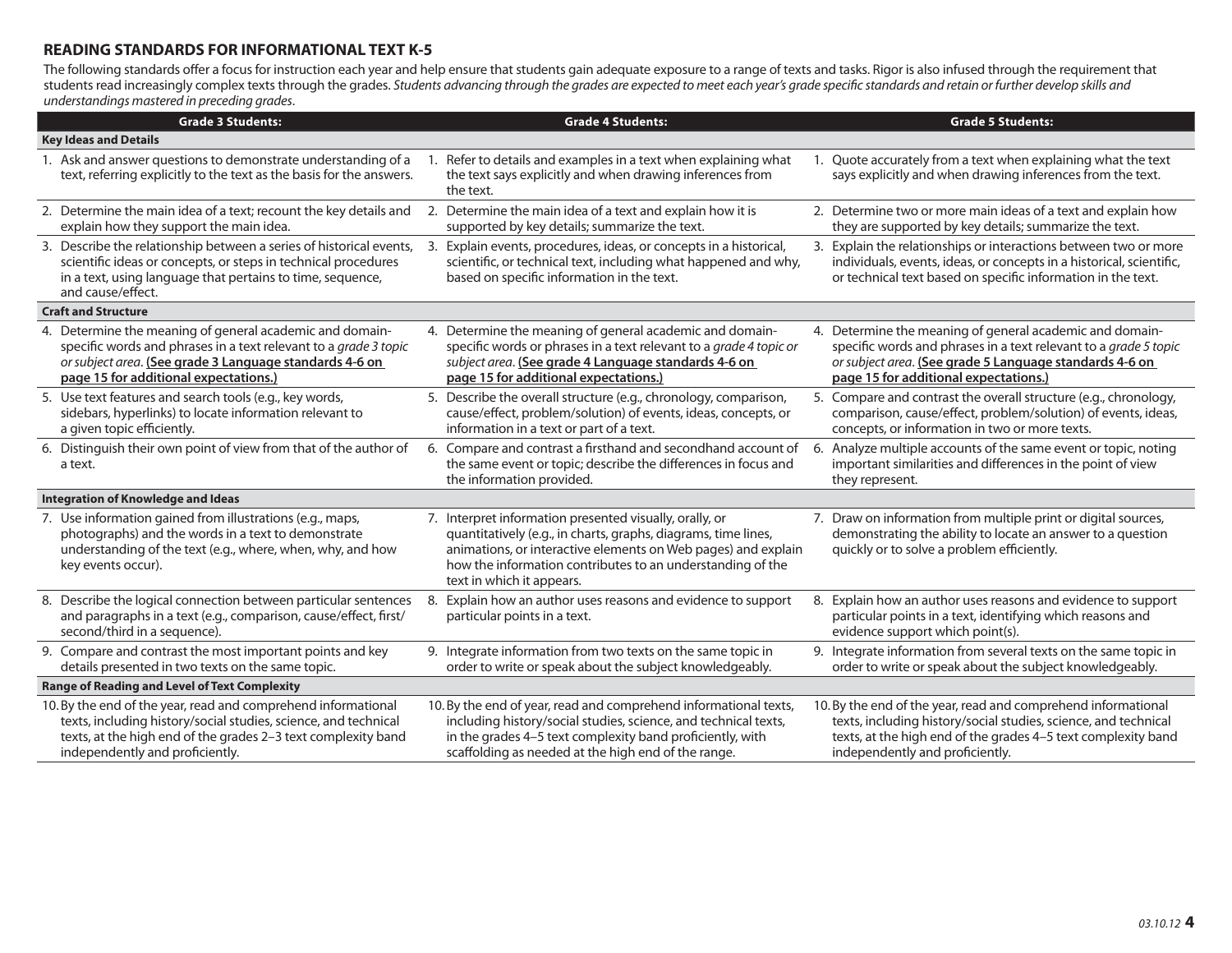## READING STANDARDS FOR INFORMATIONAL TEXT K-5

The following standards offer a focus for instruction each year and help ensure that students gain adequate exposure to a range of texts and tasks. Rigor is also infused through the requirement that students read increasingly complex texts through the grades. *Students advancing through the grades are expected to meet each year's grade specific standards and retain or further develop skills and understandings mastered in preceding grades*.

| Grade 3 Students: | Grade 4 Students: | Grade 5 Students: |
|---|---|---|
| **Key Ideas and Details** | | |
| 1. Ask and answer questions to demonstrate understanding of a text, referring explicitly to the text as the basis for the answers. | 1. Refer to details and examples in a text when explaining what the text says explicitly and when drawing inferences from the text. | 1. Quote accurately from a text when explaining what the text says explicitly and when drawing inferences from the text. |
| 2. Determine the main idea of a text; recount the key details and explain how they support the main idea. | 2. Determine the main idea of a text and explain how it is supported by key details; summarize the text. | 2. Determine two or more main ideas of a text and explain how they are supported by key details; summarize the text. |
| 3. Describe the relationship between a series of historical events, scientific ideas or concepts, or steps in technical procedures in a text, using language that pertains to time, sequence, and cause/effect. | 3. Explain events, procedures, ideas, or concepts in a historical, scientific, or technical text, including what happened and why, based on specific information in the text. | 3. Explain the relationships or interactions between two or more individuals, events, ideas, or concepts in a historical, scientific, or technical text based on specific information in the text. |
| **Craft and Structure** | | |
| 4. Determine the meaning of general academic and domain-specific words and phrases in a text relevant to a *grade 3 topic or subject area*. **(See grade 3 Language standards 4-6 on page 15 for additional expectations.)** | 4. Determine the meaning of general academic and domain-specific words or phrases in a text relevant to a *grade 4 topic or subject area*. **(See grade 4 Language standards 4-6 on page 15 for additional expectations.)** | 4. Determine the meaning of general academic and domain-specific words and phrases in a text relevant to a *grade 5 topic or subject area*. **(See grade 5 Language standards 4-6 on page 15 for additional expectations.)** |
| 5. Use text features and search tools (e.g., key words, sidebars, hyperlinks) to locate information relevant to a given topic efficiently. | 5. Describe the overall structure (e.g., chronology, comparison, cause/effect, problem/solution) of events, ideas, concepts, or information in a text or part of a text. | 5. Compare and contrast the overall structure (e.g., chronology, comparison, cause/effect, problem/solution) of events, ideas, concepts, or information in two or more texts. |
| 6. Distinguish their own point of view from that of the author of a text. | 6. Compare and contrast a firsthand and secondhand account of the same event or topic; describe the differences in focus and the information provided. | 6. Analyze multiple accounts of the same event or topic, noting important similarities and differences in the point of view they represent. |
| **Integration of Knowledge and Ideas** | | |
| 7. Use information gained from illustrations (e.g., maps, photographs) and the words in a text to demonstrate understanding of the text (e.g., where, when, why, and how key events occur). | 7. Interpret information presented visually, orally, or quantitatively (e.g., in charts, graphs, diagrams, time lines, animations, or interactive elements on Web pages) and explain how the information contributes to an understanding of the text in which it appears. | 7. Draw on information from multiple print or digital sources, demonstrating the ability to locate an answer to a question quickly or to solve a problem efficiently. |
| 8. Describe the logical connection between particular sentences and paragraphs in a text (e.g., comparison, cause/effect, first/second/third in a sequence). | 8. Explain how an author uses reasons and evidence to support particular points in a text. | 8. Explain how an author uses reasons and evidence to support particular points in a text, identifying which reasons and evidence support which point(s). |
| 9. Compare and contrast the most important points and key details presented in two texts on the same topic. | 9. Integrate information from two texts on the same topic in order to write or speak about the subject knowledgeably. | 9. Integrate information from several texts on the same topic in order to write or speak about the subject knowledgeably. |
| **Range of Reading and Level of Text Complexity** | | |
| 10. By the end of the year, read and comprehend informational texts, including history/social studies, science, and technical texts, at the high end of the grades 2–3 text complexity band independently and proficiently. | 10. By the end of year, read and comprehend informational texts, including history/social studies, science, and technical texts, in the grades 4–5 text complexity band proficiently, with scaffolding as needed at the high end of the range. | 10. By the end of the year, read and comprehend informational texts, including history/social studies, science, and technical texts, at the high end of the grades 4–5 text complexity band independently and proficiently. |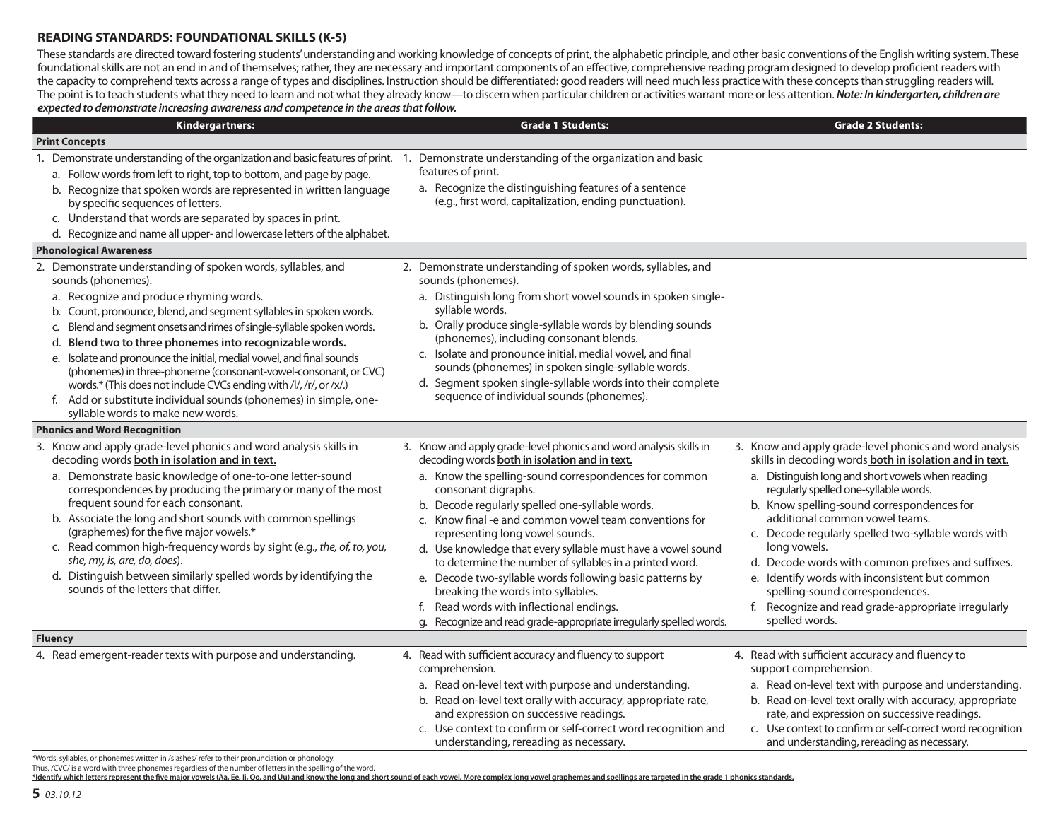## READING STANDARDS: FOUNDATIONAL SKILLS (K-5)

These standards are directed toward fostering students' understanding and working knowledge of concepts of print, the alphabetic principle, and other basic conventions of the English writing system. These foundational skills are not an end in and of themselves; rather, they are necessary and important components of an effective, comprehensive reading program designed to develop proficient readers with the capacity to comprehend texts across a range of types and disciplines. Instruction should be differentiated: good readers will need much less practice with these concepts than struggling readers will. The point is to teach students what they need to learn and not what they already know—to discern when particular children or activities warrant more or less attention. ***Note: In kindergarten, children are expected to demonstrate increasing awareness and competence in the areas that follow.***

| Kindergartners: | Grade 1 Students: | Grade 2 Students: |
|---|---|---|
| **Print Concepts** | | |
| 1. Demonstrate understanding of the organization and basic features of print.<br>a. Follow words from left to right, top to bottom, and page by page.<br>b. Recognize that spoken words are represented in written language by specific sequences of letters.<br>c. Understand that words are separated by spaces in print.<br>d. Recognize and name all upper- and lowercase letters of the alphabet. | 1. Demonstrate understanding of the organization and basic features of print.<br>a. Recognize the distinguishing features of a sentence (e.g., first word, capitalization, ending punctuation). | |
| **Phonological Awareness** | | |
| 2. Demonstrate understanding of spoken words, syllables, and sounds (phonemes).<br>a. Recognize and produce rhyming words.<br>b. Count, pronounce, blend, and segment syllables in spoken words.<br>c. Blend and segment onsets and rimes of single-syllable spoken words.<br>d. <u>**Blend two to three phonemes into recognizable words.**</u><br>e. Isolate and pronounce the initial, medial vowel, and final sounds (phonemes) in three-phoneme (consonant-vowel-consonant, or CVC) words.* (This does not include CVCs ending with /l/, /r/, or /x/.)<br>f. Add or substitute individual sounds (phonemes) in simple, one-syllable words to make new words. | 2. Demonstrate understanding of spoken words, syllables, and sounds (phonemes).<br>a. Distinguish long from short vowel sounds in spoken single-syllable words.<br>b. Orally produce single-syllable words by blending sounds (phonemes), including consonant blends.<br>c. Isolate and pronounce initial, medial vowel, and final sounds (phonemes) in spoken single-syllable words.<br>d. Segment spoken single-syllable words into their complete sequence of individual sounds (phonemes). | |
| **Phonics and Word Recognition** | | |
| 3. Know and apply grade-level phonics and word analysis skills in decoding words <u>**both in isolation and in text.**</u><br>a. Demonstrate basic knowledge of one-to-one letter-sound correspondences by producing the primary or many of the most frequent sound for each consonant.<br>b. Associate the long and short sounds with common spellings (graphemes) for the five major vowels.<u>*</u><br>c. Read common high-frequency words by sight (e.g., *the, of, to, you, she, my, is, are, do, does*).<br>d. Distinguish between similarly spelled words by identifying the sounds of the letters that differ. | 3. Know and apply grade-level phonics and word analysis skills in decoding words <u>**both in isolation and in text.**</u><br>a. Know the spelling-sound correspondences for common consonant digraphs.<br>b. Decode regularly spelled one-syllable words.<br>c. Know final -e and common vowel team conventions for representing long vowel sounds.<br>d. Use knowledge that every syllable must have a vowel sound to determine the number of syllables in a printed word.<br>e. Decode two-syllable words following basic patterns by breaking the words into syllables.<br>f. Read words with inflectional endings.<br>g. Recognize and read grade-appropriate irregularly spelled words. | 3. Know and apply grade-level phonics and word analysis skills in decoding words <u>**both in isolation and in text.**</u><br>a. Distinguish long and short vowels when reading regularly spelled one-syllable words.<br>b. Know spelling-sound correspondences for additional common vowel teams.<br>c. Decode regularly spelled two-syllable words with long vowels.<br>d. Decode words with common prefixes and suffixes.<br>e. Identify words with inconsistent but common spelling-sound correspondences.<br>f. Recognize and read grade-appropriate irregularly spelled words. |
| **Fluency** | | |
| 4. Read emergent-reader texts with purpose and understanding. | 4. Read with sufficient accuracy and fluency to support comprehension.<br>a. Read on-level text with purpose and understanding.<br>b. Read on-level text orally with accuracy, appropriate rate, and expression on successive readings.<br>c. Use context to confirm or self-correct word recognition and understanding, rereading as necessary. | 4. Read with sufficient accuracy and fluency to support comprehension.<br>a. Read on-level text with purpose and understanding.<br>b. Read on-level text orally with accuracy, appropriate rate, and expression on successive readings.<br>c. Use context to confirm or self-correct word recognition and understanding, rereading as necessary. |

*Words, syllables, or phonemes written in /slashes/ refer to their pronunciation or phonology. Thus, /CVC/ is a word with three phonemes regardless of the number of letters in the spelling of the word.

<u>**\*Identify which letters represent the five major vowels (Aa, Ee, Ii, Oo, and Uu) and know the long and short sound of each vowel. More complex long vowel graphemes and spellings are targeted in the grade 1 phonics standards.**</u>

*03.10.12*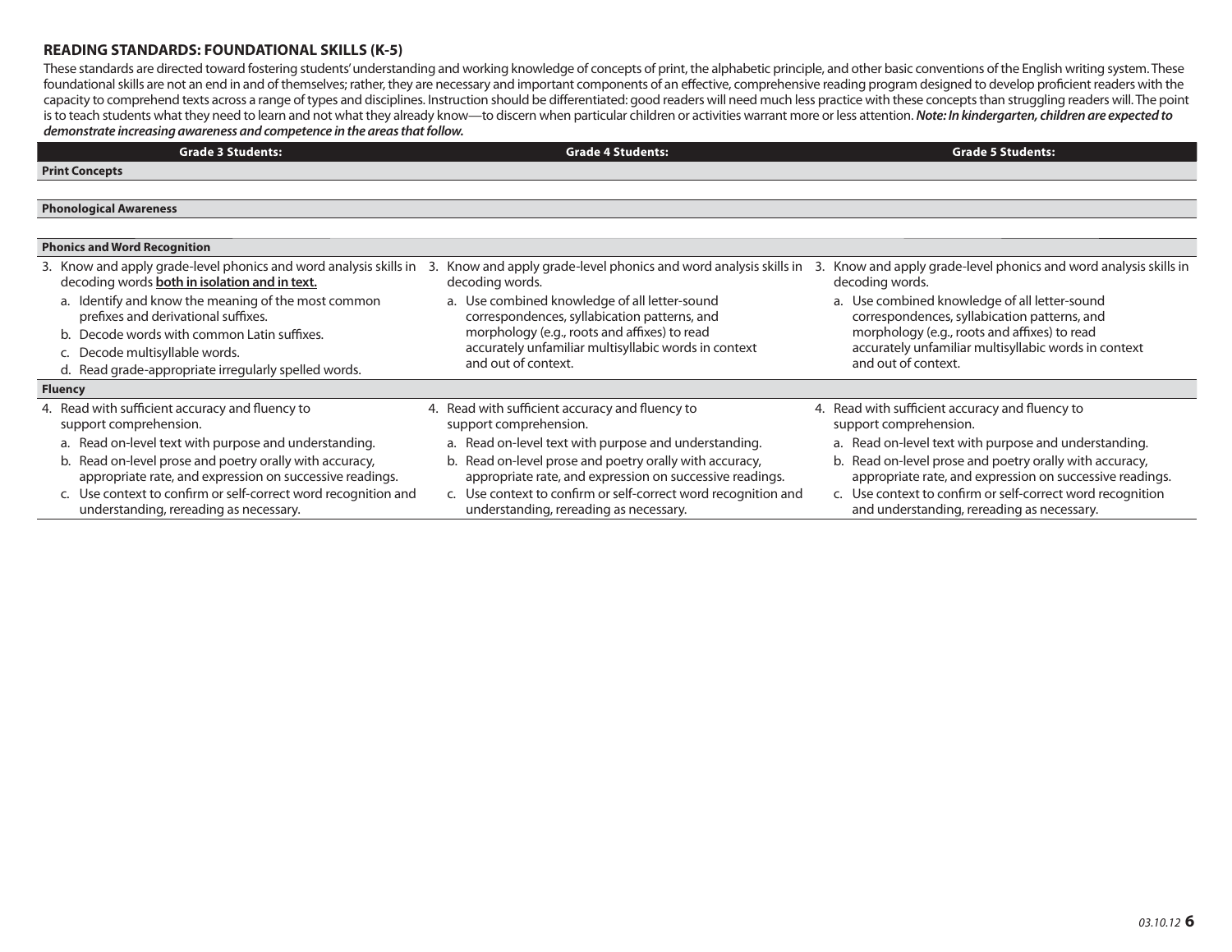## READING STANDARDS: FOUNDATIONAL SKILLS (K-5)

These standards are directed toward fostering students' understanding and working knowledge of concepts of print, the alphabetic principle, and other basic conventions of the English writing system. These foundational skills are not an end in and of themselves; rather, they are necessary and important components of an effective, comprehensive reading program designed to develop proficient readers with the capacity to comprehend texts across a range of types and disciplines. Instruction should be differentiated: good readers will need much less practice with these concepts than struggling readers will. The point is to teach students what they need to learn and not what they already know—to discern when particular children or activities warrant more or less attention. ***Note: In kindergarten, children are expected to demonstrate increasing awareness and competence in the areas that follow.***

| Grade 3 Students: | Grade 4 Students: | Grade 5 Students: |
|---|---|---|
| **Print Concepts** | | |
| | | |
| **Phonological Awareness** | | |
| | | |
| **Phonics and Word Recognition** | | |
| 3. Know and apply grade-level phonics and word analysis skills in decoding words **<u>both in isolation and in text.</u>**<br>a. Identify and know the meaning of the most common prefixes and derivational suffixes.<br>b. Decode words with common Latin suffixes.<br>c. Decode multisyllable words.<br>d. Read grade-appropriate irregularly spelled words. | 3. Know and apply grade-level phonics and word analysis skills in decoding words.<br>a. Use combined knowledge of all letter-sound correspondences, syllabication patterns, and morphology (e.g., roots and affixes) to read accurately unfamiliar multisyllabic words in context and out of context. | 3. Know and apply grade-level phonics and word analysis skills in decoding words.<br>a. Use combined knowledge of all letter-sound correspondences, syllabication patterns, and morphology (e.g., roots and affixes) to read accurately unfamiliar multisyllabic words in context and out of context. |
| **Fluency** | | |
| 4. Read with sufficient accuracy and fluency to support comprehension.<br>a. Read on-level text with purpose and understanding.<br>b. Read on-level prose and poetry orally with accuracy, appropriate rate, and expression on successive readings.<br>c. Use context to confirm or self-correct word recognition and understanding, rereading as necessary. | 4. Read with sufficient accuracy and fluency to support comprehension.<br>a. Read on-level text with purpose and understanding.<br>b. Read on-level prose and poetry orally with accuracy, appropriate rate, and expression on successive readings.<br>c. Use context to confirm or self-correct word recognition and understanding, rereading as necessary. | 4. Read with sufficient accuracy and fluency to support comprehension.<br>a. Read on-level text with purpose and understanding.<br>b. Read on-level prose and poetry orally with accuracy, appropriate rate, and expression on successive readings.<br>c. Use context to confirm or self-correct word recognition and understanding, rereading as necessary. |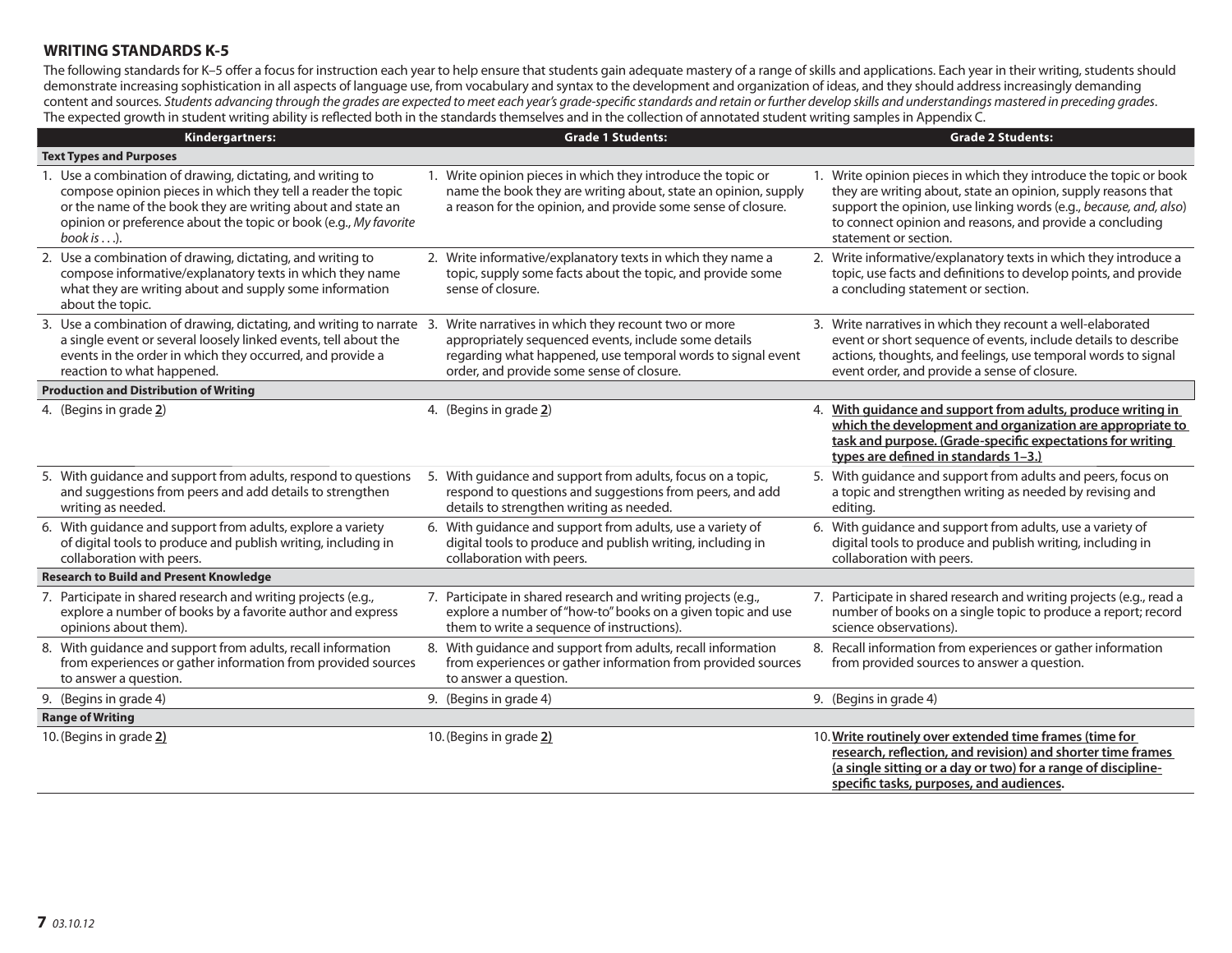## WRITING STANDARDS K-5

The following standards for K–5 offer a focus for instruction each year to help ensure that students gain adequate mastery of a range of skills and applications. Each year in their writing, students should demonstrate increasing sophistication in all aspects of language use, from vocabulary and syntax to the development and organization of ideas, and they should address increasingly demanding content and sources. *Students advancing through the grades are expected to meet each year's grade-specific standards and retain or further develop skills and understandings mastered in preceding grades*. The expected growth in student writing ability is reflected both in the standards themselves and in the collection of annotated student writing samples in Appendix C.

| Kindergartners: | Grade 1 Students: | Grade 2 Students: |
|---|---|---|
| **Text Types and Purposes** | | |
| 1. Use a combination of drawing, dictating, and writing to compose opinion pieces in which they tell a reader the topic or the name of the book they are writing about and state an opinion or preference about the topic or book (e.g., *My favorite book is . . .*). | 1. Write opinion pieces in which they introduce the topic or name the book they are writing about, state an opinion, supply a reason for the opinion, and provide some sense of closure. | 1. Write opinion pieces in which they introduce the topic or book they are writing about, state an opinion, supply reasons that support the opinion, use linking words (e.g., *because, and, also*) to connect opinion and reasons, and provide a concluding statement or section. |
| 2. Use a combination of drawing, dictating, and writing to compose informative/explanatory texts in which they name what they are writing about and supply some information about the topic. | 2. Write informative/explanatory texts in which they name a topic, supply some facts about the topic, and provide some sense of closure. | 2. Write informative/explanatory texts in which they introduce a topic, use facts and definitions to develop points, and provide a concluding statement or section. |
| 3. Use a combination of drawing, dictating, and writing to narrate a single event or several loosely linked events, tell about the events in the order in which they occurred, and provide a reaction to what happened. | 3. Write narratives in which they recount two or more appropriately sequenced events, include some details regarding what happened, use temporal words to signal event order, and provide some sense of closure. | 3. Write narratives in which they recount a well-elaborated event or short sequence of events, include details to describe actions, thoughts, and feelings, use temporal words to signal event order, and provide a sense of closure. |
| **Production and Distribution of Writing** | | |
| 4. (Begins in grade **2**) | 4. (Begins in grade **2**) | 4. **With guidance and support from adults, produce writing in which the development and organization are appropriate to task and purpose. (Grade-specific expectations for writing types are defined in standards 1–3.)** |
| 5. With guidance and support from adults, respond to questions and suggestions from peers and add details to strengthen writing as needed. | 5. With guidance and support from adults, focus on a topic, respond to questions and suggestions from peers, and add details to strengthen writing as needed. | 5. With guidance and support from adults and peers, focus on a topic and strengthen writing as needed by revising and editing. |
| 6. With guidance and support from adults, explore a variety of digital tools to produce and publish writing, including in collaboration with peers. | 6. With guidance and support from adults, use a variety of digital tools to produce and publish writing, including in collaboration with peers. | 6. With guidance and support from adults, use a variety of digital tools to produce and publish writing, including in collaboration with peers. |
| **Research to Build and Present Knowledge** | | |
| 7. Participate in shared research and writing projects (e.g., explore a number of books by a favorite author and express opinions about them). | 7. Participate in shared research and writing projects (e.g., explore a number of "how-to" books on a given topic and use them to write a sequence of instructions). | 7. Participate in shared research and writing projects (e.g., read a number of books on a single topic to produce a report; record science observations). |
| 8. With guidance and support from adults, recall information from experiences or gather information from provided sources to answer a question. | 8. With guidance and support from adults, recall information from experiences or gather information from provided sources to answer a question. | 8. Recall information from experiences or gather information from provided sources to answer a question. |
| 9. (Begins in grade 4) | 9. (Begins in grade 4) | 9. (Begins in grade 4) |
| **Range of Writing** | | |
| 10. (Begins in grade **2**) | 10. (Begins in grade **2**) | 10. **Write routinely over extended time frames (time for research, reflection, and revision) and shorter time frames (a single sitting or a day or two) for a range of discipline-specific tasks, purposes, and audiences.** |

*03.10.12*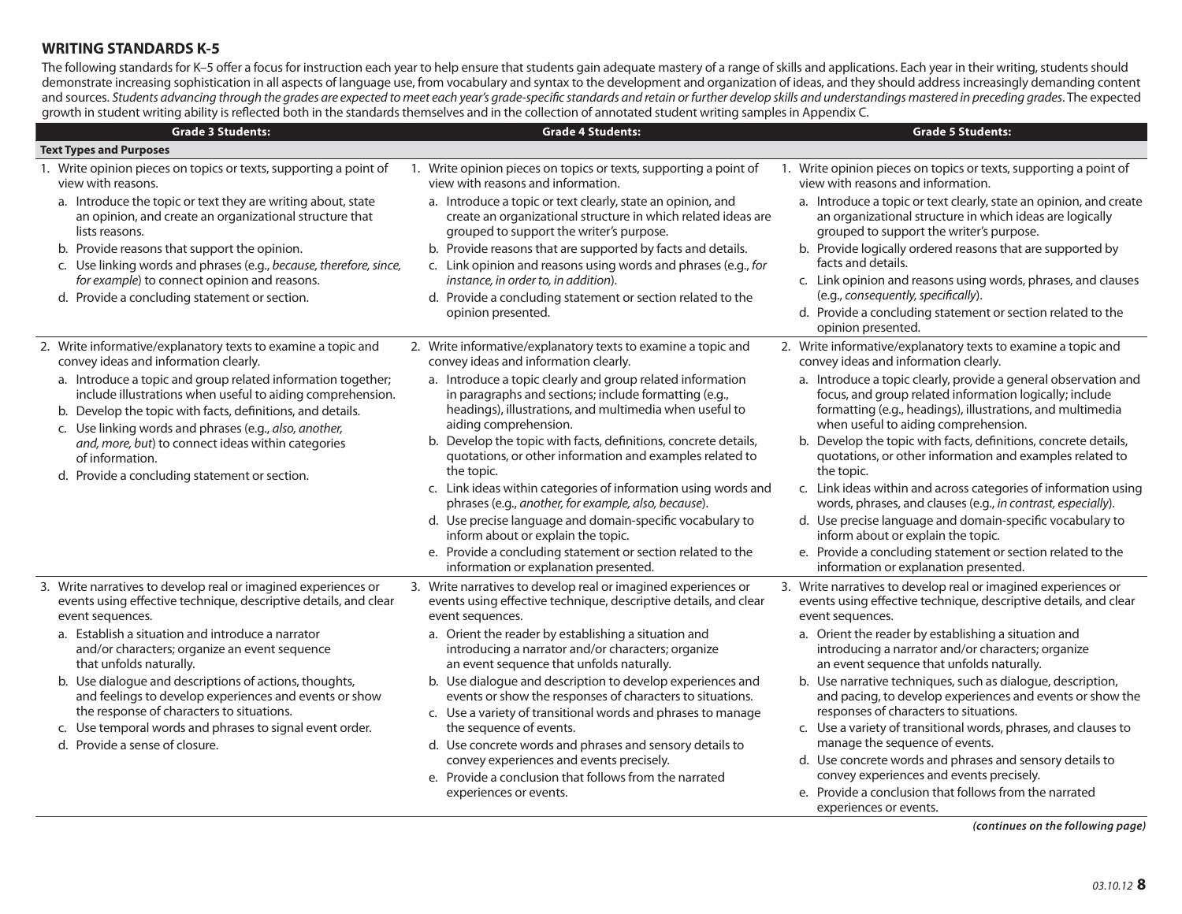## WRITING STANDARDS K-5

The following standards for K–5 offer a focus for instruction each year to help ensure that students gain adequate mastery of a range of skills and applications. Each year in their writing, students should demonstrate increasing sophistication in all aspects of language use, from vocabulary and syntax to the development and organization of ideas, and they should address increasingly demanding content and sources. *Students advancing through the grades are expected to meet each year's grade-specific standards and retain or further develop skills and understandings mastered in preceding grades*. The expected growth in student writing ability is reflected both in the standards themselves and in the collection of annotated student writing samples in Appendix C.

| Grade 3 Students: | Grade 4 Students: | Grade 5 Students: |
|---|---|---|
| **Text Types and Purposes** | | |
| 1. Write opinion pieces on topics or texts, supporting a point of view with reasons.<br>a. Introduce the topic or text they are writing about, state an opinion, and create an organizational structure that lists reasons.<br>b. Provide reasons that support the opinion.<br>c. Use linking words and phrases (e.g., *because, therefore, since, for example*) to connect opinion and reasons.<br>d. Provide a concluding statement or section. | 1. Write opinion pieces on topics or texts, supporting a point of view with reasons and information.<br>a. Introduce a topic or text clearly, state an opinion, and create an organizational structure in which related ideas are grouped to support the writer's purpose.<br>b. Provide reasons that are supported by facts and details.<br>c. Link opinion and reasons using words and phrases (e.g., *for instance, in order to, in addition*).<br>d. Provide a concluding statement or section related to the opinion presented. | 1. Write opinion pieces on topics or texts, supporting a point of view with reasons and information.<br>a. Introduce a topic or text clearly, state an opinion, and create an organizational structure in which ideas are logically grouped to support the writer's purpose.<br>b. Provide logically ordered reasons that are supported by facts and details.<br>c. Link opinion and reasons using words, phrases, and clauses (e.g., *consequently, specifically*).<br>d. Provide a concluding statement or section related to the opinion presented. |
| 2. Write informative/explanatory texts to examine a topic and convey ideas and information clearly.<br>a. Introduce a topic and group related information together; include illustrations when useful to aiding comprehension.<br>b. Develop the topic with facts, definitions, and details.<br>c. Use linking words and phrases (e.g., *also, another, and, more, but*) to connect ideas within categories of information.<br>d. Provide a concluding statement or section. | 2. Write informative/explanatory texts to examine a topic and convey ideas and information clearly.<br>a. Introduce a topic clearly and group related information in paragraphs and sections; include formatting (e.g., headings), illustrations, and multimedia when useful to aiding comprehension.<br>b. Develop the topic with facts, definitions, concrete details, quotations, or other information and examples related to the topic.<br>c. Link ideas within categories of information using words and phrases (e.g., *another, for example, also, because*).<br>d. Use precise language and domain-specific vocabulary to inform about or explain the topic.<br>e. Provide a concluding statement or section related to the information or explanation presented. | 2. Write informative/explanatory texts to examine a topic and convey ideas and information clearly.<br>a. Introduce a topic clearly, provide a general observation and focus, and group related information logically; include formatting (e.g., headings), illustrations, and multimedia when useful to aiding comprehension.<br>b. Develop the topic with facts, definitions, concrete details, quotations, or other information and examples related to the topic.<br>c. Link ideas within and across categories of information using words, phrases, and clauses (e.g., *in contrast, especially*).<br>d. Use precise language and domain-specific vocabulary to inform about or explain the topic.<br>e. Provide a concluding statement or section related to the information or explanation presented. |
| 3. Write narratives to develop real or imagined experiences or events using effective technique, descriptive details, and clear event sequences.<br>a. Establish a situation and introduce a narrator and/or characters; organize an event sequence that unfolds naturally.<br>b. Use dialogue and descriptions of actions, thoughts, and feelings to develop experiences and events or show the response of characters to situations.<br>c. Use temporal words and phrases to signal event order.<br>d. Provide a sense of closure. | 3. Write narratives to develop real or imagined experiences or events using effective technique, descriptive details, and clear event sequences.<br>a. Orient the reader by establishing a situation and introducing a narrator and/or characters; organize an event sequence that unfolds naturally.<br>b. Use dialogue and description to develop experiences and events or show the responses of characters to situations.<br>c. Use a variety of transitional words and phrases to manage the sequence of events.<br>d. Use concrete words and phrases and sensory details to convey experiences and events precisely.<br>e. Provide a conclusion that follows from the narrated experiences or events. | 3. Write narratives to develop real or imagined experiences or events using effective technique, descriptive details, and clear event sequences.<br>a. Orient the reader by establishing a situation and introducing a narrator and/or characters; organize an event sequence that unfolds naturally.<br>b. Use narrative techniques, such as dialogue, description, and pacing, to develop experiences and events or show the responses of characters to situations.<br>c. Use a variety of transitional words, phrases, and clauses to manage the sequence of events.<br>d. Use concrete words and phrases and sensory details to convey experiences and events precisely.<br>e. Provide a conclusion that follows from the narrated experiences or events. |

***(continues on the following page)***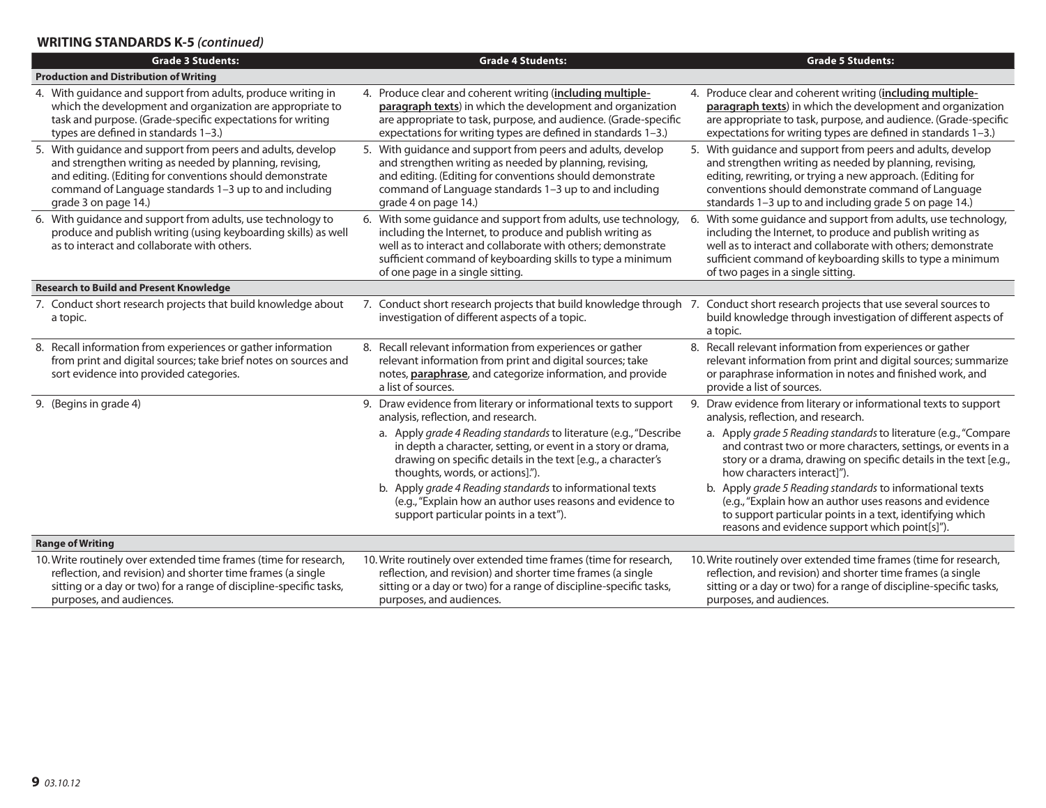## WRITING STANDARDS K-5 *(continued)*

| Grade 3 Students: | Grade 4 Students: | Grade 5 Students: |
|---|---|---|
| **Production and Distribution of Writing** | | |
| 4. With guidance and support from adults, produce writing in which the development and organization are appropriate to task and purpose. (Grade-specific expectations for writing types are defined in standards 1–3.) | 4. Produce clear and coherent writing (**including multiple-paragraph texts**) in which the development and organization are appropriate to task, purpose, and audience. (Grade-specific expectations for writing types are defined in standards 1–3.) | 4. Produce clear and coherent writing (**including multiple-paragraph texts**) in which the development and organization are appropriate to task, purpose, and audience. (Grade-specific expectations for writing types are defined in standards 1–3.) |
| 5. With guidance and support from peers and adults, develop and strengthen writing as needed by planning, revising, and editing. (Editing for conventions should demonstrate command of Language standards 1–3 up to and including grade 3 on page 14.) | 5. With guidance and support from peers and adults, develop and strengthen writing as needed by planning, revising, and editing. (Editing for conventions should demonstrate command of Language standards 1–3 up to and including grade 4 on page 14.) | 5. With guidance and support from peers and adults, develop and strengthen writing as needed by planning, revising, editing, rewriting, or trying a new approach. (Editing for conventions should demonstrate command of Language standards 1–3 up to and including grade 5 on page 14.) |
| 6. With guidance and support from adults, use technology to produce and publish writing (using keyboarding skills) as well as to interact and collaborate with others. | 6. With some guidance and support from adults, use technology, including the Internet, to produce and publish writing as well as to interact and collaborate with others; demonstrate sufficient command of keyboarding skills to type a minimum of one page in a single sitting. | 6. With some guidance and support from adults, use technology, including the Internet, to produce and publish writing as well as to interact and collaborate with others; demonstrate sufficient command of keyboarding skills to type a minimum of two pages in a single sitting. |
| **Research to Build and Present Knowledge** | | |
| 7. Conduct short research projects that build knowledge about a topic. | 7. Conduct short research projects that build knowledge through investigation of different aspects of a topic. | 7. Conduct short research projects that use several sources to build knowledge through investigation of different aspects of a topic. |
| 8. Recall information from experiences or gather information from print and digital sources; take brief notes on sources and sort evidence into provided categories. | 8. Recall relevant information from experiences or gather relevant information from print and digital sources; take notes, **paraphrase**, and categorize information, and provide a list of sources. | 8. Recall relevant information from experiences or gather relevant information from print and digital sources; summarize or paraphrase information in notes and finished work, and provide a list of sources. |
| 9. (Begins in grade 4) | 9. Draw evidence from literary or informational texts to support analysis, reflection, and research.<br>a. Apply *grade 4 Reading standards* to literature (e.g., "Describe in depth a character, setting, or event in a story or drama, drawing on specific details in the text [e.g., a character's thoughts, words, or actions].").<br>b. Apply *grade 4 Reading standards* to informational texts (e.g., "Explain how an author uses reasons and evidence to support particular points in a text"). | 9. Draw evidence from literary or informational texts to support analysis, reflection, and research.<br>a. Apply *grade 5 Reading standards* to literature (e.g., "Compare and contrast two or more characters, settings, or events in a story or a drama, drawing on specific details in the text [e.g., how characters interact]").<br>b. Apply *grade 5 Reading standards* to informational texts (e.g., "Explain how an author uses reasons and evidence to support particular points in a text, identifying which reasons and evidence support which point[s]"). |
| **Range of Writing** | | |
| 10. Write routinely over extended time frames (time for research, reflection, and revision) and shorter time frames (a single sitting or a day or two) for a range of discipline-specific tasks, purposes, and audiences. | 10. Write routinely over extended time frames (time for research, reflection, and revision) and shorter time frames (a single sitting or a day or two) for a range of discipline-specific tasks, purposes, and audiences. | 10. Write routinely over extended time frames (time for research, reflection, and revision) and shorter time frames (a single sitting or a day or two) for a range of discipline-specific tasks, purposes, and audiences. |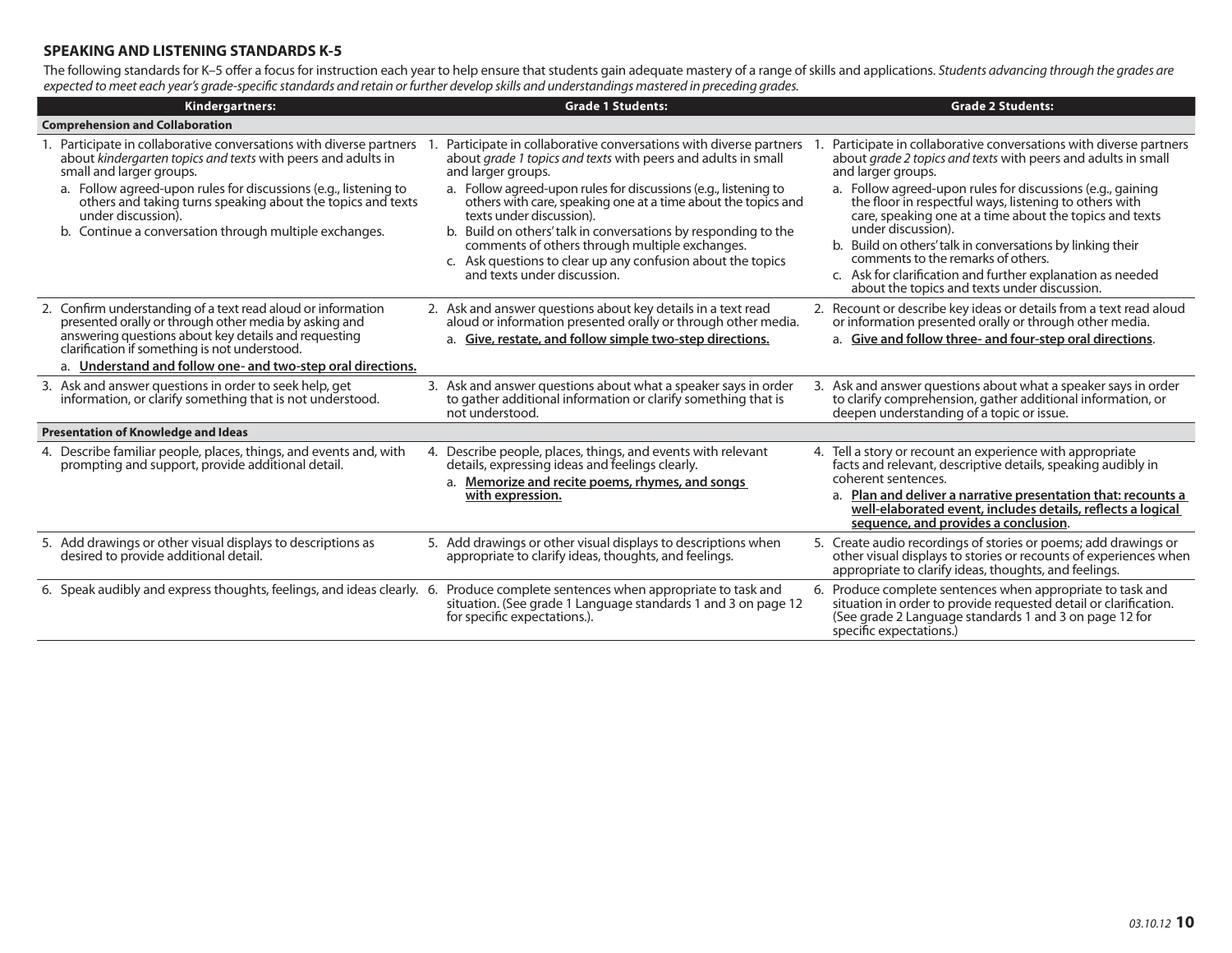## SPEAKING AND LISTENING STANDARDS K-5

The following standards for K–5 offer a focus for instruction each year to help ensure that students gain adequate mastery of a range of skills and applications. *Students advancing through the grades are expected to meet each year's grade-specific standards and retain or further develop skills and understandings mastered in preceding grades.*

| Kindergartners: | Grade 1 Students: | Grade 2 Students: |
|---|---|---|
| **Comprehension and Collaboration** | | |
| 1. Participate in collaborative conversations with diverse partners about *kindergarten topics and texts* with peers and adults in small and larger groups.<br>a. Follow agreed-upon rules for discussions (e.g., listening to others and taking turns speaking about the topics and texts under discussion).<br>b. Continue a conversation through multiple exchanges. | 1. Participate in collaborative conversations with diverse partners about *grade 1 topics and texts* with peers and adults in small and larger groups.<br>a. Follow agreed-upon rules for discussions (e.g., listening to others with care, speaking one at a time about the topics and texts under discussion).<br>b. Build on others' talk in conversations by responding to the comments of others through multiple exchanges.<br>c. Ask questions to clear up any confusion about the topics and texts under discussion. | 1. Participate in collaborative conversations with diverse partners about *grade 2 topics and texts* with peers and adults in small and larger groups.<br>a. Follow agreed-upon rules for discussions (e.g., gaining the floor in respectful ways, listening to others with care, speaking one at a time about the topics and texts under discussion).<br>b. Build on others' talk in conversations by linking their comments to the remarks of others.<br>c. Ask for clarification and further explanation as needed about the topics and texts under discussion. |
| 2. Confirm understanding of a text read aloud or information presented orally or through other media by asking and answering questions about key details and requesting clarification if something is not understood.<br>a. **<u>Understand and follow one- and two-step oral directions.</u>** | 2. Ask and answer questions about key details in a text read aloud or information presented orally or through other media.<br>a. **<u>Give, restate, and follow simple two-step directions.</u>** | 2. Recount or describe key ideas or details from a text read aloud or information presented orally or through other media.<br>a. **<u>Give and follow three- and four-step oral directions</u>**. |
| 3. Ask and answer questions in order to seek help, get information, or clarify something that is not understood. | 3. Ask and answer questions about what a speaker says in order to gather additional information or clarify something that is not understood. | 3. Ask and answer questions about what a speaker says in order to clarify comprehension, gather additional information, or deepen understanding of a topic or issue. |
| **Presentation of Knowledge and Ideas** | | |
| 4. Describe familiar people, places, things, and events and, with prompting and support, provide additional detail. | 4. Describe people, places, things, and events with relevant details, expressing ideas and feelings clearly.<br>a. **<u>Memorize and recite poems, rhymes, and songs with expression.</u>** | 4. Tell a story or recount an experience with appropriate facts and relevant, descriptive details, speaking audibly in coherent sentences.<br>a. **<u>Plan and deliver a narrative presentation that: recounts a well-elaborated event, includes details, reflects a logical sequence, and provides a conclusion</u>**. |
| 5. Add drawings or other visual displays to descriptions as desired to provide additional detail. | 5. Add drawings or other visual displays to descriptions when appropriate to clarify ideas, thoughts, and feelings. | 5. Create audio recordings of stories or poems; add drawings or other visual displays to stories or recounts of experiences when appropriate to clarify ideas, thoughts, and feelings. |
| 6. Speak audibly and express thoughts, feelings, and ideas clearly. | 6. Produce complete sentences when appropriate to task and situation. (See grade 1 Language standards 1 and 3 on page 12 for specific expectations.). | 6. Produce complete sentences when appropriate to task and situation in order to provide requested detail or clarification. (See grade 2 Language standards 1 and 3 on page 12 for specific expectations.) |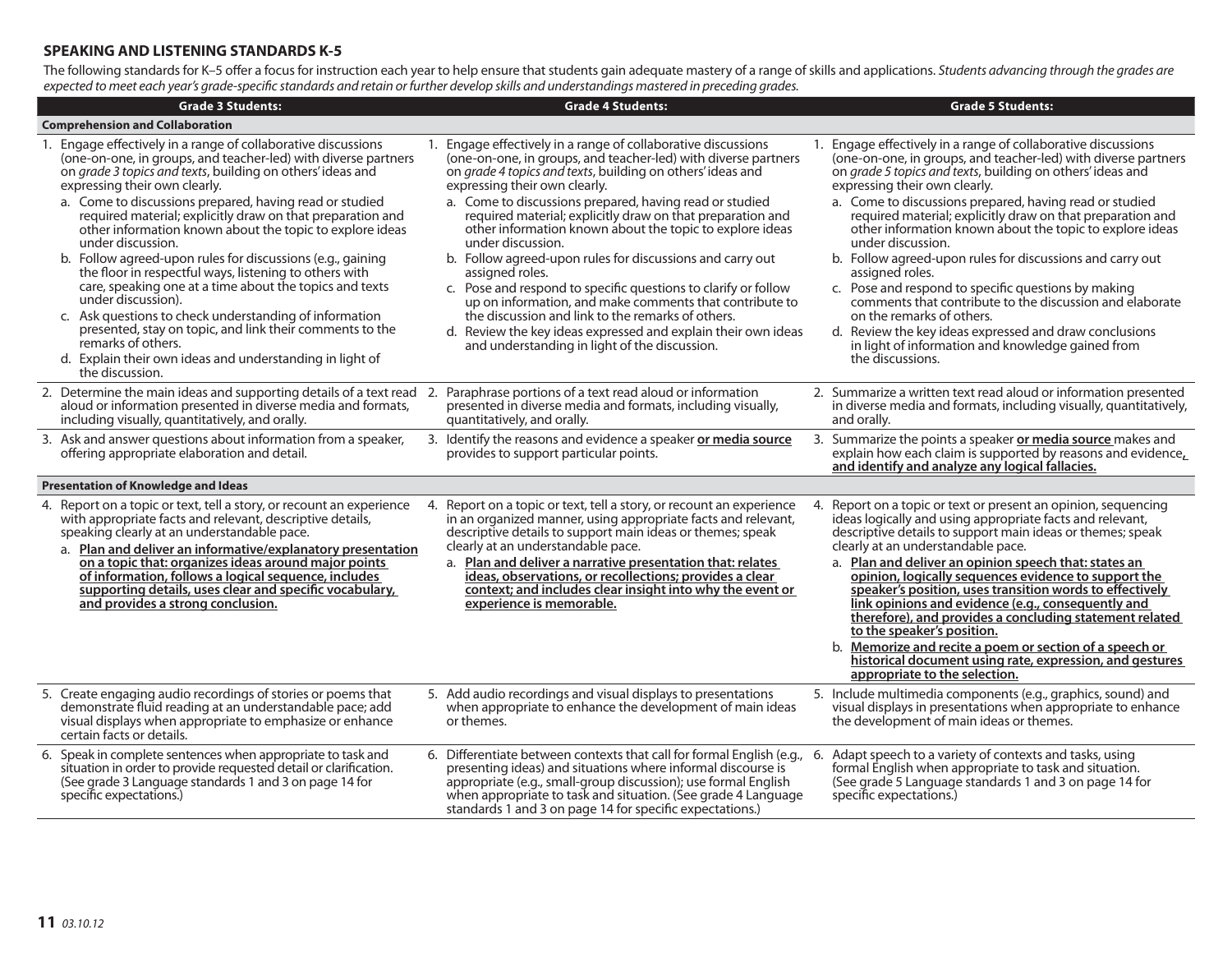## SPEAKING AND LISTENING STANDARDS K-5

The following standards for K–5 offer a focus for instruction each year to help ensure that students gain adequate mastery of a range of skills and applications. *Students advancing through the grades are expected to meet each year's grade-specific standards and retain or further develop skills and understandings mastered in preceding grades.*

| Grade 3 Students: | Grade 4 Students: | Grade 5 Students: |
|---|---|---|
| **Comprehension and Collaboration** | | |
| 1. Engage effectively in a range of collaborative discussions (one-on-one, in groups, and teacher-led) with diverse partners on *grade 3 topics and texts*, building on others' ideas and expressing their own clearly.<br>a. Come to discussions prepared, having read or studied required material; explicitly draw on that preparation and other information known about the topic to explore ideas under discussion.<br>b. Follow agreed-upon rules for discussions (e.g., gaining the floor in respectful ways, listening to others with care, speaking one at a time about the topics and texts under discussion).<br>c. Ask questions to check understanding of information presented, stay on topic, and link their comments to the remarks of others.<br>d. Explain their own ideas and understanding in light of the discussion. | 1. Engage effectively in a range of collaborative discussions (one-on-one, in groups, and teacher-led) with diverse partners on *grade 4 topics and texts*, building on others' ideas and expressing their own clearly.<br>a. Come to discussions prepared, having read or studied required material; explicitly draw on that preparation and other information known about the topic to explore ideas under discussion.<br>b. Follow agreed-upon rules for discussions and carry out assigned roles.<br>c. Pose and respond to specific questions to clarify or follow up on information, and make comments that contribute to the discussion and link to the remarks of others.<br>d. Review the key ideas expressed and explain their own ideas and understanding in light of the discussion. | 1. Engage effectively in a range of collaborative discussions (one-on-one, in groups, and teacher-led) with diverse partners on *grade 5 topics and texts*, building on others' ideas and expressing their own clearly.<br>a. Come to discussions prepared, having read or studied required material; explicitly draw on that preparation and other information known about the topic to explore ideas under discussion.<br>b. Follow agreed-upon rules for discussions and carry out assigned roles.<br>c. Pose and respond to specific questions by making comments that contribute to the discussion and elaborate on the remarks of others.<br>d. Review the key ideas expressed and draw conclusions in light of information and knowledge gained from the discussions. |
| 2. Determine the main ideas and supporting details of a text read aloud or information presented in diverse media and formats, including visually, quantitatively, and orally. | 2. Paraphrase portions of a text read aloud or information presented in diverse media and formats, including visually, quantitatively, and orally. | 2. Summarize a written text read aloud or information presented in diverse media and formats, including visually, quantitatively, and orally. |
| 3. Ask and answer questions about information from a speaker, offering appropriate elaboration and detail. | 3. Identify the reasons and evidence a speaker **<u>or media source</u>** provides to support particular points. | 3. Summarize the points a speaker **<u>or media source</u>** makes and explain how each claim is supported by reasons and evidence**<u>, and identify and analyze any logical fallacies.</u>** |
| **Presentation of Knowledge and Ideas** | | |
| 4. Report on a topic or text, tell a story, or recount an experience with appropriate facts and relevant, descriptive details, speaking clearly at an understandable pace.<br>a. **<u>Plan and deliver an informative/explanatory presentation on a topic that: organizes ideas around major points of information, follows a logical sequence, includes supporting details, uses clear and specific vocabulary, and provides a strong conclusion.</u>** | 4. Report on a topic or text, tell a story, or recount an experience in an organized manner, using appropriate facts and relevant, descriptive details to support main ideas or themes; speak clearly at an understandable pace.<br>a. **<u>Plan and deliver a narrative presentation that: relates ideas, observations, or recollections; provides a clear context; and includes clear insight into why the event or experience is memorable.</u>** | 4. Report on a topic or text or present an opinion, sequencing ideas logically and using appropriate facts and relevant, descriptive details to support main ideas or themes; speak clearly at an understandable pace.<br>a. **<u>Plan and deliver an opinion speech that: states an opinion, logically sequences evidence to support the speaker's position, uses transition words to effectively link opinions and evidence (e.g., consequently and therefore), and provides a concluding statement related to the speaker's position.</u>**<br>b. **<u>Memorize and recite a poem or section of a speech or historical document using rate, expression, and gestures appropriate to the selection.</u>** |
| 5. Create engaging audio recordings of stories or poems that demonstrate fluid reading at an understandable pace; add visual displays when appropriate to emphasize or enhance certain facts or details. | 5. Add audio recordings and visual displays to presentations when appropriate to enhance the development of main ideas or themes. | 5. Include multimedia components (e.g., graphics, sound) and visual displays in presentations when appropriate to enhance the development of main ideas or themes. |
| 6. Speak in complete sentences when appropriate to task and situation in order to provide requested detail or clarification. (See grade 3 Language standards 1 and 3 on page 14 for specific expectations.) | 6. Differentiate between contexts that call for formal English (e.g., presenting ideas) and situations where informal discourse is appropriate (e.g., small-group discussion); use formal English when appropriate to task and situation. (See grade 4 Language standards 1 and 3 on page 14 for specific expectations.) | 6. Adapt speech to a variety of contexts and tasks, using formal English when appropriate to task and situation. (See grade 5 Language standards 1 and 3 on page 14 for specific expectations.) |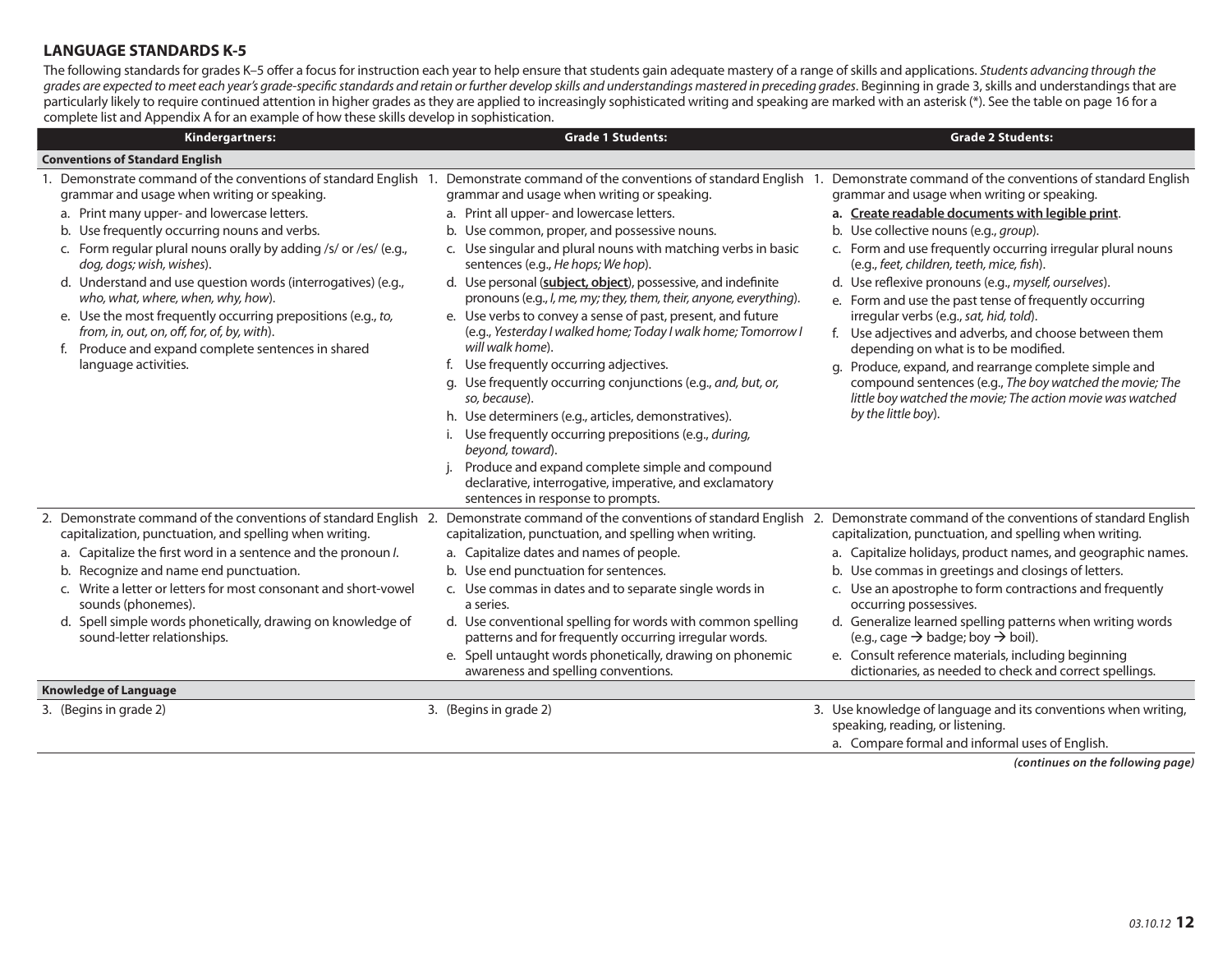## LANGUAGE STANDARDS K-5

The following standards for grades K–5 offer a focus for instruction each year to help ensure that students gain adequate mastery of a range of skills and applications. *Students advancing through the grades are expected to meet each year's grade-specific standards and retain or further develop skills and understandings mastered in preceding grades*. Beginning in grade 3, skills and understandings that are particularly likely to require continued attention in higher grades as they are applied to increasingly sophisticated writing and speaking are marked with an asterisk (*). See the table on page 16 for a complete list and Appendix A for an example of how these skills develop in sophistication.

| Kindergartners: | Grade 1 Students: | Grade 2 Students: |
|---|---|---|
| **Conventions of Standard English** | | |
| 1. Demonstrate command of the conventions of standard English grammar and usage when writing or speaking.<br>a. Print many upper- and lowercase letters.<br>b. Use frequently occurring nouns and verbs.<br>c. Form regular plural nouns orally by adding /s/ or /es/ (e.g., *dog, dogs; wish, wishes*).<br>d. Understand and use question words (interrogatives) (e.g., *who, what, where, when, why, how*).<br>e. Use the most frequently occurring prepositions (e.g., *to, from, in, out, on, off, for, of, by, with*).<br>f. Produce and expand complete sentences in shared language activities. | 1. Demonstrate command of the conventions of standard English grammar and usage when writing or speaking.<br>a. Print all upper- and lowercase letters.<br>b. Use common, proper, and possessive nouns.<br>c. Use singular and plural nouns with matching verbs in basic sentences (e.g., *He hops; We hop*).<br>d. Use personal (**subject, object**), possessive, and indefinite pronouns (e.g., *I, me, my; they, them, their, anyone, everything*).<br>e. Use verbs to convey a sense of past, present, and future (e.g., *Yesterday I walked home; Today I walk home; Tomorrow I will walk home*).<br>f. Use frequently occurring adjectives.<br>g. Use frequently occurring conjunctions (e.g., *and, but, or, so, because*).<br>h. Use determiners (e.g., articles, demonstratives).<br>i. Use frequently occurring prepositions (e.g., *during, beyond, toward*).<br>j. Produce and expand complete simple and compound declarative, interrogative, imperative, and exclamatory sentences in response to prompts. | 1. Demonstrate command of the conventions of standard English grammar and usage when writing or speaking.<br>**a. Create readable documents with legible print.**<br>b. Use collective nouns (e.g., *group*).<br>c. Form and use frequently occurring irregular plural nouns (e.g., *feet, children, teeth, mice, fish*).<br>d. Use reflexive pronouns (e.g., *myself, ourselves*).<br>e. Form and use the past tense of frequently occurring irregular verbs (e.g., *sat, hid, told*).<br>f. Use adjectives and adverbs, and choose between them depending on what is to be modified.<br>g. Produce, expand, and rearrange complete simple and compound sentences (e.g., *The boy watched the movie; The little boy watched the movie; The action movie was watched by the little boy*). |
| 2. Demonstrate command of the conventions of standard English capitalization, punctuation, and spelling when writing.<br>a. Capitalize the first word in a sentence and the pronoun *I*.<br>b. Recognize and name end punctuation.<br>c. Write a letter or letters for most consonant and short-vowel sounds (phonemes).<br>d. Spell simple words phonetically, drawing on knowledge of sound-letter relationships. | 2. Demonstrate command of the conventions of standard English capitalization, punctuation, and spelling when writing.<br>a. Capitalize dates and names of people.<br>b. Use end punctuation for sentences.<br>c. Use commas in dates and to separate single words in a series.<br>d. Use conventional spelling for words with common spelling patterns and for frequently occurring irregular words.<br>e. Spell untaught words phonetically, drawing on phonemic awareness and spelling conventions. | 2. Demonstrate command of the conventions of standard English capitalization, punctuation, and spelling when writing.<br>a. Capitalize holidays, product names, and geographic names.<br>b. Use commas in greetings and closings of letters.<br>c. Use an apostrophe to form contractions and frequently occurring possessives.<br>d. Generalize learned spelling patterns when writing words (e.g., cage → badge; boy → boil).<br>e. Consult reference materials, including beginning dictionaries, as needed to check and correct spellings. |
| **Knowledge of Language** | | |
| 3. (Begins in grade 2) | 3. (Begins in grade 2) | 3. Use knowledge of language and its conventions when writing, speaking, reading, or listening.<br>a. Compare formal and informal uses of English. |

***(continues on the following page)***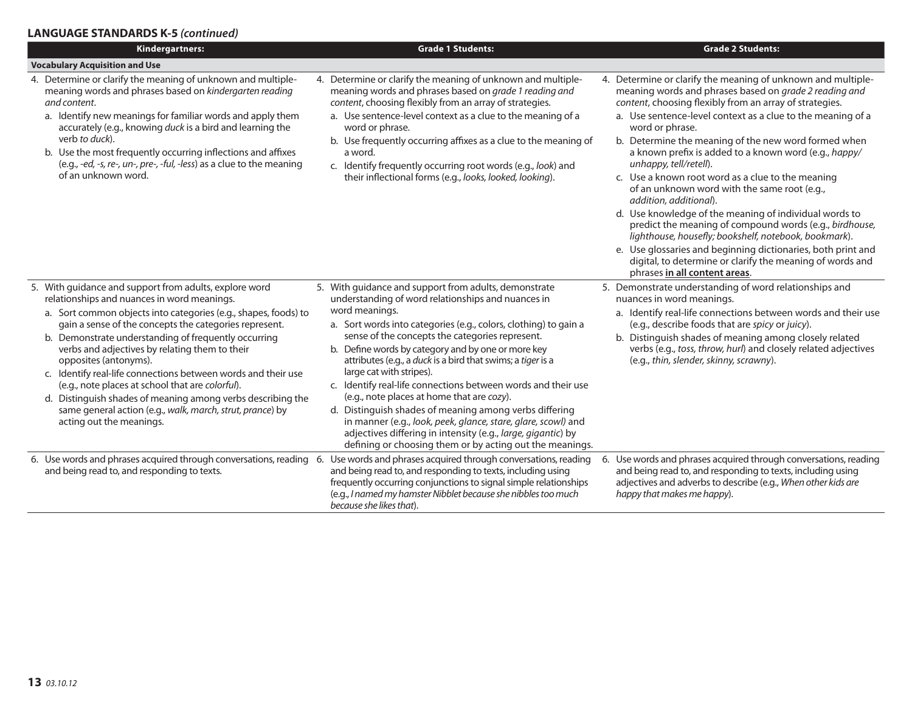## LANGUAGE STANDARDS K-5 *(continued)*

| Kindergartners: | Grade 1 Students: | Grade 2 Students: |
|---|---|---|
| **Vocabulary Acquisition and Use** | | |
| 4. Determine or clarify the meaning of unknown and multiple-meaning words and phrases based on *kindergarten reading and content*.<br>a. Identify new meanings for familiar words and apply them accurately (e.g., knowing *duck* is a bird and learning the verb *to duck*).<br>b. Use the most frequently occurring inflections and affixes (e.g., *-ed, -s, re-, un-, pre-, -ful, -less*) as a clue to the meaning of an unknown word. | 4. Determine or clarify the meaning of unknown and multiple-meaning words and phrases based on *grade 1 reading and content*, choosing flexibly from an array of strategies.<br>a. Use sentence-level context as a clue to the meaning of a word or phrase.<br>b. Use frequently occurring affixes as a clue to the meaning of a word.<br>c. Identify frequently occurring root words (e.g., *look*) and their inflectional forms (e.g., *looks, looked, looking*). | 4. Determine or clarify the meaning of unknown and multiple-meaning words and phrases based on *grade 2 reading and content*, choosing flexibly from an array of strategies.<br>a. Use sentence-level context as a clue to the meaning of a word or phrase.<br>b. Determine the meaning of the new word formed when a known prefix is added to a known word (e.g., *happy/unhappy, tell/retell*).<br>c. Use a known root word as a clue to the meaning of an unknown word with the same root (e.g., *addition, additional*).<br>d. Use knowledge of the meaning of individual words to predict the meaning of compound words (e.g., *birdhouse, lighthouse, housefly; bookshelf, notebook, bookmark*).<br>e. Use glossaries and beginning dictionaries, both print and digital, to determine or clarify the meaning of words and phrases **<u>in all content areas</u>**. |
| 5. With guidance and support from adults, explore word relationships and nuances in word meanings.<br>a. Sort common objects into categories (e.g., shapes, foods) to gain a sense of the concepts the categories represent.<br>b. Demonstrate understanding of frequently occurring verbs and adjectives by relating them to their opposites (antonyms).<br>c. Identify real-life connections between words and their use (e.g., note places at school that are *colorful*).<br>d. Distinguish shades of meaning among verbs describing the same general action (e.g., *walk, march, strut, prance*) by acting out the meanings. | 5. With guidance and support from adults, demonstrate understanding of word relationships and nuances in word meanings.<br>a. Sort words into categories (e.g., colors, clothing) to gain a sense of the concepts the categories represent.<br>b. Define words by category and by one or more key attributes (e.g., a *duck* is a bird that swims; a *tiger* is a large cat with stripes).<br>c. Identify real-life connections between words and their use (e.g., note places at home that are *cozy*).<br>d. Distinguish shades of meaning among verbs differing in manner (e.g., *look, peek, glance, stare, glare, scowl)* and adjectives differing in intensity (e.g., *large, gigantic*) by defining or choosing them or by acting out the meanings. | 5. Demonstrate understanding of word relationships and nuances in word meanings.<br>a. Identify real-life connections between words and their use (e.g., describe foods that are *spicy* or *juicy*).<br>b. Distinguish shades of meaning among closely related verbs (e.g., *toss, throw, hurl*) and closely related adjectives (e.g., *thin, slender, skinny, scrawny*). |
| 6. Use words and phrases acquired through conversations, reading and being read to, and responding to texts. | 6. Use words and phrases acquired through conversations, reading and being read to, and responding to texts, including using frequently occurring conjunctions to signal simple relationships (e.g., *I named my hamster Nibblet because she nibbles too much because she likes that*). | 6. Use words and phrases acquired through conversations, reading and being read to, and responding to texts, including using adjectives and adverbs to describe (e.g., *When other kids are happy that makes me happy*). |

03.10.12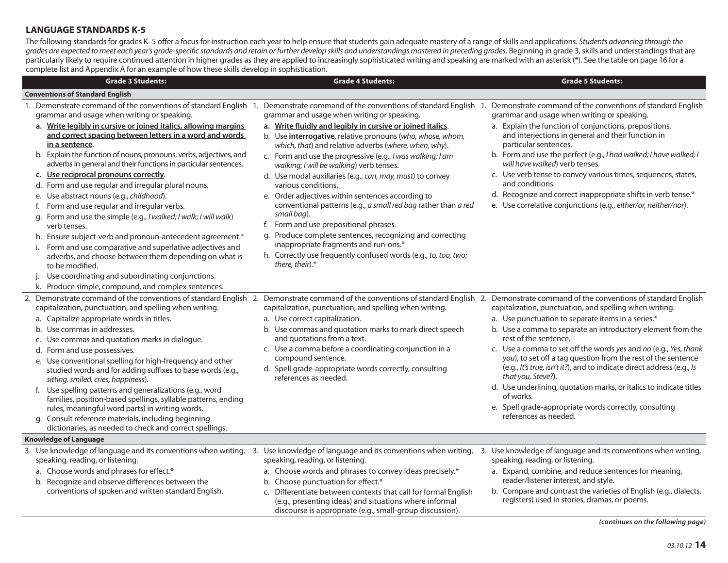## LANGUAGE STANDARDS K-5

The following standards for grades K–5 offer a focus for instruction each year to help ensure that students gain adequate mastery of a range of skills and applications. *Students advancing through the grades are expected to meet each year's grade-specific standards and retain or further develop skills and understandings mastered in preceding grades*. Beginning in grade 3, skills and understandings that are particularly likely to require continued attention in higher grades as they are applied to increasingly sophisticated writing and speaking are marked with an asterisk (*). See the table on page 16 for a complete list and Appendix A for an example of how these skills develop in sophistication.

| Grade 3 Students: | Grade 4 Students: | Grade 5 Students: |
|---|---|---|
| **Conventions of Standard English** | | |
| 1. Demonstrate command of the conventions of standard English grammar and usage when writing or speaking.<br>**a. Write legibly in cursive or joined italics, allowing margins and correct spacing between letters in a word and words in a sentence**.<br>b. Explain the function of nouns, pronouns, verbs, adjectives, and adverbs in general and their functions in particular sentences.<br>**c. Use reciprocal pronouns correctly**.<br>d. Form and use regular and irregular plural nouns.<br>e. Use abstract nouns (e.g., *childhood*).<br>f. Form and use regular and irregular verbs.<br>g. Form and use the simple (e.g., *I walked; I walk; I will walk*) verb tenses.<br>h. Ensure subject-verb and pronoun-antecedent agreement.*<br>i. Form and use comparative and superlative adjectives and adverbs, and choose between them depending on what is to be modified.<br>j. Use coordinating and subordinating conjunctions.<br>k. Produce simple, compound, and complex sentences. | 1. Demonstrate command of the conventions of standard English grammar and usage when writing or speaking.<br>**a. Write fluidly and legibly in cursive or joined italics**.<br>b. Use **interrogative**, relative pronouns (*who, whose, whom, which, that*) and relative adverbs (*where, when, why*).<br>c. Form and use the progressive (e.g., *I was walking; I am walking; I will be walking*) verb tenses.<br>d. Use modal auxiliaries (e.g., *can, may, must*) to convey various conditions.<br>e. Order adjectives within sentences according to conventional patterns (e.g., *a small red bag* rather than *a red small bag*).<br>f. Form and use prepositional phrases.<br>g. Produce complete sentences, recognizing and correcting inappropriate fragments and run-ons.*<br>h. Correctly use frequently confused words (e.g., *to, too, two; there, their*).* | 1. Demonstrate command of the conventions of standard English grammar and usage when writing or speaking.<br>a. Explain the function of conjunctions, prepositions, and interjections in general and their function in particular sentences.<br>b. Form and use the perfect (e.g., *I had walked; I have walked; I will have walked*) verb tenses.<br>c. Use verb tense to convey various times, sequences, states, and conditions.<br>d. Recognize and correct inappropriate shifts in verb tense.*<br>e. Use correlative conjunctions (e.g., *either/or, neither/nor*). |
| 2. Demonstrate command of the conventions of standard English capitalization, punctuation, and spelling when writing.<br>a. Capitalize appropriate words in titles.<br>b. Use commas in addresses.<br>c. Use commas and quotation marks in dialogue.<br>d. Form and use possessives.<br>e. Use conventional spelling for high-frequency and other studied words and for adding suffixes to base words (e.g., *sitting, smiled, cries, happiness*).<br>f. Use spelling patterns and generalizations (e.g., word families, position-based spellings, syllable patterns, ending rules, meaningful word parts) in writing words.<br>g. Consult reference materials, including beginning dictionaries, as needed to check and correct spellings. | 2. Demonstrate command of the conventions of standard English capitalization, punctuation, and spelling when writing.<br>a. Use correct capitalization.<br>b. Use commas and quotation marks to mark direct speech and quotations from a text.<br>c. Use a comma before a coordinating conjunction in a compound sentence.<br>d. Spell grade-appropriate words correctly, consulting references as needed. | 2. Demonstrate command of the conventions of standard English capitalization, punctuation, and spelling when writing.<br>a. Use punctuation to separate items in a series.*<br>b. Use a comma to separate an introductory element from the rest of the sentence.<br>c. Use a comma to set off the words *yes* and *no* (e.g., *Yes, thank you*), to set off a tag question from the rest of the sentence (e.g., *It's true, isn't it?*), and to indicate direct address (e.g., *Is that you, Steve?*).<br>d. Use underlining, quotation marks, or italics to indicate titles of works.<br>e. Spell grade-appropriate words correctly, consulting references as needed. |
| **Knowledge of Language** | | |
| 3. Use knowledge of language and its conventions when writing, speaking, reading, or listening.<br>a. Choose words and phrases for effect.*<br>b. Recognize and observe differences between the conventions of spoken and written standard English. | 3. Use knowledge of language and its conventions when writing, speaking, reading, or listening.<br>a. Choose words and phrases to convey ideas precisely.*<br>b. Choose punctuation for effect.*<br>c. Differentiate between contexts that call for formal English (e.g., presenting ideas) and situations where informal discourse is appropriate (e.g., small-group discussion). | 3. Use knowledge of language and its conventions when writing, speaking, reading, or listening.<br>a. Expand, combine, and reduce sentences for meaning, reader/listener interest, and style.<br>b. Compare and contrast the varieties of English (e.g., dialects, registers) used in stories, dramas, or poems. |

***(continues on the following page)***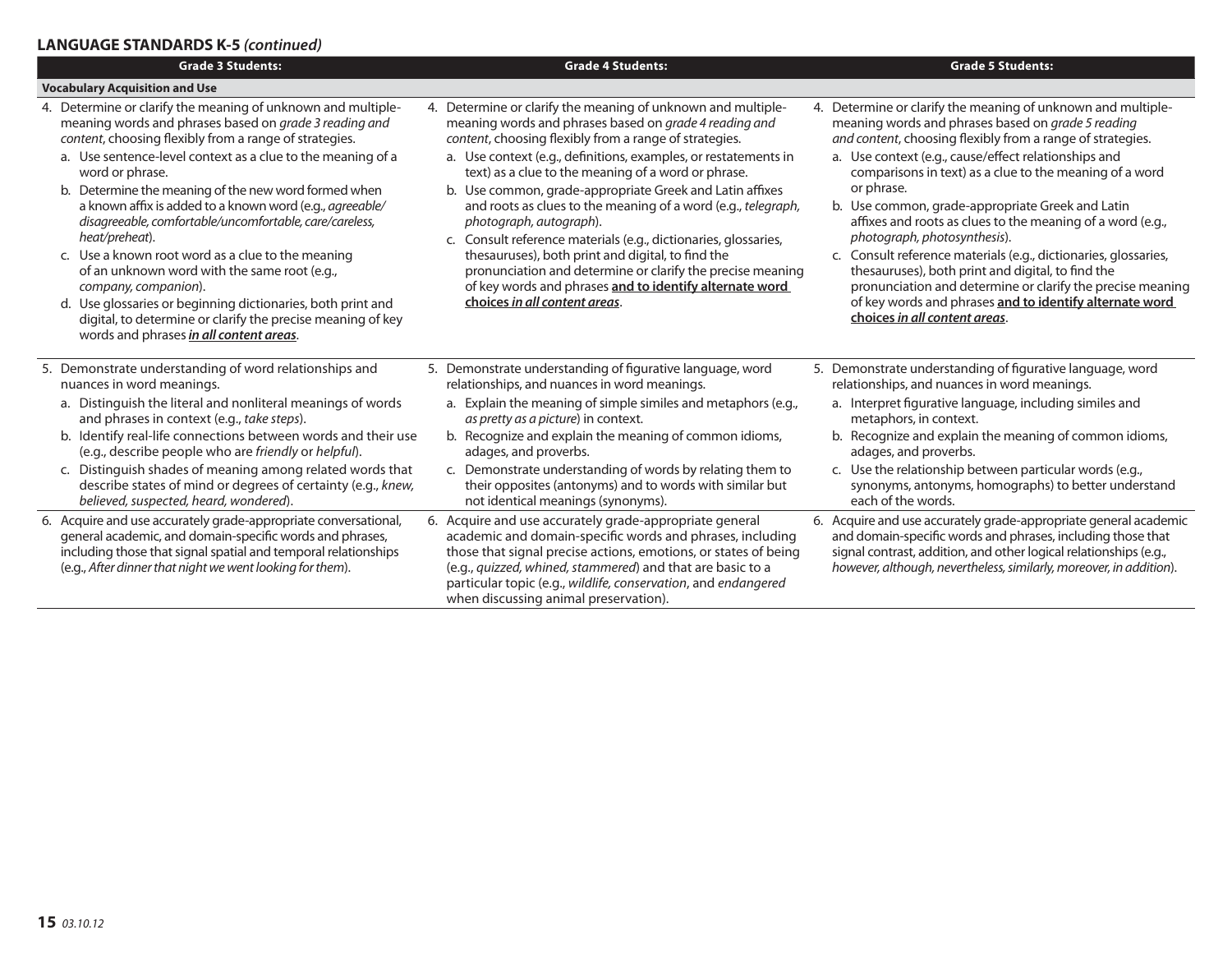## LANGUAGE STANDARDS K-5 *(continued)*

| Grade 3 Students: | Grade 4 Students: | Grade 5 Students: |
|---|---|---|
| **Vocabulary Acquisition and Use** | | |
| 4. Determine or clarify the meaning of unknown and multiple-meaning words and phrases based on *grade 3 reading and content*, choosing flexibly from a range of strategies.<br>a. Use sentence-level context as a clue to the meaning of a word or phrase.<br>b. Determine the meaning of the new word formed when a known affix is added to a known word (e.g., *agreeable/disagreeable, comfortable/uncomfortable, care/careless, heat/preheat*).<br>c. Use a known root word as a clue to the meaning of an unknown word with the same root (e.g., *company, companion*).<br>d. Use glossaries or beginning dictionaries, both print and digital, to determine or clarify the precise meaning of key words and phrases ***in all content areas***. | 4. Determine or clarify the meaning of unknown and multiple-meaning words and phrases based on *grade 4 reading and content*, choosing flexibly from a range of strategies.<br>a. Use context (e.g., definitions, examples, or restatements in text) as a clue to the meaning of a word or phrase.<br>b. Use common, grade-appropriate Greek and Latin affixes and roots as clues to the meaning of a word (e.g., *telegraph, photograph, autograph*).<br>c. Consult reference materials (e.g., dictionaries, glossaries, thesauruses), both print and digital, to find the pronunciation and determine or clarify the precise meaning of key words and phrases **and to identify alternate word choices *in all content areas***. | 4. Determine or clarify the meaning of unknown and multiple-meaning words and phrases based on *grade 5 reading and content*, choosing flexibly from a range of strategies.<br>a. Use context (e.g., cause/effect relationships and comparisons in text) as a clue to the meaning of a word or phrase.<br>b. Use common, grade-appropriate Greek and Latin affixes and roots as clues to the meaning of a word (e.g., *photograph, photosynthesis*).<br>c. Consult reference materials (e.g., dictionaries, glossaries, thesauruses), both print and digital, to find the pronunciation and determine or clarify the precise meaning of key words and phrases **and to identify alternate word choices *in all content areas***. |
| 5. Demonstrate understanding of word relationships and nuances in word meanings.<br>a. Distinguish the literal and nonliteral meanings of words and phrases in context (e.g., *take steps*).<br>b. Identify real-life connections between words and their use (e.g., describe people who are *friendly* or *helpful*).<br>c. Distinguish shades of meaning among related words that describe states of mind or degrees of certainty (e.g., *knew, believed, suspected, heard, wondered*). | 5. Demonstrate understanding of figurative language, word relationships, and nuances in word meanings.<br>a. Explain the meaning of simple similes and metaphors (e.g., *as pretty as a picture*) in context.<br>b. Recognize and explain the meaning of common idioms, adages, and proverbs.<br>c. Demonstrate understanding of words by relating them to their opposites (antonyms) and to words with similar but not identical meanings (synonyms). | 5. Demonstrate understanding of figurative language, word relationships, and nuances in word meanings.<br>a. Interpret figurative language, including similes and metaphors, in context.<br>b. Recognize and explain the meaning of common idioms, adages, and proverbs.<br>c. Use the relationship between particular words (e.g., synonyms, antonyms, homographs) to better understand each of the words. |
| 6. Acquire and use accurately grade-appropriate conversational, general academic, and domain-specific words and phrases, including those that signal spatial and temporal relationships (e.g., *After dinner that night we went looking for them*). | 6. Acquire and use accurately grade-appropriate general academic and domain-specific words and phrases, including those that signal precise actions, emotions, or states of being (e.g., *quizzed, whined, stammered*) and that are basic to a particular topic (e.g., *wildlife, conservation*, and *endangered* when discussing animal preservation). | 6. Acquire and use accurately grade-appropriate general academic and domain-specific words and phrases, including those that signal contrast, addition, and other logical relationships (e.g., *however, although, nevertheless, similarly, moreover, in addition*). |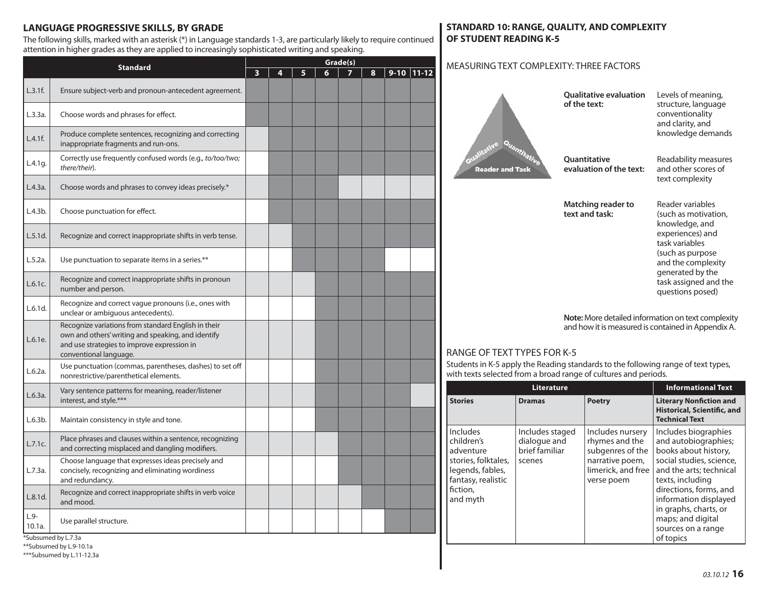## LANGUAGE PROGRESSIVE SKILLS, BY GRADE

The following skills, marked with an asterisk (*) in Language standards 1-3, are particularly likely to require continued attention in higher grades as they are applied to increasingly sophisticated writing and speaking.

| Standard | | Grade(s) | | | | | | | |
|---|---|---|---|---|---|---|---|---|---|
| | | 3 | 4 | 5 | 6 | 7 | 8 | 9-10 | 11-12 |
| L.3.1f. | Ensure subject-verb and pronoun-antecedent agreement. | ■ | ■ | ■ | ■ | ■ | ■ | ■ | ■ |
| L.3.3a. | Choose words and phrases for effect. | ■ | ■ | ■ | ■ | ■ | ■ | ■ | ■ |
| L.4.1f. | Produce complete sentences, recognizing and correcting inappropriate fragments and run-ons. | | ■ | ■ | ■ | ■ | ■ | ■ | ■ |
| L.4.1g. | Correctly use frequently confused words (e.g., *to/too/two; there/their*). | | ■ | ■ | ■ | ■ | ■ | ■ | ■ |
| L.4.3a. | Choose words and phrases to convey ideas precisely.* | | ■ | ■ | ■ | | | | |
| L.4.3b. | Choose punctuation for effect. | | ■ | ■ | ■ | ■ | ■ | ■ | ■ |
| L.5.1d. | Recognize and correct inappropriate shifts in verb tense. | | | ■ | ■ | ■ | ■ | ■ | ■ |
| L.5.2a. | Use punctuation to separate items in a series.** | | | ■ | ■ | ■ | ■ | | |
| L.6.1c. | Recognize and correct inappropriate shifts in pronoun number and person. | | | | ■ | ■ | ■ | ■ | ■ |
| L.6.1d. | Recognize and correct vague pronouns (i.e., ones with unclear or ambiguous antecedents). | | | | ■ | ■ | ■ | ■ | ■ |
| L.6.1e. | Recognize variations from standard English in their own and others' writing and speaking, and identify and use strategies to improve expression in conventional language. | | | | ■ | ■ | ■ | ■ | ■ |
| L.6.2a. | Use punctuation (commas, parentheses, dashes) to set off nonrestrictive/parenthetical elements. | | | | ■ | ■ | ■ | ■ | ■ |
| L.6.3a. | Vary sentence patterns for meaning, reader/listener interest, and style.*** | | | | ■ | ■ | ■ | ■ | |
| L.6.3b. | Maintain consistency in style and tone. | | | | ■ | ■ | ■ | ■ | ■ |
| L.7.1c. | Place phrases and clauses within a sentence, recognizing and correcting misplaced and dangling modifiers. | | | | | ■ | ■ | ■ | ■ |
| L.7.3a. | Choose language that expresses ideas precisely and concisely, recognizing and eliminating wordiness and redundancy. | | | | | ■ | ■ | ■ | ■ |
| L.8.1d. | Recognize and correct inappropriate shifts in verb voice and mood. | | | | | | ■ | ■ | ■ |
| L.9-10.1a. | Use parallel structure. | | | | | | | ■ | ■ |

*Subsumed by L.7.3a
**Subsumed by L.9-10.1a
***Subsumed by L.11-12.3a

## STANDARD 10: RANGE, QUALITY, AND COMPLEXITY OF STUDENT READING K-5

### MEASURING TEXT COMPLEXITY: THREE FACTORS

Qualitative / Quantitative / Reader and Task

**Qualitative evaluation of the text:** Levels of meaning, structure, language conventionality and clarity, and knowledge demands

**Quantitative evaluation of the text:** Readability measures and other scores of text complexity

**Matching reader to text and task:** Reader variables (such as motivation, knowledge, and experiences) and task variables (such as purpose and the complexity generated by the task assigned and the questions posed)

**Note:** More detailed information on text complexity and how it is measured is contained in Appendix A.

### RANGE OF TEXT TYPES FOR K-5

Students in K-5 apply the Reading standards to the following range of text types, with texts selected from a broad range of cultures and periods.

| Literature | | | Informational Text |
|---|---|---|---|
| **Stories** | **Dramas** | **Poetry** | **Literary Nonfiction and Historical, Scientific, and Technical Text** |
| Includes children's adventure stories, folktales, legends, fables, fantasy, realistic fiction, and myth | Includes staged dialogue and brief familiar scenes | Includes nursery rhymes and the subgenres of the narrative poem, limerick, and free verse poem | Includes biographies and autobiographies; books about history, social studies, science, and the arts; technical texts, including directions, forms, and information displayed in graphs, charts, or maps; and digital sources on a range of topics |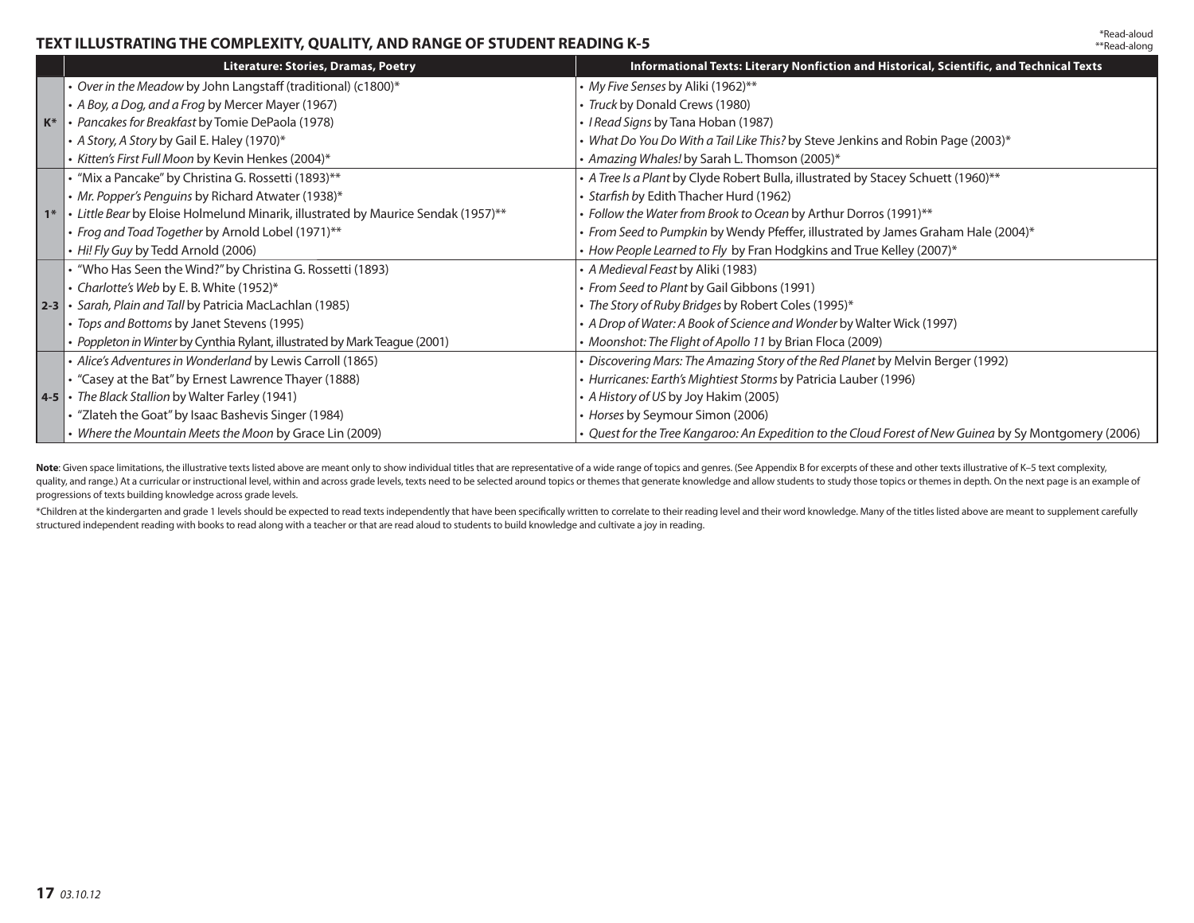## TEXT ILLUSTRATING THE COMPLEXITY, QUALITY, AND RANGE OF STUDENT READING K-5

*Read-aloud
**Read-along

| | Literature: Stories, Dramas, Poetry | Informational Texts: Literary Nonfiction and Historical, Scientific, and Technical Texts |
|---|---|---|
| K* | • *Over in the Meadow* by John Langstaff (traditional) (c1800)*<br>• *A Boy, a Dog, and a Frog* by Mercer Mayer (1967)<br>• *Pancakes for Breakfast* by Tomie DePaola (1978)<br>• *A Story, A Story* by Gail E. Haley (1970)*<br>• *Kitten's First Full Moon* by Kevin Henkes (2004)* | • *My Five Senses* by Aliki (1962)**<br>• *Truck* by Donald Crews (1980)<br>• *I Read Signs* by Tana Hoban (1987)<br>• *What Do You Do With a Tail Like This?* by Steve Jenkins and Robin Page (2003)*<br>• *Amazing Whales!* by Sarah L. Thomson (2005)* |
| 1* | • "Mix a Pancake" by Christina G. Rossetti (1893)**<br>• *Mr. Popper's Penguins* by Richard Atwater (1938)*<br>• *Little Bear* by Eloise Holmelund Minarik, illustrated by Maurice Sendak (1957)**<br>• *Frog and Toad Together* by Arnold Lobel (1971)**<br>• *Hi! Fly Guy* by Tedd Arnold (2006) | • *A Tree Is a Plant* by Clyde Robert Bulla, illustrated by Stacey Schuett (1960)**<br>• *Starfish* by Edith Thacher Hurd (1962)<br>• *Follow the Water from Brook to Ocean* by Arthur Dorros (1991)**<br>• *From Seed to Pumpkin* by Wendy Pfeffer, illustrated by James Graham Hale (2004)*<br>• *How People Learned to Fly* by Fran Hodgkins and True Kelley (2007)* |
| 2-3 | • "Who Has Seen the Wind?" by Christina G. Rossetti (1893)<br>• *Charlotte's Web* by E. B. White (1952)*<br>• *Sarah, Plain and Tall* by Patricia MacLachlan (1985)<br>• *Tops and Bottoms* by Janet Stevens (1995)<br>• *Poppleton in Winter* by Cynthia Rylant, illustrated by Mark Teague (2001) | • *A Medieval Feast* by Aliki (1983)<br>• *From Seed to Plant* by Gail Gibbons (1991)<br>• *The Story of Ruby Bridges* by Robert Coles (1995)*<br>• *A Drop of Water: A Book of Science and Wonder* by Walter Wick (1997)<br>• *Moonshot: The Flight of Apollo 11* by Brian Floca (2009) |
| 4-5 | • *Alice's Adventures in Wonderland* by Lewis Carroll (1865)<br>• "Casey at the Bat" by Ernest Lawrence Thayer (1888)<br>• *The Black Stallion* by Walter Farley (1941)<br>• "Zlateh the Goat" by Isaac Bashevis Singer (1984)<br>• *Where the Mountain Meets the Moon* by Grace Lin (2009) | • *Discovering Mars: The Amazing Story of the Red Planet* by Melvin Berger (1992)<br>• *Hurricanes: Earth's Mightiest Storms* by Patricia Lauber (1996)<br>• *A History of US* by Joy Hakim (2005)<br>• *Horses* by Seymour Simon (2006)<br>• *Quest for the Tree Kangaroo: An Expedition to the Cloud Forest of New Guinea* by Sy Montgomery (2006) |

**Note**: Given space limitations, the illustrative texts listed above are meant only to show individual titles that are representative of a wide range of topics and genres. (See Appendix B for excerpts of these and other texts illustrative of K–5 text complexity, quality, and range.) At a curricular or instructional level, within and across grade levels, texts need to be selected around topics or themes that generate knowledge and allow students to study those topics or themes in depth. On the next page is an example of progressions of texts building knowledge across grade levels.

*Children at the kindergarten and grade 1 levels should be expected to read texts independently that have been specifically written to correlate to their reading level and their word knowledge. Many of the titles listed above are meant to supplement carefully structured independent reading with books to read along with a teacher or that are read aloud to students to build knowledge and cultivate a joy in reading.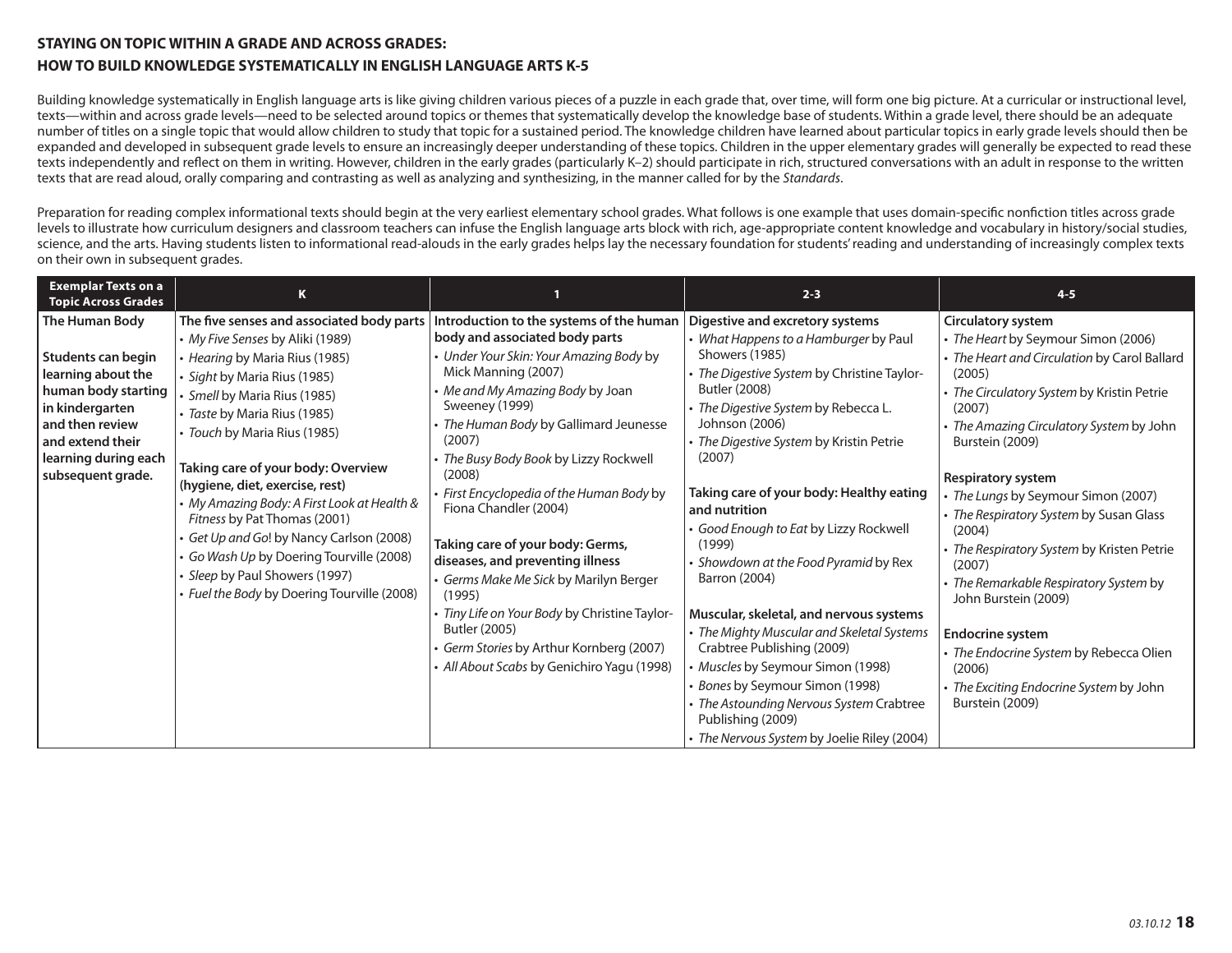## STAYING ON TOPIC WITHIN A GRADE AND ACROSS GRADES:

## HOW TO BUILD KNOWLEDGE SYSTEMATICALLY IN ENGLISH LANGUAGE ARTS K-5

Building knowledge systematically in English language arts is like giving children various pieces of a puzzle in each grade that, over time, will form one big picture. At a curricular or instructional level, texts—within and across grade levels—need to be selected around topics or themes that systematically develop the knowledge base of students. Within a grade level, there should be an adequate number of titles on a single topic that would allow children to study that topic for a sustained period. The knowledge children have learned about particular topics in early grade levels should then be expanded and developed in subsequent grade levels to ensure an increasingly deeper understanding of these topics. Children in the upper elementary grades will generally be expected to read these texts independently and reflect on them in writing. However, children in the early grades (particularly K–2) should participate in rich, structured conversations with an adult in response to the written texts that are read aloud, orally comparing and contrasting as well as analyzing and synthesizing, in the manner called for by the *Standards*.

Preparation for reading complex informational texts should begin at the very earliest elementary school grades. What follows is one example that uses domain-specific nonfiction titles across grade levels to illustrate how curriculum designers and classroom teachers can infuse the English language arts block with rich, age-appropriate content knowledge and vocabulary in history/social studies, science, and the arts. Having students listen to informational read-alouds in the early grades helps lay the necessary foundation for students' reading and understanding of increasingly complex texts on their own in subsequent grades.

| Exemplar Texts on a Topic Across Grades | K | 1 | 2-3 | 4-5 |
|---|---|---|---|---|
| **The Human Body**<br><br>**Students can begin learning about the human body starting in kindergarten and then review and extend their learning during each subsequent grade.** | **The five senses and associated body parts**<br>• *My Five Senses* by Aliki (1989)<br>• *Hearing* by Maria Rius (1985)<br>• *Sight* by Maria Rius (1985)<br>• *Smell* by Maria Rius (1985)<br>• *Taste* by Maria Rius (1985)<br>• *Touch* by Maria Rius (1985)<br><br>**Taking care of your body: Overview (hygiene, diet, exercise, rest)**<br>• *My Amazing Body: A First Look at Health & Fitness* by Pat Thomas (2001)<br>• *Get Up and Go*! by Nancy Carlson (2008)<br>• *Go Wash Up* by Doering Tourville (2008)<br>• *Sleep* by Paul Showers (1997)<br>• *Fuel the Body* by Doering Tourville (2008) | **Introduction to the systems of the human body and associated body parts**<br>• *Under Your Skin: Your Amazing Body* by Mick Manning (2007)<br>• *Me and My Amazing Body* by Joan Sweeney (1999)<br>• *The Human Body* by Gallimard Jeunesse (2007)<br>• *The Busy Body Book* by Lizzy Rockwell (2008)<br>• *First Encyclopedia of the Human Body* by Fiona Chandler (2004)<br><br>**Taking care of your body: Germs, diseases, and preventing illness**<br>• *Germs Make Me Sick* by Marilyn Berger (1995)<br>• *Tiny Life on Your Body* by Christine Taylor-Butler (2005)<br>• *Germ Stories* by Arthur Kornberg (2007)<br>• *All About Scabs* by Genichiro Yagu (1998) | **Digestive and excretory systems**<br>• *What Happens to a Hamburger* by Paul Showers (1985)<br>• *The Digestive System* by Christine Taylor-Butler (2008)<br>• *The Digestive System* by Rebecca L. Johnson (2006)<br>• *The Digestive System* by Kristin Petrie (2007)<br><br>**Taking care of your body: Healthy eating and nutrition**<br>• *Good Enough to Eat* by Lizzy Rockwell (1999)<br>• *Showdown at the Food Pyramid* by Rex Barron (2004)<br><br>**Muscular, skeletal, and nervous systems**<br>• *The Mighty Muscular and Skeletal Systems* Crabtree Publishing (2009)<br>• *Muscles* by Seymour Simon (1998)<br>• *Bones* by Seymour Simon (1998)<br>• *The Astounding Nervous System* Crabtree Publishing (2009)<br>• *The Nervous System* by Joelie Riley (2004) | **Circulatory system**<br>• *The Heart* by Seymour Simon (2006)<br>• *The Heart and Circulation* by Carol Ballard (2005)<br>• *The Circulatory System* by Kristin Petrie (2007)<br>• *The Amazing Circulatory System* by John Burstein (2009)<br><br>**Respiratory system**<br>• *The Lungs* by Seymour Simon (2007)<br>• *The Respiratory System* by Susan Glass (2004)<br>• *The Respiratory System* by Kristen Petrie (2007)<br>• *The Remarkable Respiratory System* by John Burstein (2009)<br><br>**Endocrine system**<br>• *The Endocrine System* by Rebecca Olien (2006)<br>• *The Exciting Endocrine System* by John Burstein (2009) |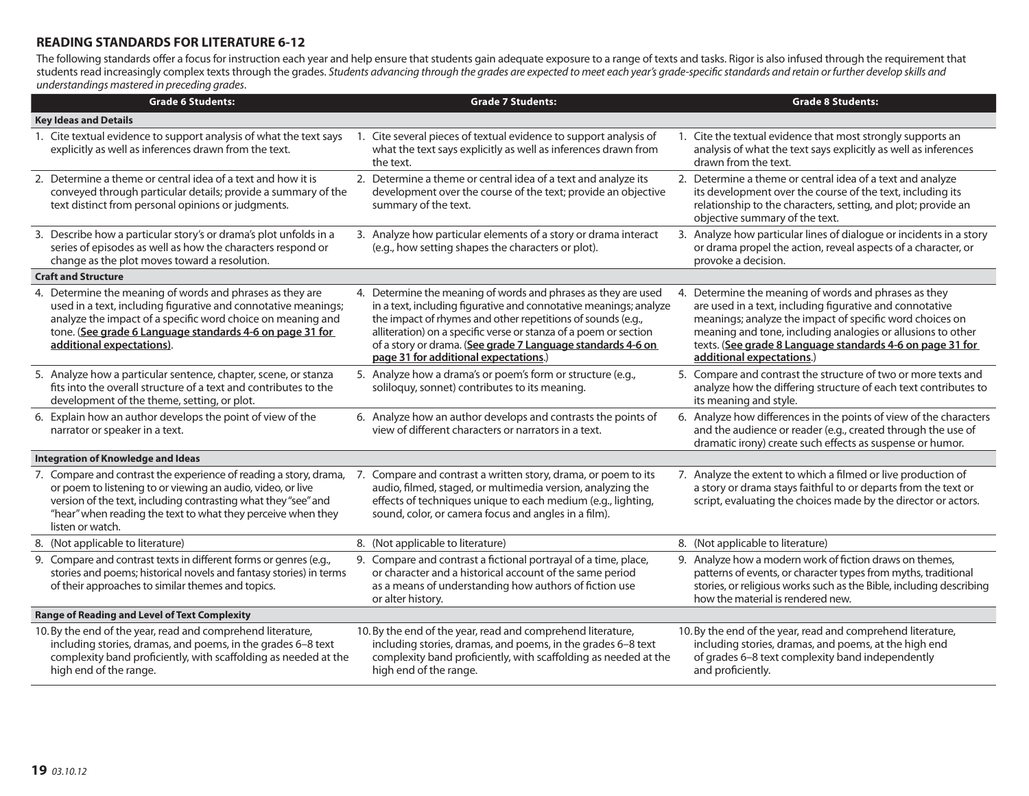## READING STANDARDS FOR LITERATURE 6-12

The following standards offer a focus for instruction each year and help ensure that students gain adequate exposure to a range of texts and tasks. Rigor is also infused through the requirement that students read increasingly complex texts through the grades. *Students advancing through the grades are expected to meet each year's grade-specific standards and retain or further develop skills and understandings mastered in preceding grades*.

| Grade 6 Students: | Grade 7 Students: | Grade 8 Students: |
|---|---|---|
| **Key Ideas and Details** | | |
| 1. Cite textual evidence to support analysis of what the text says explicitly as well as inferences drawn from the text. | 1. Cite several pieces of textual evidence to support analysis of what the text says explicitly as well as inferences drawn from the text. | 1. Cite the textual evidence that most strongly supports an analysis of what the text says explicitly as well as inferences drawn from the text. |
| 2. Determine a theme or central idea of a text and how it is conveyed through particular details; provide a summary of the text distinct from personal opinions or judgments. | 2. Determine a theme or central idea of a text and analyze its development over the course of the text; provide an objective summary of the text. | 2. Determine a theme or central idea of a text and analyze its development over the course of the text, including its relationship to the characters, setting, and plot; provide an objective summary of the text. |
| 3. Describe how a particular story's or drama's plot unfolds in a series of episodes as well as how the characters respond or change as the plot moves toward a resolution. | 3. Analyze how particular elements of a story or drama interact (e.g., how setting shapes the characters or plot). | 3. Analyze how particular lines of dialogue or incidents in a story or drama propel the action, reveal aspects of a character, or provoke a decision. |
| **Craft and Structure** | | |
| 4. Determine the meaning of words and phrases as they are used in a text, including figurative and connotative meanings; analyze the impact of a specific word choice on meaning and tone. (**See grade 6 Language standards 4-6 on page 31 for additional expectations)**. | 4. Determine the meaning of words and phrases as they are used in a text, including figurative and connotative meanings; analyze the impact of rhymes and other repetitions of sounds (e.g., alliteration) on a specific verse or stanza of a poem or section of a story or drama. (**See grade 7 Language standards 4-6 on page 31 for additional expectations**.) | 4. Determine the meaning of words and phrases as they are used in a text, including figurative and connotative meanings; analyze the impact of specific word choices on meaning and tone, including analogies or allusions to other texts. (**See grade 8 Language standards 4-6 on page 31 for additional expectations**.) |
| 5. Analyze how a particular sentence, chapter, scene, or stanza fits into the overall structure of a text and contributes to the development of the theme, setting, or plot. | 5. Analyze how a drama's or poem's form or structure (e.g., soliloquy, sonnet) contributes to its meaning. | 5. Compare and contrast the structure of two or more texts and analyze how the differing structure of each text contributes to its meaning and style. |
| 6. Explain how an author develops the point of view of the narrator or speaker in a text. | 6. Analyze how an author develops and contrasts the points of view of different characters or narrators in a text. | 6. Analyze how differences in the points of view of the characters and the audience or reader (e.g., created through the use of dramatic irony) create such effects as suspense or humor. |
| **Integration of Knowledge and Ideas** | | |
| 7. Compare and contrast the experience of reading a story, drama, or poem to listening to or viewing an audio, video, or live version of the text, including contrasting what they "see" and "hear" when reading the text to what they perceive when they listen or watch. | 7. Compare and contrast a written story, drama, or poem to its audio, filmed, staged, or multimedia version, analyzing the effects of techniques unique to each medium (e.g., lighting, sound, color, or camera focus and angles in a film). | 7. Analyze the extent to which a filmed or live production of a story or drama stays faithful to or departs from the text or script, evaluating the choices made by the director or actors. |
| 8. (Not applicable to literature) | 8. (Not applicable to literature) | 8. (Not applicable to literature) |
| 9. Compare and contrast texts in different forms or genres (e.g., stories and poems; historical novels and fantasy stories) in terms of their approaches to similar themes and topics. | 9. Compare and contrast a fictional portrayal of a time, place, or character and a historical account of the same period as a means of understanding how authors of fiction use or alter history. | 9. Analyze how a modern work of fiction draws on themes, patterns of events, or character types from myths, traditional stories, or religious works such as the Bible, including describing how the material is rendered new. |
| **Range of Reading and Level of Text Complexity** | | |
| 10. By the end of the year, read and comprehend literature, including stories, dramas, and poems, in the grades 6–8 text complexity band proficiently, with scaffolding as needed at the high end of the range. | 10. By the end of the year, read and comprehend literature, including stories, dramas, and poems, in the grades 6–8 text complexity band proficiently, with scaffolding as needed at the high end of the range. | 10. By the end of the year, read and comprehend literature, including stories, dramas, and poems, at the high end of grades 6–8 text complexity band independently and proficiently. |

*03.10.12*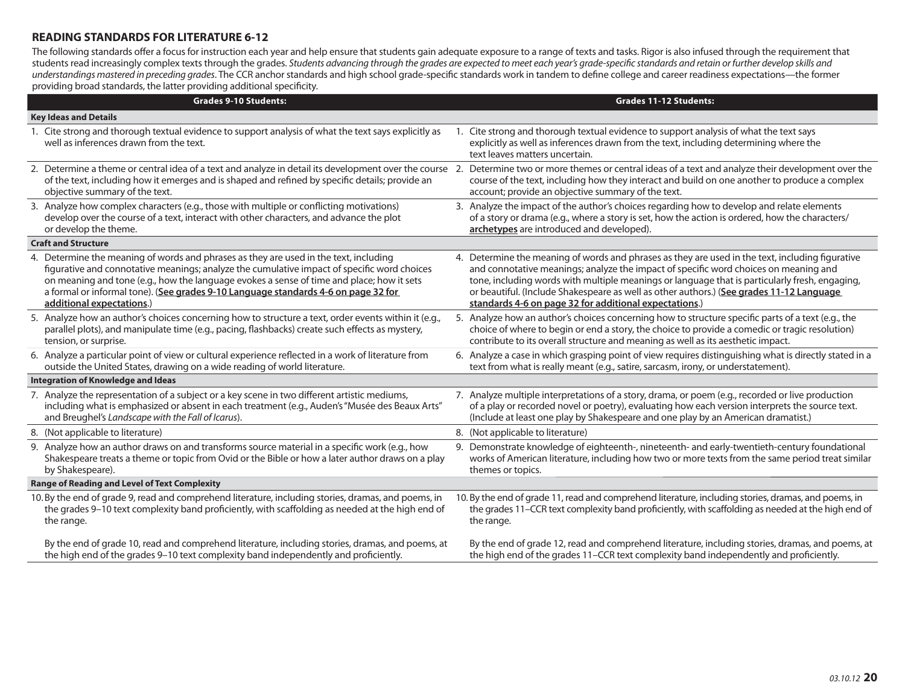## READING STANDARDS FOR LITERATURE 6-12

The following standards offer a focus for instruction each year and help ensure that students gain adequate exposure to a range of texts and tasks. Rigor is also infused through the requirement that students read increasingly complex texts through the grades. *Students advancing through the grades are expected to meet each year's grade-specific standards and retain or further develop skills and understandings mastered in preceding grades*. The CCR anchor standards and high school grade-specific standards work in tandem to define college and career readiness expectations—the former providing broad standards, the latter providing additional specificity.

| Grades 9-10 Students: | Grades 11-12 Students: |
|---|---|
| **Key Ideas and Details** | |
| 1. Cite strong and thorough textual evidence to support analysis of what the text says explicitly as well as inferences drawn from the text. | 1. Cite strong and thorough textual evidence to support analysis of what the text says explicitly as well as inferences drawn from the text, including determining where the text leaves matters uncertain. |
| 2. Determine a theme or central idea of a text and analyze in detail its development over the course of the text, including how it emerges and is shaped and refined by specific details; provide an objective summary of the text. | 2. Determine two or more themes or central ideas of a text and analyze their development over the course of the text, including how they interact and build on one another to produce a complex account; provide an objective summary of the text. |
| 3. Analyze how complex characters (e.g., those with multiple or conflicting motivations) develop over the course of a text, interact with other characters, and advance the plot or develop the theme. | 3. Analyze the impact of the author's choices regarding how to develop and relate elements of a story or drama (e.g., where a story is set, how the action is ordered, how the characters/ **archetypes** are introduced and developed). |
| **Craft and Structure** | |
| 4. Determine the meaning of words and phrases as they are used in the text, including figurative and connotative meanings; analyze the cumulative impact of specific word choices on meaning and tone (e.g., how the language evokes a sense of time and place; how it sets a formal or informal tone). (**See grades 9-10 Language standards 4-6 on page 32 for additional expectations**.) | 4. Determine the meaning of words and phrases as they are used in the text, including figurative and connotative meanings; analyze the impact of specific word choices on meaning and tone, including words with multiple meanings or language that is particularly fresh, engaging, or beautiful. (Include Shakespeare as well as other authors.) (**See grades 11-12 Language standards 4-6 on page 32 for additional expectations**.) |
| 5. Analyze how an author's choices concerning how to structure a text, order events within it (e.g., parallel plots), and manipulate time (e.g., pacing, flashbacks) create such effects as mystery, tension, or surprise. | 5. Analyze how an author's choices concerning how to structure specific parts of a text (e.g., the choice of where to begin or end a story, the choice to provide a comedic or tragic resolution) contribute to its overall structure and meaning as well as its aesthetic impact. |
| 6. Analyze a particular point of view or cultural experience reflected in a work of literature from outside the United States, drawing on a wide reading of world literature. | 6. Analyze a case in which grasping point of view requires distinguishing what is directly stated in a text from what is really meant (e.g., satire, sarcasm, irony, or understatement). |
| **Integration of Knowledge and Ideas** | |
| 7. Analyze the representation of a subject or a key scene in two different artistic mediums, including what is emphasized or absent in each treatment (e.g., Auden's "Musée des Beaux Arts" and Breughel's *Landscape with the Fall of Icarus*). | 7. Analyze multiple interpretations of a story, drama, or poem (e.g., recorded or live production of a play or recorded novel or poetry), evaluating how each version interprets the source text. (Include at least one play by Shakespeare and one play by an American dramatist.) |
| 8. (Not applicable to literature) | 8. (Not applicable to literature) |
| 9. Analyze how an author draws on and transforms source material in a specific work (e.g., how Shakespeare treats a theme or topic from Ovid or the Bible or how a later author draws on a play by Shakespeare). | 9. Demonstrate knowledge of eighteenth-, nineteenth- and early-twentieth-century foundational works of American literature, including how two or more texts from the same period treat similar themes or topics. |
| **Range of Reading and Level of Text Complexity** | |
| 10. By the end of grade 9, read and comprehend literature, including stories, dramas, and poems, in the grades 9–10 text complexity band proficiently, with scaffolding as needed at the high end of the range.<br><br>By the end of grade 10, read and comprehend literature, including stories, dramas, and poems, at the high end of the grades 9–10 text complexity band independently and proficiently. | 10. By the end of grade 11, read and comprehend literature, including stories, dramas, and poems, in the grades 11–CCR text complexity band proficiently, with scaffolding as needed at the high end of the range.<br><br>By the end of grade 12, read and comprehend literature, including stories, dramas, and poems, at the high end of the grades 11–CCR text complexity band independently and proficiently. |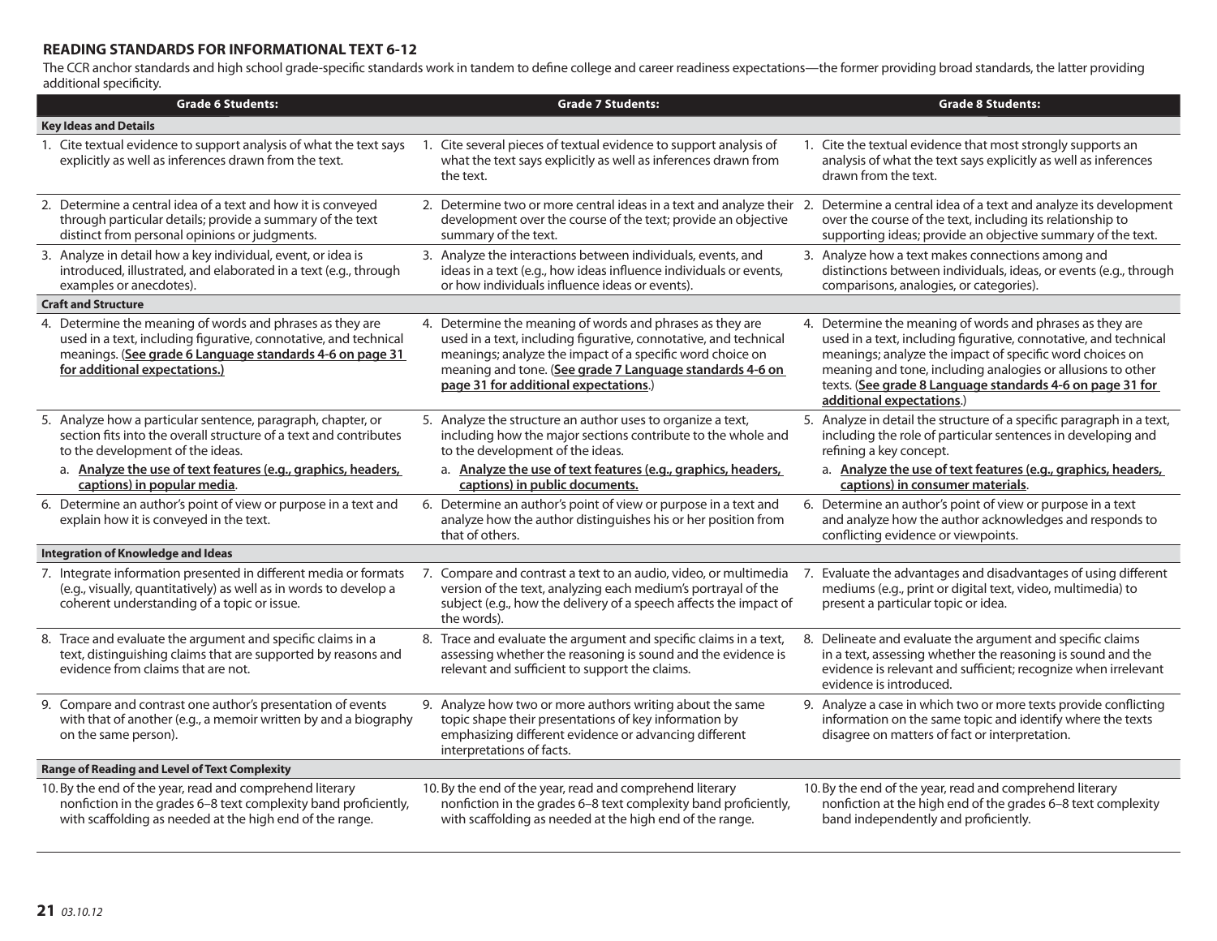## READING STANDARDS FOR INFORMATIONAL TEXT 6-12

The CCR anchor standards and high school grade-specific standards work in tandem to define college and career readiness expectations—the former providing broad standards, the latter providing additional specificity.

| Grade 6 Students: | Grade 7 Students: | Grade 8 Students: |
|---|---|---|
| **Key Ideas and Details** | | |
| 1. Cite textual evidence to support analysis of what the text says explicitly as well as inferences drawn from the text. | 1. Cite several pieces of textual evidence to support analysis of what the text says explicitly as well as inferences drawn from the text. | 1. Cite the textual evidence that most strongly supports an analysis of what the text says explicitly as well as inferences drawn from the text. |
| 2. Determine a central idea of a text and how it is conveyed through particular details; provide a summary of the text distinct from personal opinions or judgments. | 2. Determine two or more central ideas in a text and analyze their development over the course of the text; provide an objective summary of the text. | 2. Determine a central idea of a text and analyze its development over the course of the text, including its relationship to supporting ideas; provide an objective summary of the text. |
| 3. Analyze in detail how a key individual, event, or idea is introduced, illustrated, and elaborated in a text (e.g., through examples or anecdotes). | 3. Analyze the interactions between individuals, events, and ideas in a text (e.g., how ideas influence individuals or events, or how individuals influence ideas or events). | 3. Analyze how a text makes connections among and distinctions between individuals, ideas, or events (e.g., through comparisons, analogies, or categories). |
| **Craft and Structure** | | |
| 4. Determine the meaning of words and phrases as they are used in a text, including figurative, connotative, and technical meanings. (**See grade 6 Language standards 4-6 on page 31 for additional expectations.)** | 4. Determine the meaning of words and phrases as they are used in a text, including figurative, connotative, and technical meanings; analyze the impact of a specific word choice on meaning and tone. (**See grade 7 Language standards 4-6 on page 31 for additional expectations**.) | 4. Determine the meaning of words and phrases as they are used in a text, including figurative, connotative, and technical meanings; analyze the impact of specific word choices on meaning and tone, including analogies or allusions to other texts. (**See grade 8 Language standards 4-6 on page 31 for additional expectations**.) |
| 5. Analyze how a particular sentence, paragraph, chapter, or section fits into the overall structure of a text and contributes to the development of the ideas.<br>a. **Analyze the use of text features (e.g., graphics, headers, captions) in popular media**. | 5. Analyze the structure an author uses to organize a text, including how the major sections contribute to the whole and to the development of the ideas.<br>a. **Analyze the use of text features (e.g., graphics, headers, captions) in public documents.** | 5. Analyze in detail the structure of a specific paragraph in a text, including the role of particular sentences in developing and refining a key concept.<br>a. **Analyze the use of text features (e.g., graphics, headers, captions) in consumer materials**. |
| 6. Determine an author's point of view or purpose in a text and explain how it is conveyed in the text. | 6. Determine an author's point of view or purpose in a text and analyze how the author distinguishes his or her position from that of others. | 6. Determine an author's point of view or purpose in a text and analyze how the author acknowledges and responds to conflicting evidence or viewpoints. |
| **Integration of Knowledge and Ideas** | | |
| 7. Integrate information presented in different media or formats (e.g., visually, quantitatively) as well as in words to develop a coherent understanding of a topic or issue. | 7. Compare and contrast a text to an audio, video, or multimedia version of the text, analyzing each medium's portrayal of the subject (e.g., how the delivery of a speech affects the impact of the words). | 7. Evaluate the advantages and disadvantages of using different mediums (e.g., print or digital text, video, multimedia) to present a particular topic or idea. |
| 8. Trace and evaluate the argument and specific claims in a text, distinguishing claims that are supported by reasons and evidence from claims that are not. | 8. Trace and evaluate the argument and specific claims in a text, assessing whether the reasoning is sound and the evidence is relevant and sufficient to support the claims. | 8. Delineate and evaluate the argument and specific claims in a text, assessing whether the reasoning is sound and the evidence is relevant and sufficient; recognize when irrelevant evidence is introduced. |
| 9. Compare and contrast one author's presentation of events with that of another (e.g., a memoir written by and a biography on the same person). | 9. Analyze how two or more authors writing about the same topic shape their presentations of key information by emphasizing different evidence or advancing different interpretations of facts. | 9. Analyze a case in which two or more texts provide conflicting information on the same topic and identify where the texts disagree on matters of fact or interpretation. |
| **Range of Reading and Level of Text Complexity** | | |
| 10. By the end of the year, read and comprehend literary nonfiction in the grades 6–8 text complexity band proficiently, with scaffolding as needed at the high end of the range. | 10. By the end of the year, read and comprehend literary nonfiction in the grades 6–8 text complexity band proficiently, with scaffolding as needed at the high end of the range. | 10. By the end of the year, read and comprehend literary nonfiction at the high end of the grades 6–8 text complexity band independently and proficiently. |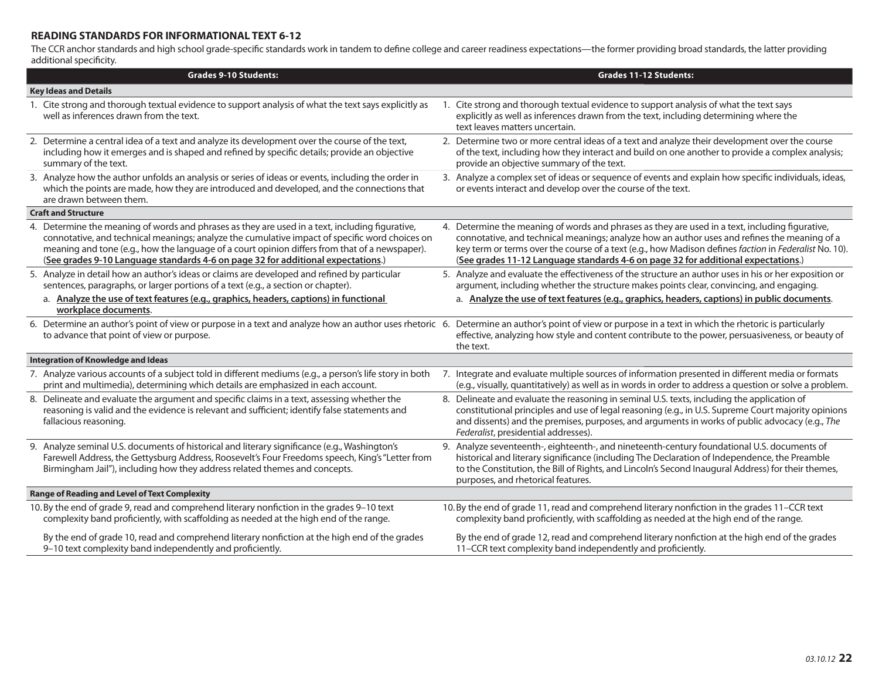## READING STANDARDS FOR INFORMATIONAL TEXT 6-12

The CCR anchor standards and high school grade-specific standards work in tandem to define college and career readiness expectations—the former providing broad standards, the latter providing additional specificity.

| Grades 9-10 Students: | Grades 11-12 Students: |
|---|---|
| **Key Ideas and Details** | |
| 1. Cite strong and thorough textual evidence to support analysis of what the text says explicitly as well as inferences drawn from the text. | 1. Cite strong and thorough textual evidence to support analysis of what the text says explicitly as well as inferences drawn from the text, including determining where the text leaves matters uncertain. |
| 2. Determine a central idea of a text and analyze its development over the course of the text, including how it emerges and is shaped and refined by specific details; provide an objective summary of the text. | 2. Determine two or more central ideas of a text and analyze their development over the course of the text, including how they interact and build on one another to provide a complex analysis; provide an objective summary of the text. |
| 3. Analyze how the author unfolds an analysis or series of ideas or events, including the order in which the points are made, how they are introduced and developed, and the connections that are drawn between them. | 3. Analyze a complex set of ideas or sequence of events and explain how specific individuals, ideas, or events interact and develop over the course of the text. |
| **Craft and Structure** | |
| 4. Determine the meaning of words and phrases as they are used in a text, including figurative, connotative, and technical meanings; analyze the cumulative impact of specific word choices on meaning and tone (e.g., how the language of a court opinion differs from that of a newspaper). (**See grades 9-10 Language standards 4-6 on page 32 for additional expectations**.) | 4. Determine the meaning of words and phrases as they are used in a text, including figurative, connotative, and technical meanings; analyze how an author uses and refines the meaning of a key term or terms over the course of a text (e.g., how Madison defines *faction* in *Federalist* No. 10). (**See grades 11-12 Language standards 4-6 on page 32 for additional expectations**.) |
| 5. Analyze in detail how an author's ideas or claims are developed and refined by particular sentences, paragraphs, or larger portions of a text (e.g., a section or chapter).<br>a. **Analyze the use of text features (e.g., graphics, headers, captions) in functional workplace documents**. | 5. Analyze and evaluate the effectiveness of the structure an author uses in his or her exposition or argument, including whether the structure makes points clear, convincing, and engaging.<br>a. **Analyze the use of text features (e.g., graphics, headers, captions) in public documents**. |
| 6. Determine an author's point of view or purpose in a text and analyze how an author uses rhetoric to advance that point of view or purpose. | 6. Determine an author's point of view or purpose in a text in which the rhetoric is particularly effective, analyzing how style and content contribute to the power, persuasiveness, or beauty of the text. |
| **Integration of Knowledge and Ideas** | |
| 7. Analyze various accounts of a subject told in different mediums (e.g., a person's life story in both print and multimedia), determining which details are emphasized in each account. | 7. Integrate and evaluate multiple sources of information presented in different media or formats (e.g., visually, quantitatively) as well as in words in order to address a question or solve a problem. |
| 8. Delineate and evaluate the argument and specific claims in a text, assessing whether the reasoning is valid and the evidence is relevant and sufficient; identify false statements and fallacious reasoning. | 8. Delineate and evaluate the reasoning in seminal U.S. texts, including the application of constitutional principles and use of legal reasoning (e.g., in U.S. Supreme Court majority opinions and dissents) and the premises, purposes, and arguments in works of public advocacy (e.g., *The Federalist*, presidential addresses). |
| 9. Analyze seminal U.S. documents of historical and literary significance (e.g., Washington's Farewell Address, the Gettysburg Address, Roosevelt's Four Freedoms speech, King's "Letter from Birmingham Jail"), including how they address related themes and concepts. | 9. Analyze seventeenth-, eighteenth-, and nineteenth-century foundational U.S. documents of historical and literary significance (including The Declaration of Independence, the Preamble to the Constitution, the Bill of Rights, and Lincoln's Second Inaugural Address) for their themes, purposes, and rhetorical features. |
| **Range of Reading and Level of Text Complexity** | |
| 10. By the end of grade 9, read and comprehend literary nonfiction in the grades 9–10 text complexity band proficiently, with scaffolding as needed at the high end of the range.<br><br>By the end of grade 10, read and comprehend literary nonfiction at the high end of the grades 9–10 text complexity band independently and proficiently. | 10. By the end of grade 11, read and comprehend literary nonfiction in the grades 11–CCR text complexity band proficiently, with scaffolding as needed at the high end of the range.<br><br>By the end of grade 12, read and comprehend literary nonfiction at the high end of the grades 11–CCR text complexity band independently and proficiently. |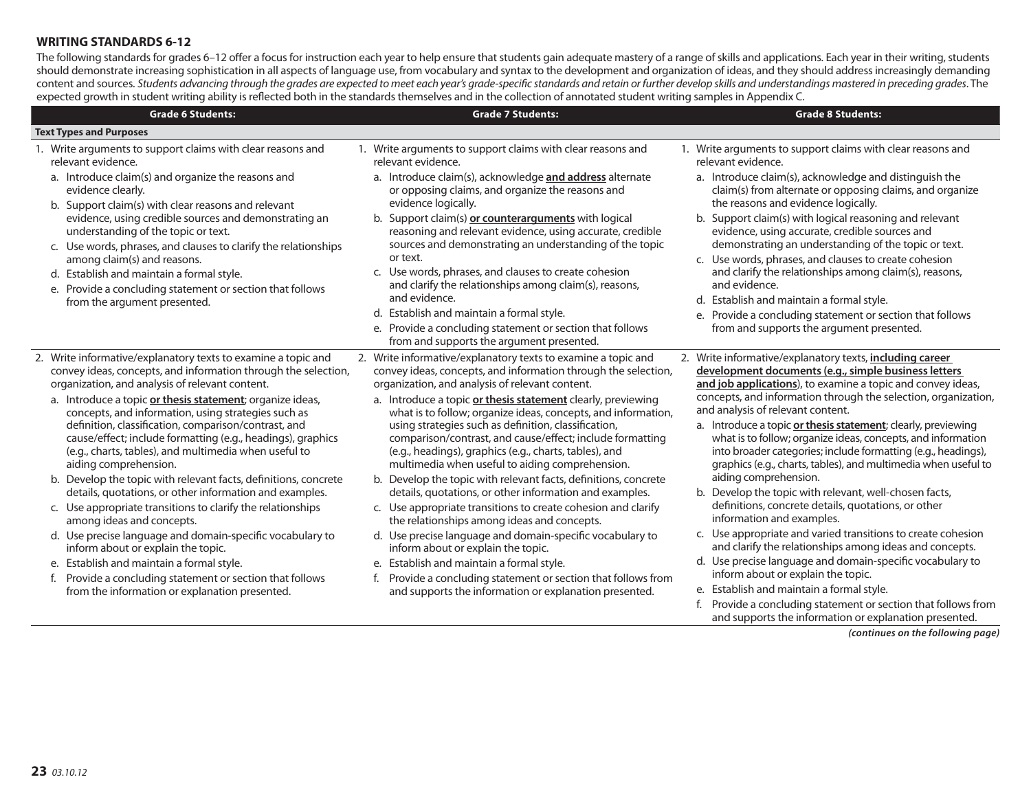## WRITING STANDARDS 6-12

The following standards for grades 6–12 offer a focus for instruction each year to help ensure that students gain adequate mastery of a range of skills and applications. Each year in their writing, students should demonstrate increasing sophistication in all aspects of language use, from vocabulary and syntax to the development and organization of ideas, and they should address increasingly demanding content and sources. *Students advancing through the grades are expected to meet each year's grade-specific standards and retain or further develop skills and understandings mastered in preceding grades*. The expected growth in student writing ability is reflected both in the standards themselves and in the collection of annotated student writing samples in Appendix C.

| Grade 6 Students: | Grade 7 Students: | Grade 8 Students: |
|---|---|---|
| **Text Types and Purposes** | | |
| 1. Write arguments to support claims with clear reasons and relevant evidence.<br>a. Introduce claim(s) and organize the reasons and evidence clearly.<br>b. Support claim(s) with clear reasons and relevant evidence, using credible sources and demonstrating an understanding of the topic or text.<br>c. Use words, phrases, and clauses to clarify the relationships among claim(s) and reasons.<br>d. Establish and maintain a formal style.<br>e. Provide a concluding statement or section that follows from the argument presented. | 1. Write arguments to support claims with clear reasons and relevant evidence.<br>a. Introduce claim(s), acknowledge **<u>and address</u>** alternate or opposing claims, and organize the reasons and evidence logically.<br>b. Support claim(s) **<u>or counterarguments</u>** with logical reasoning and relevant evidence, using accurate, credible sources and demonstrating an understanding of the topic or text.<br>c. Use words, phrases, and clauses to create cohesion and clarify the relationships among claim(s), reasons, and evidence.<br>d. Establish and maintain a formal style.<br>e. Provide a concluding statement or section that follows from and supports the argument presented. | 1. Write arguments to support claims with clear reasons and relevant evidence.<br>a. Introduce claim(s), acknowledge and distinguish the claim(s) from alternate or opposing claims, and organize the reasons and evidence logically.<br>b. Support claim(s) with logical reasoning and relevant evidence, using accurate, credible sources and demonstrating an understanding of the topic or text.<br>c. Use words, phrases, and clauses to create cohesion and clarify the relationships among claim(s), reasons, and evidence.<br>d. Establish and maintain a formal style.<br>e. Provide a concluding statement or section that follows from and supports the argument presented. |
| 2. Write informative/explanatory texts to examine a topic and convey ideas, concepts, and information through the selection, organization, and analysis of relevant content.<br>a. Introduce a topic **<u>or thesis statement</u>**; organize ideas, concepts, and information, using strategies such as definition, classification, comparison/contrast, and cause/effect; include formatting (e.g., headings), graphics (e.g., charts, tables), and multimedia when useful to aiding comprehension.<br>b. Develop the topic with relevant facts, definitions, concrete details, quotations, or other information and examples.<br>c. Use appropriate transitions to clarify the relationships among ideas and concepts.<br>d. Use precise language and domain-specific vocabulary to inform about or explain the topic.<br>e. Establish and maintain a formal style.<br>f. Provide a concluding statement or section that follows from the information or explanation presented. | 2. Write informative/explanatory texts to examine a topic and convey ideas, concepts, and information through the selection, organization, and analysis of relevant content.<br>a. Introduce a topic **<u>or thesis statement</u>** clearly, previewing what is to follow; organize ideas, concepts, and information, using strategies such as definition, classification, comparison/contrast, and cause/effect; include formatting (e.g., headings), graphics (e.g., charts, tables), and multimedia when useful to aiding comprehension.<br>b. Develop the topic with relevant facts, definitions, concrete details, quotations, or other information and examples.<br>c. Use appropriate transitions to create cohesion and clarify the relationships among ideas and concepts.<br>d. Use precise language and domain-specific vocabulary to inform about or explain the topic.<br>e. Establish and maintain a formal style.<br>f. Provide a concluding statement or section that follows from and supports the information or explanation presented. | 2. Write informative/explanatory texts, **<u>including career development documents (e.g., simple business letters and job applications)</u>**, to examine a topic and convey ideas, concepts, and information through the selection, organization, and analysis of relevant content.<br>a. Introduce a topic **<u>or thesis statement</u>**; clearly, previewing what is to follow; organize ideas, concepts, and information into broader categories; include formatting (e.g., headings), graphics (e.g., charts, tables), and multimedia when useful to aiding comprehension.<br>b. Develop the topic with relevant, well-chosen facts, definitions, concrete details, quotations, or other information and examples.<br>c. Use appropriate and varied transitions to create cohesion and clarify the relationships among ideas and concepts.<br>d. Use precise language and domain-specific vocabulary to inform about or explain the topic.<br>e. Establish and maintain a formal style.<br>f. Provide a concluding statement or section that follows from and supports the information or explanation presented. |

***(continues on the following page)***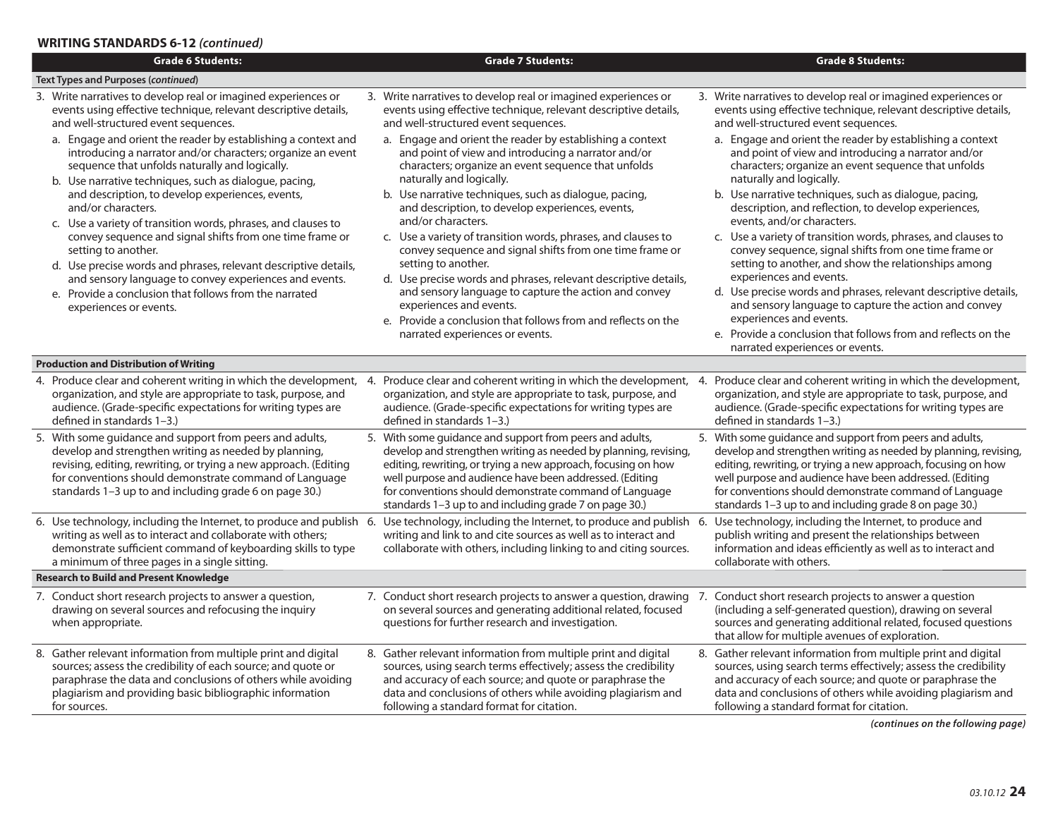## WRITING STANDARDS 6-12 *(continued)*

| Grade 6 Students: | Grade 7 Students: | Grade 8 Students: |
|---|---|---|
| **Text Types and Purposes (*continued*)** | | |
| 3. Write narratives to develop real or imagined experiences or events using effective technique, relevant descriptive details, and well-structured event sequences.<br>a. Engage and orient the reader by establishing a context and introducing a narrator and/or characters; organize an event sequence that unfolds naturally and logically.<br>b. Use narrative techniques, such as dialogue, pacing, and description, to develop experiences, events, and/or characters.<br>c. Use a variety of transition words, phrases, and clauses to convey sequence and signal shifts from one time frame or setting to another.<br>d. Use precise words and phrases, relevant descriptive details, and sensory language to convey experiences and events.<br>e. Provide a conclusion that follows from the narrated experiences or events. | 3. Write narratives to develop real or imagined experiences or events using effective technique, relevant descriptive details, and well-structured event sequences.<br>a. Engage and orient the reader by establishing a context and point of view and introducing a narrator and/or characters; organize an event sequence that unfolds naturally and logically.<br>b. Use narrative techniques, such as dialogue, pacing, and description, to develop experiences, events, and/or characters.<br>c. Use a variety of transition words, phrases, and clauses to convey sequence and signal shifts from one time frame or setting to another.<br>d. Use precise words and phrases, relevant descriptive details, and sensory language to capture the action and convey experiences and events.<br>e. Provide a conclusion that follows from and reflects on the narrated experiences or events. | 3. Write narratives to develop real or imagined experiences or events using effective technique, relevant descriptive details, and well-structured event sequences.<br>a. Engage and orient the reader by establishing a context and point of view and introducing a narrator and/or characters; organize an event sequence that unfolds naturally and logically.<br>b. Use narrative techniques, such as dialogue, pacing, description, and reflection, to develop experiences, events, and/or characters.<br>c. Use a variety of transition words, phrases, and clauses to convey sequence, signal shifts from one time frame or setting to another, and show the relationships among experiences and events.<br>d. Use precise words and phrases, relevant descriptive details, and sensory language to capture the action and convey experiences and events.<br>e. Provide a conclusion that follows from and reflects on the narrated experiences or events. |
| **Production and Distribution of Writing** | | |
| 4. Produce clear and coherent writing in which the development, organization, and style are appropriate to task, purpose, and audience. (Grade-specific expectations for writing types are defined in standards 1–3.) | 4. Produce clear and coherent writing in which the development, organization, and style are appropriate to task, purpose, and audience. (Grade-specific expectations for writing types are defined in standards 1–3.) | 4. Produce clear and coherent writing in which the development, organization, and style are appropriate to task, purpose, and audience. (Grade-specific expectations for writing types are defined in standards 1–3.) |
| 5. With some guidance and support from peers and adults, develop and strengthen writing as needed by planning, revising, editing, rewriting, or trying a new approach. (Editing for conventions should demonstrate command of Language standards 1–3 up to and including grade 6 on page 30.) | 5. With some guidance and support from peers and adults, develop and strengthen writing as needed by planning, revising, editing, rewriting, or trying a new approach, focusing on how well purpose and audience have been addressed. (Editing for conventions should demonstrate command of Language standards 1–3 up to and including grade 7 on page 30.) | 5. With some guidance and support from peers and adults, develop and strengthen writing as needed by planning, revising, editing, rewriting, or trying a new approach, focusing on how well purpose and audience have been addressed. (Editing for conventions should demonstrate command of Language standards 1–3 up to and including grade 8 on page 30.) |
| 6. Use technology, including the Internet, to produce and publish writing as well as to interact and collaborate with others; demonstrate sufficient command of keyboarding skills to type a minimum of three pages in a single sitting. | 6. Use technology, including the Internet, to produce and publish writing and link to and cite sources as well as to interact and collaborate with others, including linking to and citing sources. | 6. Use technology, including the Internet, to produce and publish writing and present the relationships between information and ideas efficiently as well as to interact and collaborate with others. |
| **Research to Build and Present Knowledge** | | |
| 7. Conduct short research projects to answer a question, drawing on several sources and refocusing the inquiry when appropriate. | 7. Conduct short research projects to answer a question, drawing on several sources and generating additional related, focused questions for further research and investigation. | 7. Conduct short research projects to answer a question (including a self-generated question), drawing on several sources and generating additional related, focused questions that allow for multiple avenues of exploration. |
| 8. Gather relevant information from multiple print and digital sources; assess the credibility of each source; and quote or paraphrase the data and conclusions of others while avoiding plagiarism and providing basic bibliographic information for sources. | 8. Gather relevant information from multiple print and digital sources, using search terms effectively; assess the credibility and accuracy of each source; and quote or paraphrase the data and conclusions of others while avoiding plagiarism and following a standard format for citation. | 8. Gather relevant information from multiple print and digital sources, using search terms effectively; assess the credibility and accuracy of each source; and quote or paraphrase the data and conclusions of others while avoiding plagiarism and following a standard format for citation. |

*(continues on the following page)*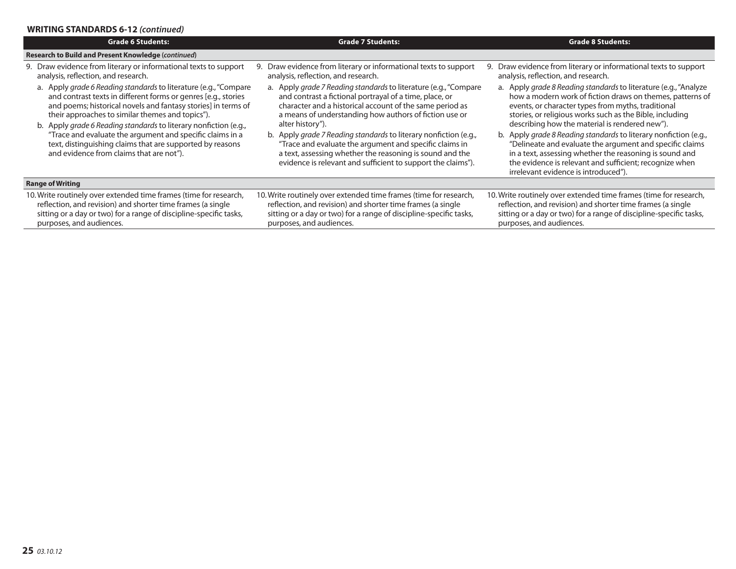## WRITING STANDARDS 6-12 *(continued)*

| Grade 6 Students: | Grade 7 Students: | Grade 8 Students: |
|---|---|---|
| **Research to Build and Present Knowledge** (*continued*) | | |
| 9. Draw evidence from literary or informational texts to support analysis, reflection, and research.<br>a. Apply *grade 6 Reading standards* to literature (e.g., "Compare and contrast texts in different forms or genres [e.g., stories and poems; historical novels and fantasy stories] in terms of their approaches to similar themes and topics").<br>b. Apply *grade 6 Reading standards* to literary nonfiction (e.g., "Trace and evaluate the argument and specific claims in a text, distinguishing claims that are supported by reasons and evidence from claims that are not"). | 9. Draw evidence from literary or informational texts to support analysis, reflection, and research.<br>a. Apply *grade 7 Reading standards* to literature (e.g., "Compare and contrast a fictional portrayal of a time, place, or character and a historical account of the same period as a means of understanding how authors of fiction use or alter history").<br>b. Apply *grade 7 Reading standards* to literary nonfiction (e.g., "Trace and evaluate the argument and specific claims in a text, assessing whether the reasoning is sound and the evidence is relevant and sufficient to support the claims"). | 9. Draw evidence from literary or informational texts to support analysis, reflection, and research.<br>a. Apply *grade 8 Reading standards* to literature (e.g., "Analyze how a modern work of fiction draws on themes, patterns of events, or character types from myths, traditional stories, or religious works such as the Bible, including describing how the material is rendered new").<br>b. Apply *grade 8 Reading standards* to literary nonfiction (e.g., "Delineate and evaluate the argument and specific claims in a text, assessing whether the reasoning is sound and the evidence is relevant and sufficient; recognize when irrelevant evidence is introduced"). |
| **Range of Writing** | | |
| 10. Write routinely over extended time frames (time for research, reflection, and revision) and shorter time frames (a single sitting or a day or two) for a range of discipline-specific tasks, purposes, and audiences. | 10. Write routinely over extended time frames (time for research, reflection, and revision) and shorter time frames (a single sitting or a day or two) for a range of discipline-specific tasks, purposes, and audiences. | 10. Write routinely over extended time frames (time for research, reflection, and revision) and shorter time frames (a single sitting or a day or two) for a range of discipline-specific tasks, purposes, and audiences. |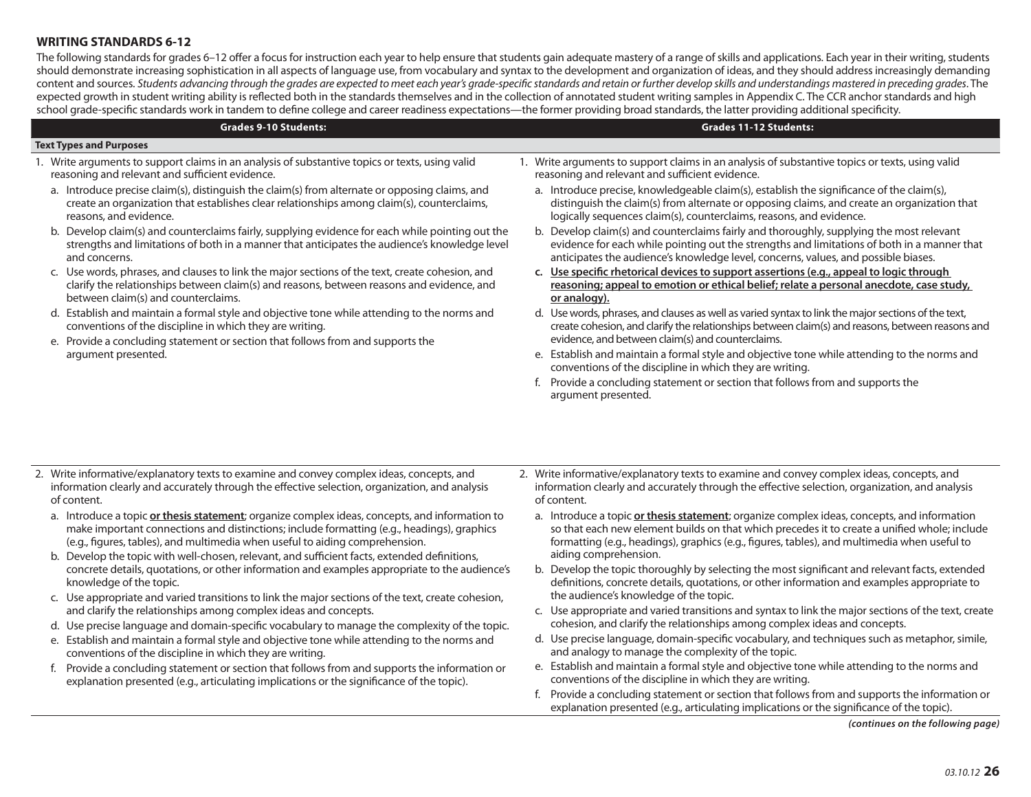## WRITING STANDARDS 6-12

The following standards for grades 6–12 offer a focus for instruction each year to help ensure that students gain adequate mastery of a range of skills and applications. Each year in their writing, students should demonstrate increasing sophistication in all aspects of language use, from vocabulary and syntax to the development and organization of ideas, and they should address increasingly demanding content and sources. *Students advancing through the grades are expected to meet each year's grade-specific standards and retain or further develop skills and understandings mastered in preceding grades*. The expected growth in student writing ability is reflected both in the standards themselves and in the collection of annotated student writing samples in Appendix C. The CCR anchor standards and high school grade-specific standards work in tandem to define college and career readiness expectations—the former providing broad standards, the latter providing additional specificity.

| Grades 9-10 Students: | Grades 11-12 Students: |
|---|---|
| **Text Types and Purposes** | |
| 1. Write arguments to support claims in an analysis of substantive topics or texts, using valid reasoning and relevant and sufficient evidence.<br>a. Introduce precise claim(s), distinguish the claim(s) from alternate or opposing claims, and create an organization that establishes clear relationships among claim(s), counterclaims, reasons, and evidence.<br>b. Develop claim(s) and counterclaims fairly, supplying evidence for each while pointing out the strengths and limitations of both in a manner that anticipates the audience's knowledge level and concerns.<br>c. Use words, phrases, and clauses to link the major sections of the text, create cohesion, and clarify the relationships between claim(s) and reasons, between reasons and evidence, and between claim(s) and counterclaims.<br>d. Establish and maintain a formal style and objective tone while attending to the norms and conventions of the discipline in which they are writing.<br>e. Provide a concluding statement or section that follows from and supports the argument presented. | 1. Write arguments to support claims in an analysis of substantive topics or texts, using valid reasoning and relevant and sufficient evidence.<br>a. Introduce precise, knowledgeable claim(s), establish the significance of the claim(s), distinguish the claim(s) from alternate or opposing claims, and create an organization that logically sequences claim(s), counterclaims, reasons, and evidence.<br>b. Develop claim(s) and counterclaims fairly and thoroughly, supplying the most relevant evidence for each while pointing out the strengths and limitations of both in a manner that anticipates the audience's knowledge level, concerns, values, and possible biases.<br>**c. <u>Use specific rhetorical devices to support assertions (e.g., appeal to logic through reasoning; appeal to emotion or ethical belief; relate a personal anecdote, case study, or analogy).</u>**<br>d. Use words, phrases, and clauses as well as varied syntax to link the major sections of the text, create cohesion, and clarify the relationships between claim(s) and reasons, between reasons and evidence, and between claim(s) and counterclaims.<br>e. Establish and maintain a formal style and objective tone while attending to the norms and conventions of the discipline in which they are writing.<br>f. Provide a concluding statement or section that follows from and supports the argument presented. |
| 2. Write informative/explanatory texts to examine and convey complex ideas, concepts, and information clearly and accurately through the effective selection, organization, and analysis of content.<br>a. Introduce a topic **<u>or thesis statement</u>**; organize complex ideas, concepts, and information to make important connections and distinctions; include formatting (e.g., headings), graphics (e.g., figures, tables), and multimedia when useful to aiding comprehension.<br>b. Develop the topic with well-chosen, relevant, and sufficient facts, extended definitions, concrete details, quotations, or other information and examples appropriate to the audience's knowledge of the topic.<br>c. Use appropriate and varied transitions to link the major sections of the text, create cohesion, and clarify the relationships among complex ideas and concepts.<br>d. Use precise language and domain-specific vocabulary to manage the complexity of the topic.<br>e. Establish and maintain a formal style and objective tone while attending to the norms and conventions of the discipline in which they are writing.<br>f. Provide a concluding statement or section that follows from and supports the information or explanation presented (e.g., articulating implications or the significance of the topic). | 2. Write informative/explanatory texts to examine and convey complex ideas, concepts, and information clearly and accurately through the effective selection, organization, and analysis of content.<br>a. Introduce a topic **<u>or thesis statement</u>**; organize complex ideas, concepts, and information so that each new element builds on that which precedes it to create a unified whole; include formatting (e.g., headings), graphics (e.g., figures, tables), and multimedia when useful to aiding comprehension.<br>b. Develop the topic thoroughly by selecting the most significant and relevant facts, extended definitions, concrete details, quotations, or other information and examples appropriate to the audience's knowledge of the topic.<br>c. Use appropriate and varied transitions and syntax to link the major sections of the text, create cohesion, and clarify the relationships among complex ideas and concepts.<br>d. Use precise language, domain-specific vocabulary, and techniques such as metaphor, simile, and analogy to manage the complexity of the topic.<br>e. Establish and maintain a formal style and objective tone while attending to the norms and conventions of the discipline in which they are writing.<br>f. Provide a concluding statement or section that follows from and supports the information or explanation presented (e.g., articulating implications or the significance of the topic). |

*(continues on the following page)*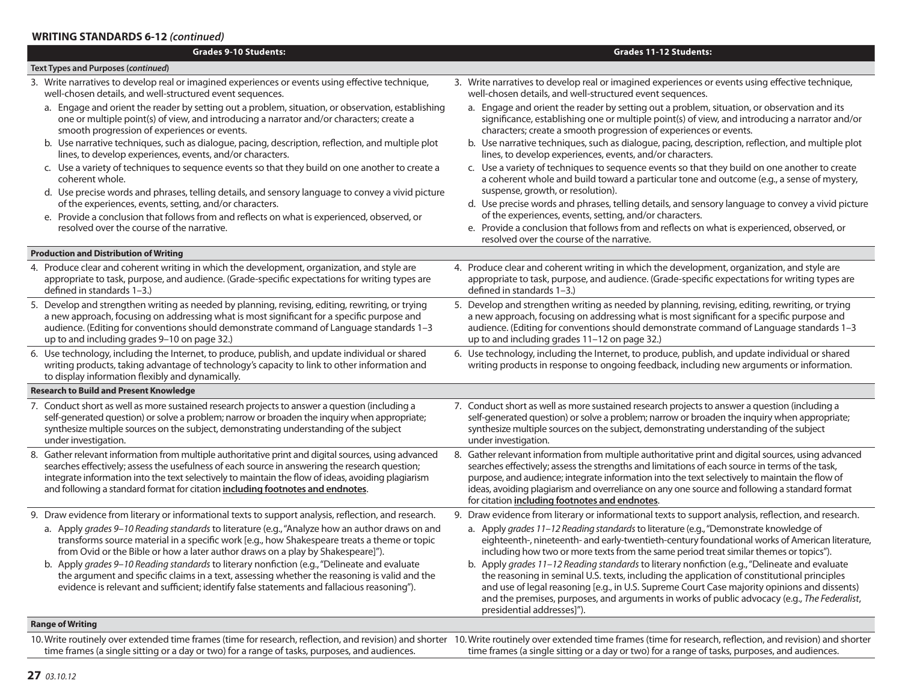## WRITING STANDARDS 6-12 *(continued)*

| Grades 9-10 Students: | Grades 11-12 Students: |
|---|---|
| **Text Types and Purposes (*continued*)** | |
| 3. Write narratives to develop real or imagined experiences or events using effective technique, well-chosen details, and well-structured event sequences.<br>a. Engage and orient the reader by setting out a problem, situation, or observation, establishing one or multiple point(s) of view, and introducing a narrator and/or characters; create a smooth progression of experiences or events.<br>b. Use narrative techniques, such as dialogue, pacing, description, reflection, and multiple plot lines, to develop experiences, events, and/or characters.<br>c. Use a variety of techniques to sequence events so that they build on one another to create a coherent whole.<br>d. Use precise words and phrases, telling details, and sensory language to convey a vivid picture of the experiences, events, setting, and/or characters.<br>e. Provide a conclusion that follows from and reflects on what is experienced, observed, or resolved over the course of the narrative. | 3. Write narratives to develop real or imagined experiences or events using effective technique, well-chosen details, and well-structured event sequences.<br>a. Engage and orient the reader by setting out a problem, situation, or observation and its significance, establishing one or multiple point(s) of view, and introducing a narrator and/or characters; create a smooth progression of experiences or events.<br>b. Use narrative techniques, such as dialogue, pacing, description, reflection, and multiple plot lines, to develop experiences, events, and/or characters.<br>c. Use a variety of techniques to sequence events so that they build on one another to create a coherent whole and build toward a particular tone and outcome (e.g., a sense of mystery, suspense, growth, or resolution).<br>d. Use precise words and phrases, telling details, and sensory language to convey a vivid picture of the experiences, events, setting, and/or characters.<br>e. Provide a conclusion that follows from and reflects on what is experienced, observed, or resolved over the course of the narrative. |
| **Production and Distribution of Writing** | |
| 4. Produce clear and coherent writing in which the development, organization, and style are appropriate to task, purpose, and audience. (Grade-specific expectations for writing types are defined in standards 1–3.) | 4. Produce clear and coherent writing in which the development, organization, and style are appropriate to task, purpose, and audience. (Grade-specific expectations for writing types are defined in standards 1–3.) |
| 5. Develop and strengthen writing as needed by planning, revising, editing, rewriting, or trying a new approach, focusing on addressing what is most significant for a specific purpose and audience. (Editing for conventions should demonstrate command of Language standards 1–3 up to and including grades 9–10 on page 32.) | 5. Develop and strengthen writing as needed by planning, revising, editing, rewriting, or trying a new approach, focusing on addressing what is most significant for a specific purpose and audience. (Editing for conventions should demonstrate command of Language standards 1–3 up to and including grades 11–12 on page 32.) |
| 6. Use technology, including the Internet, to produce, publish, and update individual or shared writing products, taking advantage of technology's capacity to link to other information and to display information flexibly and dynamically. | 6. Use technology, including the Internet, to produce, publish, and update individual or shared writing products in response to ongoing feedback, including new arguments or information. |
| **Research to Build and Present Knowledge** | |
| 7. Conduct short as well as more sustained research projects to answer a question (including a self-generated question) or solve a problem; narrow or broaden the inquiry when appropriate; synthesize multiple sources on the subject, demonstrating understanding of the subject under investigation. | 7. Conduct short as well as more sustained research projects to answer a question (including a self-generated question) or solve a problem; narrow or broaden the inquiry when appropriate; synthesize multiple sources on the subject, demonstrating understanding of the subject under investigation. |
| 8. Gather relevant information from multiple authoritative print and digital sources, using advanced searches effectively; assess the usefulness of each source in answering the research question; integrate information into the text selectively to maintain the flow of ideas, avoiding plagiarism and following a standard format for citation **<u>including footnotes and endnotes</u>**. | 8. Gather relevant information from multiple authoritative print and digital sources, using advanced searches effectively; assess the strengths and limitations of each source in terms of the task, purpose, and audience; integrate information into the text selectively to maintain the flow of ideas, avoiding plagiarism and overreliance on any one source and following a standard format for citation **<u>including footnotes and endnotes</u>**. |
| 9. Draw evidence from literary or informational texts to support analysis, reflection, and research.<br>a. Apply *grades 9–10 Reading standards* to literature (e.g., "Analyze how an author draws on and transforms source material in a specific work [e.g., how Shakespeare treats a theme or topic from Ovid or the Bible or how a later author draws on a play by Shakespeare]").<br>b. Apply *grades 9–10 Reading standards* to literary nonfiction (e.g., "Delineate and evaluate the argument and specific claims in a text, assessing whether the reasoning is valid and the evidence is relevant and sufficient; identify false statements and fallacious reasoning"). | 9. Draw evidence from literary or informational texts to support analysis, reflection, and research.<br>a. Apply *grades 11–12 Reading standards* to literature (e.g., "Demonstrate knowledge of eighteenth-, nineteenth- and early-twentieth-century foundational works of American literature, including how two or more texts from the same period treat similar themes or topics").<br>b. Apply *grades 11–12 Reading standards* to literary nonfiction (e.g., "Delineate and evaluate the reasoning in seminal U.S. texts, including the application of constitutional principles and use of legal reasoning [e.g., in U.S. Supreme Court Case majority opinions and dissents) and the premises, purposes, and arguments in works of public advocacy (e.g., *The Federalist*, presidential addresses]"). |
| **Range of Writing** | |
| 10. Write routinely over extended time frames (time for research, reflection, and revision) and shorter time frames (a single sitting or a day or two) for a range of tasks, purposes, and audiences. | 10. Write routinely over extended time frames (time for research, reflection, and revision) and shorter time frames (a single sitting or a day or two) for a range of tasks, purposes, and audiences. |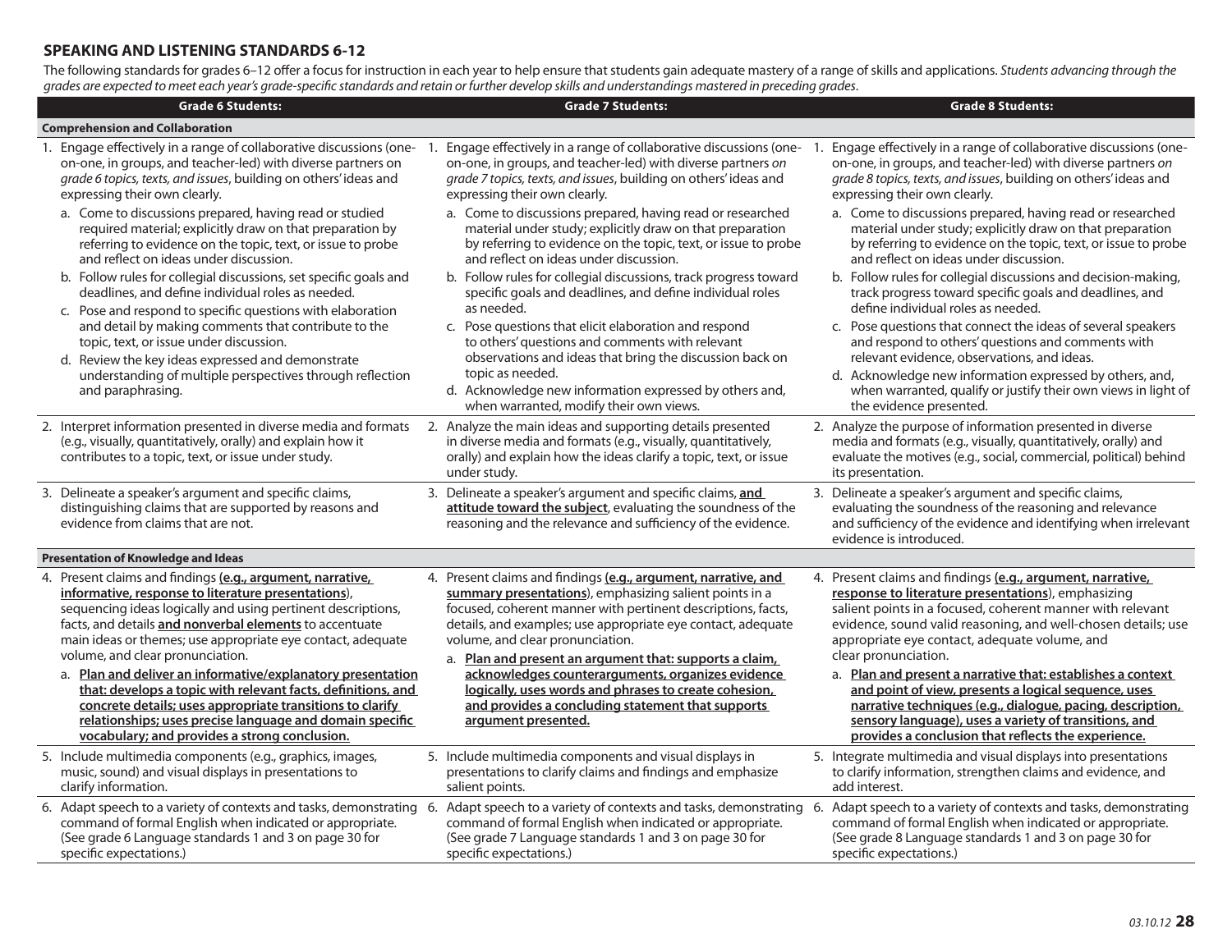## SPEAKING AND LISTENING STANDARDS 6-12

The following standards for grades 6–12 offer a focus for instruction in each year to help ensure that students gain adequate mastery of a range of skills and applications. *Students advancing through the grades are expected to meet each year's grade-specific standards and retain or further develop skills and understandings mastered in preceding grades*.

| Grade 6 Students: | Grade 7 Students: | Grade 8 Students: |
|---|---|---|
| **Comprehension and Collaboration** | | |
| 1. Engage effectively in a range of collaborative discussions (one-on-one, in groups, and teacher-led) with diverse partners on *grade 6 topics, texts, and issues*, building on others' ideas and expressing their own clearly.<br>a. Come to discussions prepared, having read or studied required material; explicitly draw on that preparation by referring to evidence on the topic, text, or issue to probe and reflect on ideas under discussion.<br>b. Follow rules for collegial discussions, set specific goals and deadlines, and define individual roles as needed.<br>c. Pose and respond to specific questions with elaboration and detail by making comments that contribute to the topic, text, or issue under discussion.<br>d. Review the key ideas expressed and demonstrate understanding of multiple perspectives through reflection and paraphrasing. | 1. Engage effectively in a range of collaborative discussions (one-on-one, in groups, and teacher-led) with diverse partners *on grade 7 topics, texts, and issues*, building on others' ideas and expressing their own clearly.<br>a. Come to discussions prepared, having read or researched material under study; explicitly draw on that preparation by referring to evidence on the topic, text, or issue to probe and reflect on ideas under discussion.<br>b. Follow rules for collegial discussions, track progress toward specific goals and deadlines, and define individual roles as needed.<br>c. Pose questions that elicit elaboration and respond to others' questions and comments with relevant observations and ideas that bring the discussion back on topic as needed.<br>d. Acknowledge new information expressed by others and, when warranted, modify their own views. | 1. Engage effectively in a range of collaborative discussions (one-on-one, in groups, and teacher-led) with diverse partners *on grade 8 topics, texts, and issues*, building on others' ideas and expressing their own clearly.<br>a. Come to discussions prepared, having read or researched material under study; explicitly draw on that preparation by referring to evidence on the topic, text, or issue to probe and reflect on ideas under discussion.<br>b. Follow rules for collegial discussions and decision-making, track progress toward specific goals and deadlines, and define individual roles as needed.<br>c. Pose questions that connect the ideas of several speakers and respond to others' questions and comments with relevant evidence, observations, and ideas.<br>d. Acknowledge new information expressed by others, and, when warranted, qualify or justify their own views in light of the evidence presented. |
| 2. Interpret information presented in diverse media and formats (e.g., visually, quantitatively, orally) and explain how it contributes to a topic, text, or issue under study. | 2. Analyze the main ideas and supporting details presented in diverse media and formats (e.g., visually, quantitatively, orally) and explain how the ideas clarify a topic, text, or issue under study. | 2. Analyze the purpose of information presented in diverse media and formats (e.g., visually, quantitatively, orally) and evaluate the motives (e.g., social, commercial, political) behind its presentation. |
| 3. Delineate a speaker's argument and specific claims, distinguishing claims that are supported by reasons and evidence from claims that are not. | 3. Delineate a speaker's argument and specific claims, **<u>and attitude toward the subject</u>**, evaluating the soundness of the reasoning and the relevance and sufficiency of the evidence. | 3. Delineate a speaker's argument and specific claims, evaluating the soundness of the reasoning and relevance and sufficiency of the evidence and identifying when irrelevant evidence is introduced. |
| **Presentation of Knowledge and Ideas** | | |
| 4. Present claims and findings **<u>(e.g., argument, narrative, informative, response to literature presentations)</u>**, sequencing ideas logically and using pertinent descriptions, facts, and details **<u>and nonverbal elements</u>** to accentuate main ideas or themes; use appropriate eye contact, adequate volume, and clear pronunciation.<br>a. **<u>Plan and deliver an informative/explanatory presentation that: develops a topic with relevant facts, definitions, and concrete details; uses appropriate transitions to clarify relationships; uses precise language and domain specific vocabulary; and provides a strong conclusion.</u>** | 4. Present claims and findings **<u>(e.g., argument, narrative, and summary presentations)</u>**, emphasizing salient points in a focused, coherent manner with pertinent descriptions, facts, details, and examples; use appropriate eye contact, adequate volume, and clear pronunciation.<br>a. **<u>Plan and present an argument that: supports a claim, acknowledges counterarguments, organizes evidence logically, uses words and phrases to create cohesion, and provides a concluding statement that supports argument presented.</u>** | 4. Present claims and findings **<u>(e.g., argument, narrative, response to literature presentations)</u>**, emphasizing salient points in a focused, coherent manner with relevant evidence, sound valid reasoning, and well-chosen details; use appropriate eye contact, adequate volume, and clear pronunciation.<br>a. **<u>Plan and present a narrative that: establishes a context and point of view, presents a logical sequence, uses narrative techniques (e.g., dialogue, pacing, description, sensory language), uses a variety of transitions, and provides a conclusion that reflects the experience.</u>** |
| 5. Include multimedia components (e.g., graphics, images, music, sound) and visual displays in presentations to clarify information. | 5. Include multimedia components and visual displays in presentations to clarify claims and findings and emphasize salient points. | 5. Integrate multimedia and visual displays into presentations to clarify information, strengthen claims and evidence, and add interest. |
| 6. Adapt speech to a variety of contexts and tasks, demonstrating command of formal English when indicated or appropriate. (See grade 6 Language standards 1 and 3 on page 30 for specific expectations.) | 6. Adapt speech to a variety of contexts and tasks, demonstrating command of formal English when indicated or appropriate. (See grade 7 Language standards 1 and 3 on page 30 for specific expectations.) | 6. Adapt speech to a variety of contexts and tasks, demonstrating command of formal English when indicated or appropriate. (See grade 8 Language standards 1 and 3 on page 30 for specific expectations.) |

*03.10.12*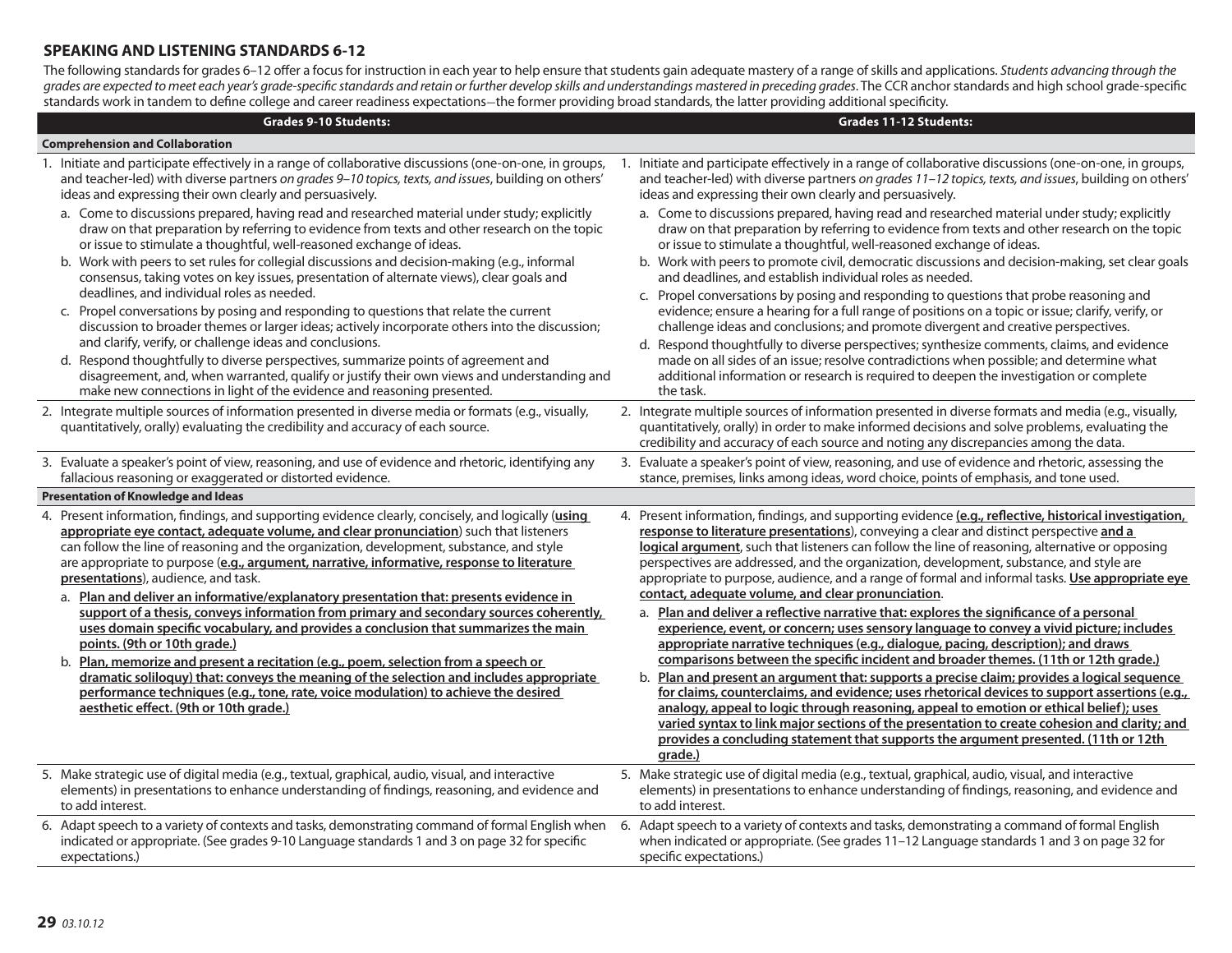## SPEAKING AND LISTENING STANDARDS 6-12

The following standards for grades 6–12 offer a focus for instruction in each year to help ensure that students gain adequate mastery of a range of skills and applications. *Students advancing through the grades are expected to meet each year's grade-specific standards and retain or further develop skills and understandings mastered in preceding grades*. The CCR anchor standards and high school grade-specific standards work in tandem to define college and career readiness expectations—the former providing broad standards, the latter providing additional specificity.

| Grades 9-10 Students: | Grades 11-12 Students: |
|---|---|
| **Comprehension and Collaboration** | |
| 1. Initiate and participate effectively in a range of collaborative discussions (one-on-one, in groups, and teacher-led) with diverse partners *on grades 9–10 topics, texts, and issues*, building on others' ideas and expressing their own clearly and persuasively.<br>a. Come to discussions prepared, having read and researched material under study; explicitly draw on that preparation by referring to evidence from texts and other research on the topic or issue to stimulate a thoughtful, well-reasoned exchange of ideas.<br>b. Work with peers to set rules for collegial discussions and decision-making (e.g., informal consensus, taking votes on key issues, presentation of alternate views), clear goals and deadlines, and individual roles as needed.<br>c. Propel conversations by posing and responding to questions that relate the current discussion to broader themes or larger ideas; actively incorporate others into the discussion; and clarify, verify, or challenge ideas and conclusions.<br>d. Respond thoughtfully to diverse perspectives, summarize points of agreement and disagreement, and, when warranted, qualify or justify their own views and understanding and make new connections in light of the evidence and reasoning presented. | 1. Initiate and participate effectively in a range of collaborative discussions (one-on-one, in groups, and teacher-led) with diverse partners *on grades 11–12 topics, texts, and issues*, building on others' ideas and expressing their own clearly and persuasively.<br>a. Come to discussions prepared, having read and researched material under study; explicitly draw on that preparation by referring to evidence from texts and other research on the topic or issue to stimulate a thoughtful, well-reasoned exchange of ideas.<br>b. Work with peers to promote civil, democratic discussions and decision-making, set clear goals and deadlines, and establish individual roles as needed.<br>c. Propel conversations by posing and responding to questions that probe reasoning and evidence; ensure a hearing for a full range of positions on a topic or issue; clarify, verify, or challenge ideas and conclusions; and promote divergent and creative perspectives.<br>d. Respond thoughtfully to diverse perspectives; synthesize comments, claims, and evidence made on all sides of an issue; resolve contradictions when possible; and determine what additional information or research is required to deepen the investigation or complete the task. |
| 2. Integrate multiple sources of information presented in diverse media or formats (e.g., visually, quantitatively, orally) evaluating the credibility and accuracy of each source. | 2. Integrate multiple sources of information presented in diverse formats and media (e.g., visually, quantitatively, orally) in order to make informed decisions and solve problems, evaluating the credibility and accuracy of each source and noting any discrepancies among the data. |
| 3. Evaluate a speaker's point of view, reasoning, and use of evidence and rhetoric, identifying any fallacious reasoning or exaggerated or distorted evidence. | 3. Evaluate a speaker's point of view, reasoning, and use of evidence and rhetoric, assessing the stance, premises, links among ideas, word choice, points of emphasis, and tone used. |
| **Presentation of Knowledge and Ideas** | |
| 4. Present information, findings, and supporting evidence clearly, concisely, and logically (**using appropriate eye contact, adequate volume, and clear pronunciation**) such that listeners can follow the line of reasoning and the organization, development, substance, and style are appropriate to purpose (**e.g., argument, narrative, informative, response to literature presentations**), audience, and task.<br>a. **Plan and deliver an informative/explanatory presentation that: presents evidence in support of a thesis, conveys information from primary and secondary sources coherently, uses domain specific vocabulary, and provides a conclusion that summarizes the main points. (9th or 10th grade.)**<br>b. **Plan, memorize and present a recitation (e.g., poem, selection from a speech or dramatic soliloquy) that: conveys the meaning of the selection and includes appropriate performance techniques (e.g., tone, rate, voice modulation) to achieve the desired aesthetic effect. (9th or 10th grade.)** | 4. Present information, findings, and supporting evidence **(e.g., reflective, historical investigation, response to literature presentations)**, conveying a clear and distinct perspective **and a logical argument**, such that listeners can follow the line of reasoning, alternative or opposing perspectives are addressed, and the organization, development, substance, and style are appropriate to purpose, audience, and a range of formal and informal tasks. **Use appropriate eye contact, adequate volume, and clear pronunciation**.<br>a. **Plan and deliver a reflective narrative that: explores the significance of a personal experience, event, or concern; uses sensory language to convey a vivid picture; includes appropriate narrative techniques (e.g., dialogue, pacing, description); and draws comparisons between the specific incident and broader themes. (11th or 12th grade.)**<br>b. **Plan and present an argument that: supports a precise claim; provides a logical sequence for claims, counterclaims, and evidence; uses rhetorical devices to support assertions (e.g., analogy, appeal to logic through reasoning, appeal to emotion or ethical belief); uses varied syntax to link major sections of the presentation to create cohesion and clarity; and provides a concluding statement that supports the argument presented. (11th or 12th grade.)** |
| 5. Make strategic use of digital media (e.g., textual, graphical, audio, visual, and interactive elements) in presentations to enhance understanding of findings, reasoning, and evidence and to add interest. | 5. Make strategic use of digital media (e.g., textual, graphical, audio, visual, and interactive elements) in presentations to enhance understanding of findings, reasoning, and evidence and to add interest. |
| 6. Adapt speech to a variety of contexts and tasks, demonstrating command of formal English when indicated or appropriate. (See grades 9-10 Language standards 1 and 3 on page 32 for specific expectations.) | 6. Adapt speech to a variety of contexts and tasks, demonstrating a command of formal English when indicated or appropriate. (See grades 11–12 Language standards 1 and 3 on page 32 for specific expectations.) |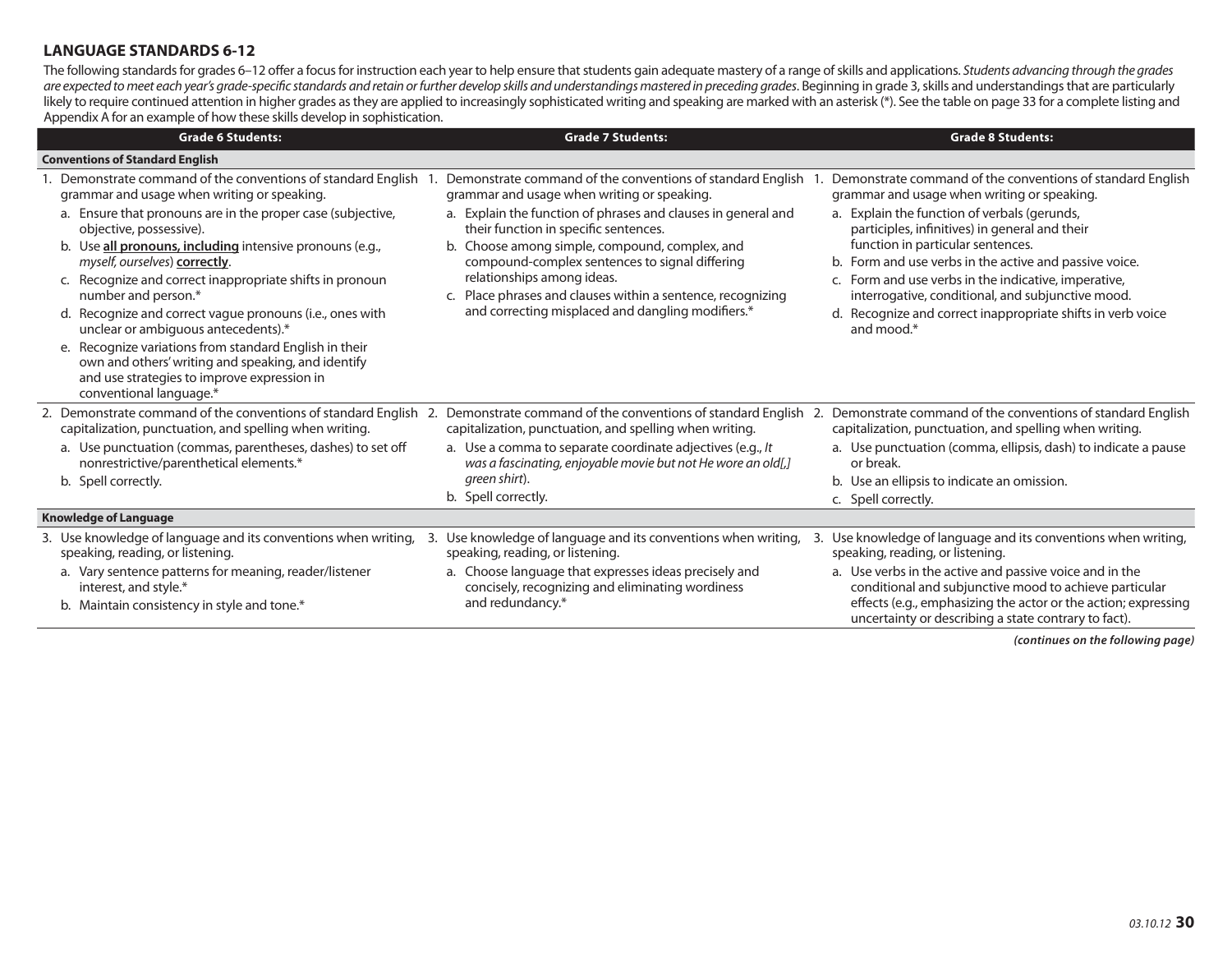## LANGUAGE STANDARDS 6-12

The following standards for grades 6–12 offer a focus for instruction each year to help ensure that students gain adequate mastery of a range of skills and applications. *Students advancing through the grades are expected to meet each year's grade-specific standards and retain or further develop skills and understandings mastered in preceding grades*. Beginning in grade 3, skills and understandings that are particularly likely to require continued attention in higher grades as they are applied to increasingly sophisticated writing and speaking are marked with an asterisk (*). See the table on page 33 for a complete listing and Appendix A for an example of how these skills develop in sophistication.

| Grade 6 Students: | Grade 7 Students: | Grade 8 Students: |
|---|---|---|
| **Conventions of Standard English** | | |
| 1. Demonstrate command of the conventions of standard English grammar and usage when writing or speaking.<br>a. Ensure that pronouns are in the proper case (subjective, objective, possessive).<br>b. Use **all pronouns, including** intensive pronouns (e.g., *myself, ourselves*) **correctly**.<br>c. Recognize and correct inappropriate shifts in pronoun number and person.*<br>d. Recognize and correct vague pronouns (i.e., ones with unclear or ambiguous antecedents).*<br>e. Recognize variations from standard English in their own and others' writing and speaking, and identify and use strategies to improve expression in conventional language.* | 1. Demonstrate command of the conventions of standard English grammar and usage when writing or speaking.<br>a. Explain the function of phrases and clauses in general and their function in specific sentences.<br>b. Choose among simple, compound, complex, and compound-complex sentences to signal differing relationships among ideas.<br>c. Place phrases and clauses within a sentence, recognizing and correcting misplaced and dangling modifiers.* | 1. Demonstrate command of the conventions of standard English grammar and usage when writing or speaking.<br>a. Explain the function of verbals (gerunds, participles, infinitives) in general and their function in particular sentences.<br>b. Form and use verbs in the active and passive voice.<br>c. Form and use verbs in the indicative, imperative, interrogative, conditional, and subjunctive mood.<br>d. Recognize and correct inappropriate shifts in verb voice and mood.* |
| 2. Demonstrate command of the conventions of standard English capitalization, punctuation, and spelling when writing.<br>a. Use punctuation (commas, parentheses, dashes) to set off nonrestrictive/parenthetical elements.*<br>b. Spell correctly. | 2. Demonstrate command of the conventions of standard English capitalization, punctuation, and spelling when writing.<br>a. Use a comma to separate coordinate adjectives (e.g., *It was a fascinating, enjoyable movie but not He wore an old[,] green shirt*).<br>b. Spell correctly. | 2. Demonstrate command of the conventions of standard English capitalization, punctuation, and spelling when writing.<br>a. Use punctuation (comma, ellipsis, dash) to indicate a pause or break.<br>b. Use an ellipsis to indicate an omission.<br>c. Spell correctly. |
| **Knowledge of Language** | | |
| 3. Use knowledge of language and its conventions when writing, speaking, reading, or listening.<br>a. Vary sentence patterns for meaning, reader/listener interest, and style.*<br>b. Maintain consistency in style and tone.* | 3. Use knowledge of language and its conventions when writing, speaking, reading, or listening.<br>a. Choose language that expresses ideas precisely and concisely, recognizing and eliminating wordiness and redundancy.* | 3. Use knowledge of language and its conventions when writing, speaking, reading, or listening.<br>a. Use verbs in the active and passive voice and in the conditional and subjunctive mood to achieve particular effects (e.g., emphasizing the actor or the action; expressing uncertainty or describing a state contrary to fact). |

***(continues on the following page)***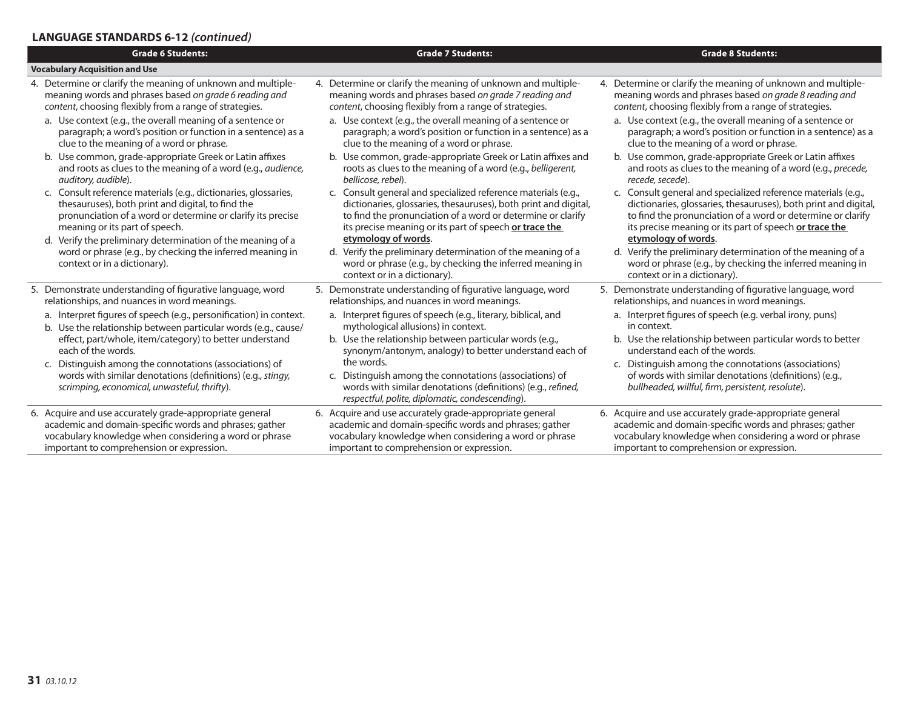## LANGUAGE STANDARDS 6-12 *(continued)*

| Grade 6 Students: | Grade 7 Students: | Grade 8 Students: |
|---|---|---|
| **Vocabulary Acquisition and Use** | | |
| 4. Determine or clarify the meaning of unknown and multiple-meaning words and phrases based *on grade 6 reading and content*, choosing flexibly from a range of strategies.<br>a. Use context (e.g., the overall meaning of a sentence or paragraph; a word's position or function in a sentence) as a clue to the meaning of a word or phrase.<br>b. Use common, grade-appropriate Greek or Latin affixes and roots as clues to the meaning of a word (e.g., *audience, auditory, audible*).<br>c. Consult reference materials (e.g., dictionaries, glossaries, thesauruses), both print and digital, to find the pronunciation of a word or determine or clarify its precise meaning or its part of speech.<br>d. Verify the preliminary determination of the meaning of a word or phrase (e.g., by checking the inferred meaning in context or in a dictionary). | 4. Determine or clarify the meaning of unknown and multiple-meaning words and phrases based *on grade 7 reading and content*, choosing flexibly from a range of strategies.<br>a. Use context (e.g., the overall meaning of a sentence or paragraph; a word's position or function in a sentence) as a clue to the meaning of a word or phrase.<br>b. Use common, grade-appropriate Greek or Latin affixes and roots as clues to the meaning of a word (e.g., *belligerent, bellicose, rebel*).<br>c. Consult general and specialized reference materials (e.g., dictionaries, glossaries, thesauruses), both print and digital, to find the pronunciation of a word or determine or clarify its precise meaning or its part of speech **or trace the etymology of words**.<br>d. Verify the preliminary determination of the meaning of a word or phrase (e.g., by checking the inferred meaning in context or in a dictionary). | 4. Determine or clarify the meaning of unknown and multiple-meaning words and phrases based *on grade 8 reading and content*, choosing flexibly from a range of strategies.<br>a. Use context (e.g., the overall meaning of a sentence or paragraph; a word's position or function in a sentence) as a clue to the meaning of a word or phrase.<br>b. Use common, grade-appropriate Greek or Latin affixes and roots as clues to the meaning of a word (e.g., *precede, recede, secede*).<br>c. Consult general and specialized reference materials (e.g., dictionaries, glossaries, thesauruses), both print and digital, to find the pronunciation of a word or determine or clarify its precise meaning or its part of speech **or trace the etymology of words**.<br>d. Verify the preliminary determination of the meaning of a word or phrase (e.g., by checking the inferred meaning in context or in a dictionary). |
| 5. Demonstrate understanding of figurative language, word relationships, and nuances in word meanings.<br>a. Interpret figures of speech (e.g., personification) in context.<br>b. Use the relationship between particular words (e.g., cause/effect, part/whole, item/category) to better understand each of the words.<br>c. Distinguish among the connotations (associations) of words with similar denotations (definitions) (e.g., *stingy, scrimping, economical, unwasteful, thrifty*). | 5. Demonstrate understanding of figurative language, word relationships, and nuances in word meanings.<br>a. Interpret figures of speech (e.g., literary, biblical, and mythological allusions) in context.<br>b. Use the relationship between particular words (e.g., synonym/antonym, analogy) to better understand each of the words.<br>c. Distinguish among the connotations (associations) of words with similar denotations (definitions) (e.g., *refined, respectful, polite, diplomatic, condescending*). | 5. Demonstrate understanding of figurative language, word relationships, and nuances in word meanings.<br>a. Interpret figures of speech (e.g. verbal irony, puns) in context.<br>b. Use the relationship between particular words to better understand each of the words.<br>c. Distinguish among the connotations (associations) of words with similar denotations (definitions) (e.g., *bullheaded, willful, firm, persistent, resolute*). |
| 6. Acquire and use accurately grade-appropriate general academic and domain-specific words and phrases; gather vocabulary knowledge when considering a word or phrase important to comprehension or expression. | 6. Acquire and use accurately grade-appropriate general academic and domain-specific words and phrases; gather vocabulary knowledge when considering a word or phrase important to comprehension or expression. | 6. Acquire and use accurately grade-appropriate general academic and domain-specific words and phrases; gather vocabulary knowledge when considering a word or phrase important to comprehension or expression. |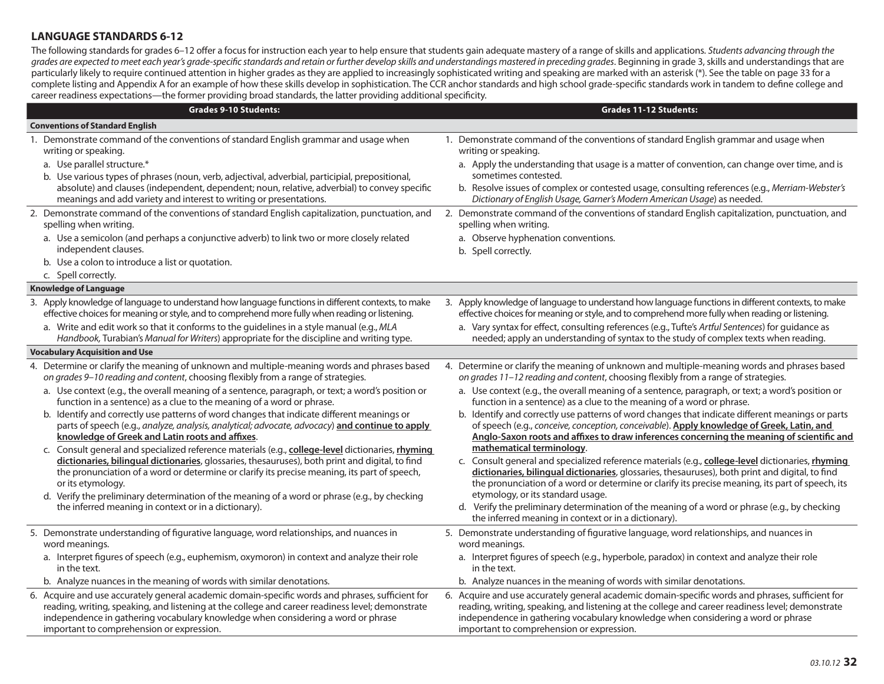## LANGUAGE STANDARDS 6-12

The following standards for grades 6–12 offer a focus for instruction each year to help ensure that students gain adequate mastery of a range of skills and applications. *Students advancing through the grades are expected to meet each year's grade-specific standards and retain or further develop skills and understandings mastered in preceding grades*. Beginning in grade 3, skills and understandings that are particularly likely to require continued attention in higher grades as they are applied to increasingly sophisticated writing and speaking are marked with an asterisk (*). See the table on page 33 for a complete listing and Appendix A for an example of how these skills develop in sophistication. The CCR anchor standards and high school grade-specific standards work in tandem to define college and career readiness expectations—the former providing broad standards, the latter providing additional specificity.

| Grades 9-10 Students: | Grades 11-12 Students: |
|---|---|
| **Conventions of Standard English** | |
| 1. Demonstrate command of the conventions of standard English grammar and usage when writing or speaking.<br>a. Use parallel structure.*<br>b. Use various types of phrases (noun, verb, adjectival, adverbial, participial, prepositional, absolute) and clauses (independent, dependent; noun, relative, adverbial) to convey specific meanings and add variety and interest to writing or presentations. | 1. Demonstrate command of the conventions of standard English grammar and usage when writing or speaking.<br>a. Apply the understanding that usage is a matter of convention, can change over time, and is sometimes contested.<br>b. Resolve issues of complex or contested usage, consulting references (e.g., *Merriam-Webster's Dictionary of English Usage, Garner's Modern American Usage*) as needed. |
| 2. Demonstrate command of the conventions of standard English capitalization, punctuation, and spelling when writing.<br>a. Use a semicolon (and perhaps a conjunctive adverb) to link two or more closely related independent clauses.<br>b. Use a colon to introduce a list or quotation.<br>c. Spell correctly. | 2. Demonstrate command of the conventions of standard English capitalization, punctuation, and spelling when writing.<br>a. Observe hyphenation conventions.<br>b. Spell correctly. |
| **Knowledge of Language** | |
| 3. Apply knowledge of language to understand how language functions in different contexts, to make effective choices for meaning or style, and to comprehend more fully when reading or listening.<br>a. Write and edit work so that it conforms to the guidelines in a style manual (e.g., *MLA Handbook*, Turabian's *Manual for Writers*) appropriate for the discipline and writing type. | 3. Apply knowledge of language to understand how language functions in different contexts, to make effective choices for meaning or style, and to comprehend more fully when reading or listening.<br>a. Vary syntax for effect, consulting references (e.g., Tufte's *Artful Sentences*) for guidance as needed; apply an understanding of syntax to the study of complex texts when reading. |
| **Vocabulary Acquisition and Use** | |
| 4. Determine or clarify the meaning of unknown and multiple-meaning words and phrases based *on grades 9–10 reading and content*, choosing flexibly from a range of strategies.<br>a. Use context (e.g., the overall meaning of a sentence, paragraph, or text; a word's position or function in a sentence) as a clue to the meaning of a word or phrase.<br>b. Identify and correctly use patterns of word changes that indicate different meanings or parts of speech (e.g., *analyze, analysis, analytical; advocate, advocacy*) **and continue to apply knowledge of Greek and Latin roots and affixes**.<br>c. Consult general and specialized reference materials (e.g., **college-level** dictionaries, **rhyming dictionaries, bilingual dictionaries**, glossaries, thesauruses), both print and digital, to find the pronunciation of a word or determine or clarify its precise meaning, its part of speech, or its etymology.<br>d. Verify the preliminary determination of the meaning of a word or phrase (e.g., by checking the inferred meaning in context or in a dictionary). | 4. Determine or clarify the meaning of unknown and multiple-meaning words and phrases based *on grades 11–12 reading and content*, choosing flexibly from a range of strategies.<br>a. Use context (e.g., the overall meaning of a sentence, paragraph, or text; a word's position or function in a sentence) as a clue to the meaning of a word or phrase.<br>b. Identify and correctly use patterns of word changes that indicate different meanings or parts of speech (e.g., *conceive, conception, conceivable*). **Apply knowledge of Greek, Latin, and Anglo-Saxon roots and affixes to draw inferences concerning the meaning of scientific and mathematical terminology**.<br>c. Consult general and specialized reference materials (e.g., **college-level** dictionaries, **rhyming dictionaries, bilingual dictionaries**, glossaries, thesauruses), both print and digital, to find the pronunciation of a word or determine or clarify its precise meaning, its part of speech, its etymology, or its standard usage.<br>d. Verify the preliminary determination of the meaning of a word or phrase (e.g., by checking the inferred meaning in context or in a dictionary). |
| 5. Demonstrate understanding of figurative language, word relationships, and nuances in word meanings.<br>a. Interpret figures of speech (e.g., euphemism, oxymoron) in context and analyze their role in the text.<br>b. Analyze nuances in the meaning of words with similar denotations. | 5. Demonstrate understanding of figurative language, word relationships, and nuances in word meanings.<br>a. Interpret figures of speech (e.g., hyperbole, paradox) in context and analyze their role in the text.<br>b. Analyze nuances in the meaning of words with similar denotations. |
| 6. Acquire and use accurately general academic domain-specific words and phrases, sufficient for reading, writing, speaking, and listening at the college and career readiness level; demonstrate independence in gathering vocabulary knowledge when considering a word or phrase important to comprehension or expression. | 6. Acquire and use accurately general academic domain-specific words and phrases, sufficient for reading, writing, speaking, and listening at the college and career readiness level; demonstrate independence in gathering vocabulary knowledge when considering a word or phrase important to comprehension or expression. |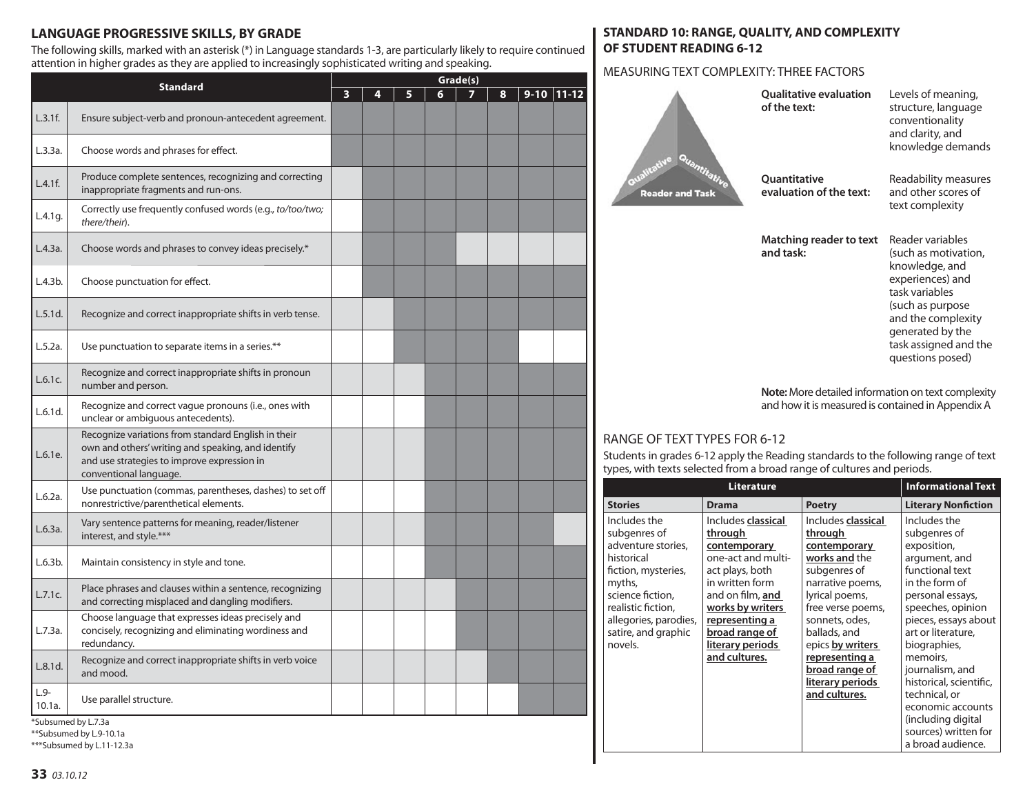## LANGUAGE PROGRESSIVE SKILLS, BY GRADE

The following skills, marked with an asterisk (*) in Language standards 1-3, are particularly likely to require continued attention in higher grades as they are applied to increasingly sophisticated writing and speaking.

| Standard | | Grade(s) | | | | | | | |
|---|---|---|---|---|---|---|---|---|---|
| | | 3 | 4 | 5 | 6 | 7 | 8 | 9-10 | 11-12 |
| L.3.1f. | Ensure subject-verb and pronoun-antecedent agreement. | ■ | ■ | ■ | ■ | ■ | ■ | ■ | ■ |
| L.3.3a. | Choose words and phrases for effect. | ■ | ■ | ■ | ■ | ■ | ■ | ■ | ■ |
| L.4.1f. | Produce complete sentences, recognizing and correcting inappropriate fragments and run-ons. | | ■ | ■ | ■ | ■ | ■ | ■ | ■ |
| L.4.1g. | Correctly use frequently confused words (e.g., *to/too/two; there/their*). | | ■ | ■ | ■ | ■ | ■ | ■ | ■ |
| L.4.3a. | Choose words and phrases to convey ideas precisely.* | | ■ | ■ | ■ | | | | |
| L.4.3b. | Choose punctuation for effect. | | ■ | ■ | ■ | ■ | ■ | ■ | ■ |
| L.5.1d. | Recognize and correct inappropriate shifts in verb tense. | | | ■ | ■ | ■ | ■ | ■ | ■ |
| L.5.2a. | Use punctuation to separate items in a series.** | | | ■ | ■ | ■ | ■ | | |
| L.6.1c. | Recognize and correct inappropriate shifts in pronoun number and person. | | | | ■ | ■ | ■ | ■ | ■ |
| L.6.1d. | Recognize and correct vague pronouns (i.e., ones with unclear or ambiguous antecedents). | | | | ■ | ■ | ■ | ■ | ■ |
| L.6.1e. | Recognize variations from standard English in their own and others' writing and speaking, and identify and use strategies to improve expression in conventional language. | | | | ■ | ■ | ■ | ■ | ■ |
| L.6.2a. | Use punctuation (commas, parentheses, dashes) to set off nonrestrictive/parenthetical elements. | | | | ■ | ■ | ■ | ■ | ■ |
| L.6.3a. | Vary sentence patterns for meaning, reader/listener interest, and style.*** | | | | ■ | ■ | ■ | ■ | |
| L.6.3b. | Maintain consistency in style and tone. | | | | ■ | ■ | ■ | ■ | ■ |
| L.7.1c. | Place phrases and clauses within a sentence, recognizing and correcting misplaced and dangling modifiers. | | | | | ■ | ■ | ■ | ■ |
| L.7.3a. | Choose language that expresses ideas precisely and concisely, recognizing and eliminating wordiness and redundancy. | | | | | ■ | ■ | ■ | ■ |
| L.8.1d. | Recognize and correct inappropriate shifts in verb voice and mood. | | | | | | ■ | ■ | ■ |
| L.9-10.1a. | Use parallel structure. | | | | | | | ■ | ■ |

*Subsumed by L.7.3a
**Subsumed by L.9-10.1a
***Subsumed by L.11-12.3a

## STANDARD 10: RANGE, QUALITY, AND COMPLEXITY OF STUDENT READING 6-12

### MEASURING TEXT COMPLEXITY: THREE FACTORS

**Qualitative evaluation of the text:** Levels of meaning, structure, language conventionality and clarity, and knowledge demands

**Quantitative evaluation of the text:** Readability measures and other scores of text complexity

**Matching reader to text and task:** Reader variables (such as motivation, knowledge, and experiences) and task variables (such as purpose and the complexity generated by the task assigned and the questions posed)

**Note:** More detailed information on text complexity and how it is measured is contained in Appendix A

### RANGE OF TEXT TYPES FOR 6-12

Students in grades 6-12 apply the Reading standards to the following range of text types, with texts selected from a broad range of cultures and periods.

| Literature | | | Informational Text |
|---|---|---|---|
| **Stories** | **Drama** | **Poetry** | **Literary Nonfiction** |
| Includes the subgenres of adventure stories, historical fiction, mysteries, myths, science fiction, realistic fiction, allegories, parodies, satire, and graphic novels. | Includes **classical through contemporary** one-act and multi-act plays, both in written form and on film, **and works by writers representing a broad range of literary periods and cultures.** | Includes **classical through contemporary works and** the subgenres of narrative poems, lyrical poems, free verse poems, sonnets, odes, ballads, and epics **by writers representing a broad range of literary periods and cultures.** | Includes the subgenres of exposition, argument, and functional text in the form of personal essays, speeches, opinion pieces, essays about art or literature, biographies, memoirs, journalism, and historical, scientific, technical, or economic accounts (including digital sources) written for a broad audience. |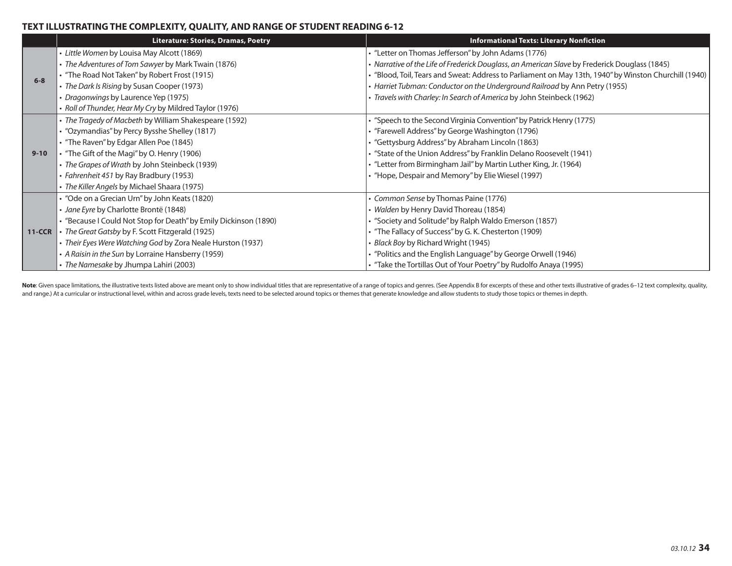## TEXT ILLUSTRATING THE COMPLEXITY, QUALITY, AND RANGE OF STUDENT READING 6-12

| | Literature: Stories, Dramas, Poetry | Informational Texts: Literary Nonfiction |
|---|---|---|
| **6-8** | • *Little Women* by Louisa May Alcott (1869)<br>• *The Adventures of Tom Sawyer* by Mark Twain (1876)<br>• "The Road Not Taken" by Robert Frost (1915)<br>• *The Dark Is Rising* by Susan Cooper (1973)<br>• *Dragonwings* by Laurence Yep (1975)<br>• *Roll of Thunder, Hear My Cry* by Mildred Taylor (1976) | • "Letter on Thomas Jefferson" by John Adams (1776)<br>• *Narrative of the Life of Frederick Douglass, an American Slave* by Frederick Douglass (1845)<br>• "Blood, Toil, Tears and Sweat: Address to Parliament on May 13th, 1940" by Winston Churchill (1940)<br>• *Harriet Tubman: Conductor on the Underground Railroad* by Ann Petry (1955)<br>• *Travels with Charley: In Search of America* by John Steinbeck (1962) |
| **9-10** | • *The Tragedy of Macbeth* by William Shakespeare (1592)<br>• "Ozymandias" by Percy Bysshe Shelley (1817)<br>• "The Raven" by Edgar Allen Poe (1845)<br>• "The Gift of the Magi" by O. Henry (1906)<br>• *The Grapes of Wrath* by John Steinbeck (1939)<br>• *Fahrenheit 451* by Ray Bradbury (1953)<br>• *The Killer Angels* by Michael Shaara (1975) | • "Speech to the Second Virginia Convention" by Patrick Henry (1775)<br>• "Farewell Address" by George Washington (1796)<br>• "Gettysburg Address" by Abraham Lincoln (1863)<br>• "State of the Union Address" by Franklin Delano Roosevelt (1941)<br>• "Letter from Birmingham Jail" by Martin Luther King, Jr. (1964)<br>• "Hope, Despair and Memory" by Elie Wiesel (1997) |
| **11-CCR** | • "Ode on a Grecian Urn" by John Keats (1820)<br>• *Jane Eyre* by Charlotte Brontë (1848)<br>• "Because I Could Not Stop for Death" by Emily Dickinson (1890)<br>• *The Great Gatsby* by F. Scott Fitzgerald (1925)<br>• *Their Eyes Were Watching God* by Zora Neale Hurston (1937)<br>• *A Raisin in the Sun* by Lorraine Hansberry (1959)<br>• *The Namesake* by Jhumpa Lahiri (2003) | • *Common Sense* by Thomas Paine (1776)<br>• *Walden* by Henry David Thoreau (1854)<br>• "Society and Solitude" by Ralph Waldo Emerson (1857)<br>• "The Fallacy of Success" by G. K. Chesterton (1909)<br>• *Black Boy* by Richard Wright (1945)<br>• "Politics and the English Language" by George Orwell (1946)<br>• "Take the Tortillas Out of Your Poetry" by Rudolfo Anaya (1995) |

**Note**: Given space limitations, the illustrative texts listed above are meant only to show individual titles that are representative of a range of topics and genres. (See Appendix B for excerpts of these and other texts illustrative of grades 6–12 text complexity, quality, and range.) At a curricular or instructional level, within and across grade levels, texts need to be selected around topics or themes that generate knowledge and allow students to study those topics or themes in depth.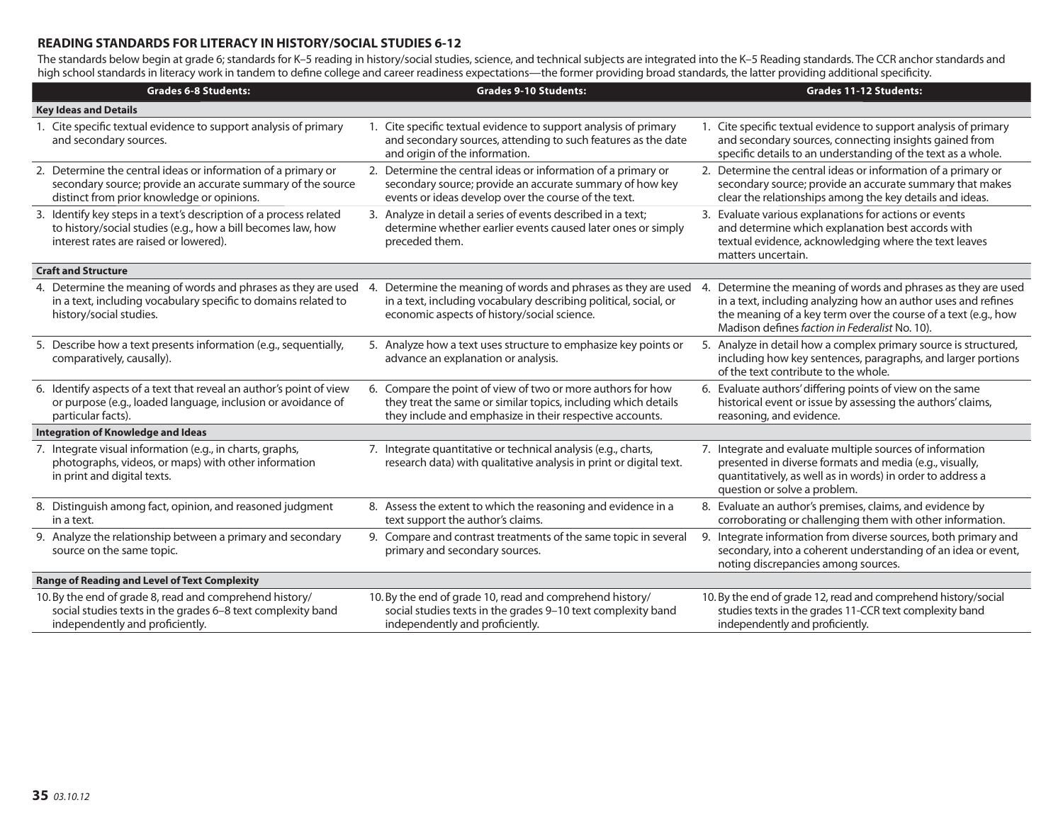## READING STANDARDS FOR LITERACY IN HISTORY/SOCIAL STUDIES 6-12

The standards below begin at grade 6; standards for K–5 reading in history/social studies, science, and technical subjects are integrated into the K–5 Reading standards. The CCR anchor standards and high school standards in literacy work in tandem to define college and career readiness expectations—the former providing broad standards, the latter providing additional specificity.

| Grades 6-8 Students: | Grades 9-10 Students: | Grades 11-12 Students: |
|---|---|---|
| **Key Ideas and Details** | | |
| 1. Cite specific textual evidence to support analysis of primary and secondary sources. | 1. Cite specific textual evidence to support analysis of primary and secondary sources, attending to such features as the date and origin of the information. | 1. Cite specific textual evidence to support analysis of primary and secondary sources, connecting insights gained from specific details to an understanding of the text as a whole. |
| 2. Determine the central ideas or information of a primary or secondary source; provide an accurate summary of the source distinct from prior knowledge or opinions. | 2. Determine the central ideas or information of a primary or secondary source; provide an accurate summary of how key events or ideas develop over the course of the text. | 2. Determine the central ideas or information of a primary or secondary source; provide an accurate summary that makes clear the relationships among the key details and ideas. |
| 3. Identify key steps in a text's description of a process related to history/social studies (e.g., how a bill becomes law, how interest rates are raised or lowered). | 3. Analyze in detail a series of events described in a text; determine whether earlier events caused later ones or simply preceded them. | 3. Evaluate various explanations for actions or events and determine which explanation best accords with textual evidence, acknowledging where the text leaves matters uncertain. |
| **Craft and Structure** | | |
| 4. Determine the meaning of words and phrases as they are used in a text, including vocabulary specific to domains related to history/social studies. | 4. Determine the meaning of words and phrases as they are used in a text, including vocabulary describing political, social, or economic aspects of history/social science. | 4. Determine the meaning of words and phrases as they are used in a text, including analyzing how an author uses and refines the meaning of a key term over the course of a text (e.g., how Madison defines *faction in Federalist* No. 10). |
| 5. Describe how a text presents information (e.g., sequentially, comparatively, causally). | 5. Analyze how a text uses structure to emphasize key points or advance an explanation or analysis. | 5. Analyze in detail how a complex primary source is structured, including how key sentences, paragraphs, and larger portions of the text contribute to the whole. |
| 6. Identify aspects of a text that reveal an author's point of view or purpose (e.g., loaded language, inclusion or avoidance of particular facts). | 6. Compare the point of view of two or more authors for how they treat the same or similar topics, including which details they include and emphasize in their respective accounts. | 6. Evaluate authors' differing points of view on the same historical event or issue by assessing the authors' claims, reasoning, and evidence. |
| **Integration of Knowledge and Ideas** | | |
| 7. Integrate visual information (e.g., in charts, graphs, photographs, videos, or maps) with other information in print and digital texts. | 7. Integrate quantitative or technical analysis (e.g., charts, research data) with qualitative analysis in print or digital text. | 7. Integrate and evaluate multiple sources of information presented in diverse formats and media (e.g., visually, quantitatively, as well as in words) in order to address a question or solve a problem. |
| 8. Distinguish among fact, opinion, and reasoned judgment in a text. | 8. Assess the extent to which the reasoning and evidence in a text support the author's claims. | 8. Evaluate an author's premises, claims, and evidence by corroborating or challenging them with other information. |
| 9. Analyze the relationship between a primary and secondary source on the same topic. | 9. Compare and contrast treatments of the same topic in several primary and secondary sources. | 9. Integrate information from diverse sources, both primary and secondary, into a coherent understanding of an idea or event, noting discrepancies among sources. |
| **Range of Reading and Level of Text Complexity** | | |
| 10. By the end of grade 8, read and comprehend history/social studies texts in the grades 6–8 text complexity band independently and proficiently. | 10. By the end of grade 10, read and comprehend history/social studies texts in the grades 9–10 text complexity band independently and proficiently. | 10. By the end of grade 12, read and comprehend history/social studies texts in the grades 11-CCR text complexity band independently and proficiently. |

*03.10.12*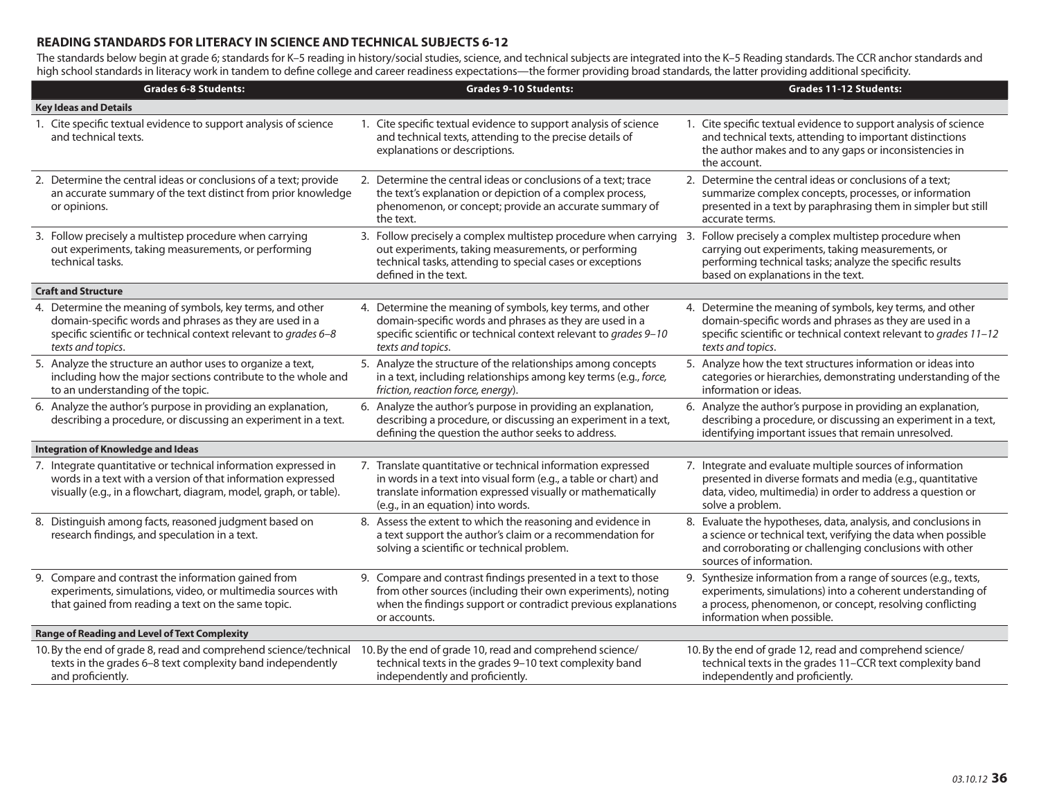### READING STANDARDS FOR LITERACY IN SCIENCE AND TECHNICAL SUBJECTS 6-12

The standards below begin at grade 6; standards for K–5 reading in history/social studies, science, and technical subjects are integrated into the K–5 Reading standards. The CCR anchor standards and high school standards in literacy work in tandem to define college and career readiness expectations—the former providing broad standards, the latter providing additional specificity.

| Grades 6-8 Students: | Grades 9-10 Students: | Grades 11-12 Students: |
|---|---|---|
| **Key Ideas and Details** | | |
| 1. Cite specific textual evidence to support analysis of science and technical texts. | 1. Cite specific textual evidence to support analysis of science and technical texts, attending to the precise details of explanations or descriptions. | 1. Cite specific textual evidence to support analysis of science and technical texts, attending to important distinctions the author makes and to any gaps or inconsistencies in the account. |
| 2. Determine the central ideas or conclusions of a text; provide an accurate summary of the text distinct from prior knowledge or opinions. | 2. Determine the central ideas or conclusions of a text; trace the text's explanation or depiction of a complex process, phenomenon, or concept; provide an accurate summary of the text. | 2. Determine the central ideas or conclusions of a text; summarize complex concepts, processes, or information presented in a text by paraphrasing them in simpler but still accurate terms. |
| 3. Follow precisely a multistep procedure when carrying out experiments, taking measurements, or performing technical tasks. | 3. Follow precisely a complex multistep procedure when carrying out experiments, taking measurements, or performing technical tasks, attending to special cases or exceptions defined in the text. | 3. Follow precisely a complex multistep procedure when carrying out experiments, taking measurements, or performing technical tasks; analyze the specific results based on explanations in the text. |
| **Craft and Structure** | | |
| 4. Determine the meaning of symbols, key terms, and other domain-specific words and phrases as they are used in a specific scientific or technical context relevant to *grades 6–8 texts and topics*. | 4. Determine the meaning of symbols, key terms, and other domain-specific words and phrases as they are used in a specific scientific or technical context relevant to *grades 9–10 texts and topics*. | 4. Determine the meaning of symbols, key terms, and other domain-specific words and phrases as they are used in a specific scientific or technical context relevant to *grades 11–12 texts and topics*. |
| 5. Analyze the structure an author uses to organize a text, including how the major sections contribute to the whole and to an understanding of the topic. | 5. Analyze the structure of the relationships among concepts in a text, including relationships among key terms (e.g., *force, friction, reaction force, energy*). | 5. Analyze how the text structures information or ideas into categories or hierarchies, demonstrating understanding of the information or ideas. |
| 6. Analyze the author's purpose in providing an explanation, describing a procedure, or discussing an experiment in a text. | 6. Analyze the author's purpose in providing an explanation, describing a procedure, or discussing an experiment in a text, defining the question the author seeks to address. | 6. Analyze the author's purpose in providing an explanation, describing a procedure, or discussing an experiment in a text, identifying important issues that remain unresolved. |
| **Integration of Knowledge and Ideas** | | |
| 7. Integrate quantitative or technical information expressed in words in a text with a version of that information expressed visually (e.g., in a flowchart, diagram, model, graph, or table). | 7. Translate quantitative or technical information expressed in words in a text into visual form (e.g., a table or chart) and translate information expressed visually or mathematically (e.g., in an equation) into words. | 7. Integrate and evaluate multiple sources of information presented in diverse formats and media (e.g., quantitative data, video, multimedia) in order to address a question or solve a problem. |
| 8. Distinguish among facts, reasoned judgment based on research findings, and speculation in a text. | 8. Assess the extent to which the reasoning and evidence in a text support the author's claim or a recommendation for solving a scientific or technical problem. | 8. Evaluate the hypotheses, data, analysis, and conclusions in a science or technical text, verifying the data when possible and corroborating or challenging conclusions with other sources of information. |
| 9. Compare and contrast the information gained from experiments, simulations, video, or multimedia sources with that gained from reading a text on the same topic. | 9. Compare and contrast findings presented in a text to those from other sources (including their own experiments), noting when the findings support or contradict previous explanations or accounts. | 9. Synthesize information from a range of sources (e.g., texts, experiments, simulations) into a coherent understanding of a process, phenomenon, or concept, resolving conflicting information when possible. |
| **Range of Reading and Level of Text Complexity** | | |
| 10. By the end of grade 8, read and comprehend science/technical texts in the grades 6–8 text complexity band independently and proficiently. | 10. By the end of grade 10, read and comprehend science/technical texts in the grades 9–10 text complexity band independently and proficiently. | 10. By the end of grade 12, read and comprehend science/technical texts in the grades 11–CCR text complexity band independently and proficiently. |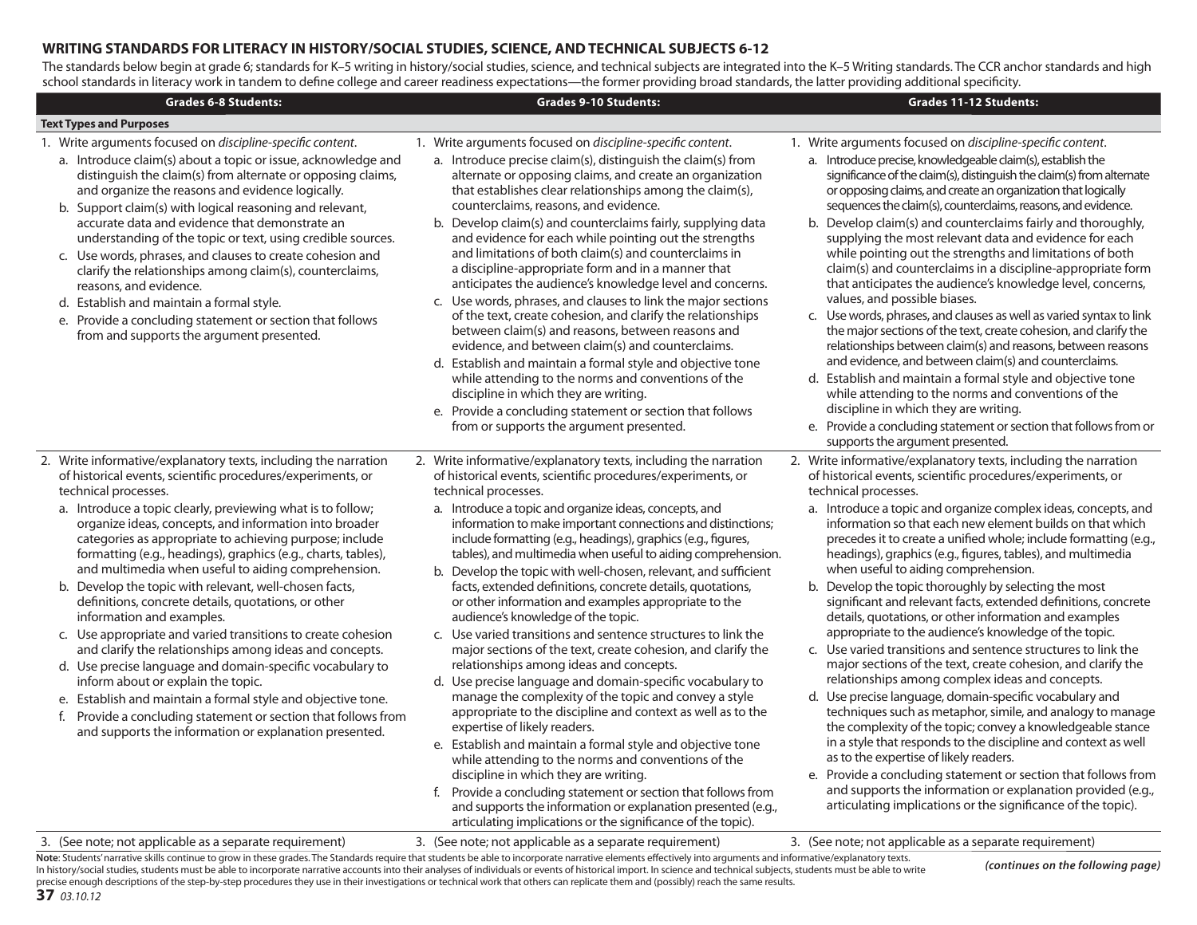## WRITING STANDARDS FOR LITERACY IN HISTORY/SOCIAL STUDIES, SCIENCE, AND TECHNICAL SUBJECTS 6-12

The standards below begin at grade 6; standards for K–5 writing in history/social studies, science, and technical subjects are integrated into the K–5 Writing standards. The CCR anchor standards and high school standards in literacy work in tandem to define college and career readiness expectations—the former providing broad standards, the latter providing additional specificity.

| Grades 6-8 Students: | Grades 9-10 Students: | Grades 11-12 Students: |
|---|---|---|
| **Text Types and Purposes** | | |
| 1. Write arguments focused on *discipline-specific content*.<br>a. Introduce claim(s) about a topic or issue, acknowledge and distinguish the claim(s) from alternate or opposing claims, and organize the reasons and evidence logically.<br>b. Support claim(s) with logical reasoning and relevant, accurate data and evidence that demonstrate an understanding of the topic or text, using credible sources.<br>c. Use words, phrases, and clauses to create cohesion and clarify the relationships among claim(s), counterclaims, reasons, and evidence.<br>d. Establish and maintain a formal style.<br>e. Provide a concluding statement or section that follows from and supports the argument presented. | 1. Write arguments focused on *discipline-specific content*.<br>a. Introduce precise claim(s), distinguish the claim(s) from alternate or opposing claims, and create an organization that establishes clear relationships among the claim(s), counterclaims, reasons, and evidence.<br>b. Develop claim(s) and counterclaims fairly, supplying data and evidence for each while pointing out the strengths and limitations of both claim(s) and counterclaims in a discipline-appropriate form and in a manner that anticipates the audience's knowledge level and concerns.<br>c. Use words, phrases, and clauses to link the major sections of the text, create cohesion, and clarify the relationships between claim(s) and reasons, between reasons and evidence, and between claim(s) and counterclaims.<br>d. Establish and maintain a formal style and objective tone while attending to the norms and conventions of the discipline in which they are writing.<br>e. Provide a concluding statement or section that follows from or supports the argument presented. | 1. Write arguments focused on *discipline-specific content*.<br>a. Introduce precise, knowledgeable claim(s), establish the significance of the claim(s), distinguish the claim(s) from alternate or opposing claims, and create an organization that logically sequences the claim(s), counterclaims, reasons, and evidence.<br>b. Develop claim(s) and counterclaims fairly and thoroughly, supplying the most relevant data and evidence for each while pointing out the strengths and limitations of both claim(s) and counterclaims in a discipline-appropriate form that anticipates the audience's knowledge level, concerns, values, and possible biases.<br>c. Use words, phrases, and clauses as well as varied syntax to link the major sections of the text, create cohesion, and clarify the relationships between claim(s) and reasons, between reasons and evidence, and between claim(s) and counterclaims.<br>d. Establish and maintain a formal style and objective tone while attending to the norms and conventions of the discipline in which they are writing.<br>e. Provide a concluding statement or section that follows from or supports the argument presented. |
| 2. Write informative/explanatory texts, including the narration of historical events, scientific procedures/experiments, or technical processes.<br>a. Introduce a topic clearly, previewing what is to follow; organize ideas, concepts, and information into broader categories as appropriate to achieving purpose; include formatting (e.g., headings), graphics (e.g., charts, tables), and multimedia when useful to aiding comprehension.<br>b. Develop the topic with relevant, well-chosen facts, definitions, concrete details, quotations, or other information and examples.<br>c. Use appropriate and varied transitions to create cohesion and clarify the relationships among ideas and concepts.<br>d. Use precise language and domain-specific vocabulary to inform about or explain the topic.<br>e. Establish and maintain a formal style and objective tone.<br>f. Provide a concluding statement or section that follows from and supports the information or explanation presented. | 2. Write informative/explanatory texts, including the narration of historical events, scientific procedures/experiments, or technical processes.<br>a. Introduce a topic and organize ideas, concepts, and information to make important connections and distinctions; include formatting (e.g., headings), graphics (e.g., figures, tables), and multimedia when useful to aiding comprehension.<br>b. Develop the topic with well-chosen, relevant, and sufficient facts, extended definitions, concrete details, quotations, or other information and examples appropriate to the audience's knowledge of the topic.<br>c. Use varied transitions and sentence structures to link the major sections of the text, create cohesion, and clarify the relationships among ideas and concepts.<br>d. Use precise language and domain-specific vocabulary to manage the complexity of the topic and convey a style appropriate to the discipline and context as well as to the expertise of likely readers.<br>e. Establish and maintain a formal style and objective tone while attending to the norms and conventions of the discipline in which they are writing.<br>f. Provide a concluding statement or section that follows from and supports the information or explanation presented (e.g., articulating implications or the significance of the topic). | 2. Write informative/explanatory texts, including the narration of historical events, scientific procedures/experiments, or technical processes.<br>a. Introduce a topic and organize complex ideas, concepts, and information so that each new element builds on that which precedes it to create a unified whole; include formatting (e.g., headings), graphics (e.g., figures, tables), and multimedia when useful to aiding comprehension.<br>b. Develop the topic thoroughly by selecting the most significant and relevant facts, extended definitions, concrete details, quotations, or other information and examples appropriate to the audience's knowledge of the topic.<br>c. Use varied transitions and sentence structures to link the major sections of the text, create cohesion, and clarify the relationships among complex ideas and concepts.<br>d. Use precise language, domain-specific vocabulary and techniques such as metaphor, simile, and analogy to manage the complexity of the topic; convey a knowledgeable stance in a style that responds to the discipline and context as well as to the expertise of likely readers.<br>e. Provide a concluding statement or section that follows from and supports the information or explanation provided (e.g., articulating implications or the significance of the topic). |
| 3. (See note; not applicable as a separate requirement) | 3. (See note; not applicable as a separate requirement) | 3. (See note; not applicable as a separate requirement) |

**Note**: Students' narrative skills continue to grow in these grades. The Standards require that students be able to incorporate narrative elements effectively into arguments and informative/explanatory texts. In history/social studies, students must be able to incorporate narrative accounts into their analyses of individuals or events of historical import. In science and technical subjects, students must be able to write precise enough descriptions of the step-by-step procedures they use in their investigations or technical work that others can replicate them and (possibly) reach the same results.

*(continues on the following page)*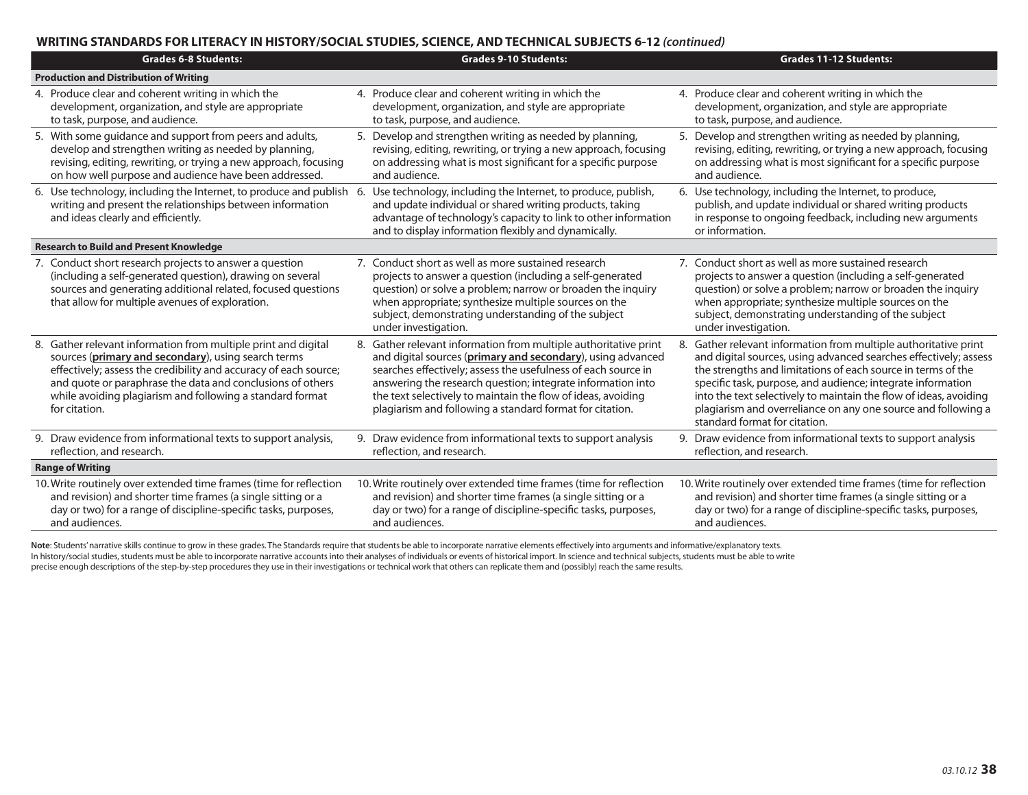## WRITING STANDARDS FOR LITERACY IN HISTORY/SOCIAL STUDIES, SCIENCE, AND TECHNICAL SUBJECTS 6-12 *(continued)*

| Grades 6-8 Students: | Grades 9-10 Students: | Grades 11-12 Students: |
|---|---|---|
| **Production and Distribution of Writing** | | |
| 4. Produce clear and coherent writing in which the development, organization, and style are appropriate to task, purpose, and audience. | 4. Produce clear and coherent writing in which the development, organization, and style are appropriate to task, purpose, and audience. | 4. Produce clear and coherent writing in which the development, organization, and style are appropriate to task, purpose, and audience. |
| 5. With some guidance and support from peers and adults, develop and strengthen writing as needed by planning, revising, editing, rewriting, or trying a new approach, focusing on how well purpose and audience have been addressed. | 5. Develop and strengthen writing as needed by planning, revising, editing, rewriting, or trying a new approach, focusing on addressing what is most significant for a specific purpose and audience. | 5. Develop and strengthen writing as needed by planning, revising, editing, rewriting, or trying a new approach, focusing on addressing what is most significant for a specific purpose and audience. |
| 6. Use technology, including the Internet, to produce and publish writing and present the relationships between information and ideas clearly and efficiently. | 6. Use technology, including the Internet, to produce, publish, and update individual or shared writing products, taking advantage of technology's capacity to link to other information and to display information flexibly and dynamically. | 6. Use technology, including the Internet, to produce, publish, and update individual or shared writing products in response to ongoing feedback, including new arguments or information. |
| **Research to Build and Present Knowledge** | | |
| 7. Conduct short research projects to answer a question (including a self-generated question), drawing on several sources and generating additional related, focused questions that allow for multiple avenues of exploration. | 7. Conduct short as well as more sustained research projects to answer a question (including a self-generated question) or solve a problem; narrow or broaden the inquiry when appropriate; synthesize multiple sources on the subject, demonstrating understanding of the subject under investigation. | 7. Conduct short as well as more sustained research projects to answer a question (including a self-generated question) or solve a problem; narrow or broaden the inquiry when appropriate; synthesize multiple sources on the subject, demonstrating understanding of the subject under investigation. |
| 8. Gather relevant information from multiple print and digital sources (**primary and secondary**), using search terms effectively; assess the credibility and accuracy of each source; and quote or paraphrase the data and conclusions of others while avoiding plagiarism and following a standard format for citation. | 8. Gather relevant information from multiple authoritative print and digital sources (**primary and secondary**), using advanced searches effectively; assess the usefulness of each source in answering the research question; integrate information into the text selectively to maintain the flow of ideas, avoiding plagiarism and following a standard format for citation. | 8. Gather relevant information from multiple authoritative print and digital sources, using advanced searches effectively; assess the strengths and limitations of each source in terms of the specific task, purpose, and audience; integrate information into the text selectively to maintain the flow of ideas, avoiding plagiarism and overreliance on any one source and following a standard format for citation. |
| 9. Draw evidence from informational texts to support analysis, reflection, and research. | 9. Draw evidence from informational texts to support analysis reflection, and research. | 9. Draw evidence from informational texts to support analysis reflection, and research. |
| **Range of Writing** | | |
| 10. Write routinely over extended time frames (time for reflection and revision) and shorter time frames (a single sitting or a day or two) for a range of discipline-specific tasks, purposes, and audiences. | 10. Write routinely over extended time frames (time for reflection and revision) and shorter time frames (a single sitting or a day or two) for a range of discipline-specific tasks, purposes, and audiences. | 10. Write routinely over extended time frames (time for reflection and revision) and shorter time frames (a single sitting or a day or two) for a range of discipline-specific tasks, purposes, and audiences. |

**Note**: Students' narrative skills continue to grow in these grades. The Standards require that students be able to incorporate narrative elements effectively into arguments and informative/explanatory texts. In history/social studies, students must be able to incorporate narrative accounts into their analyses of individuals or events of historical import. In science and technical subjects, students must be able to write precise enough descriptions of the step-by-step procedures they use in their investigations or technical work that others can replicate them and (possibly) reach the same results.